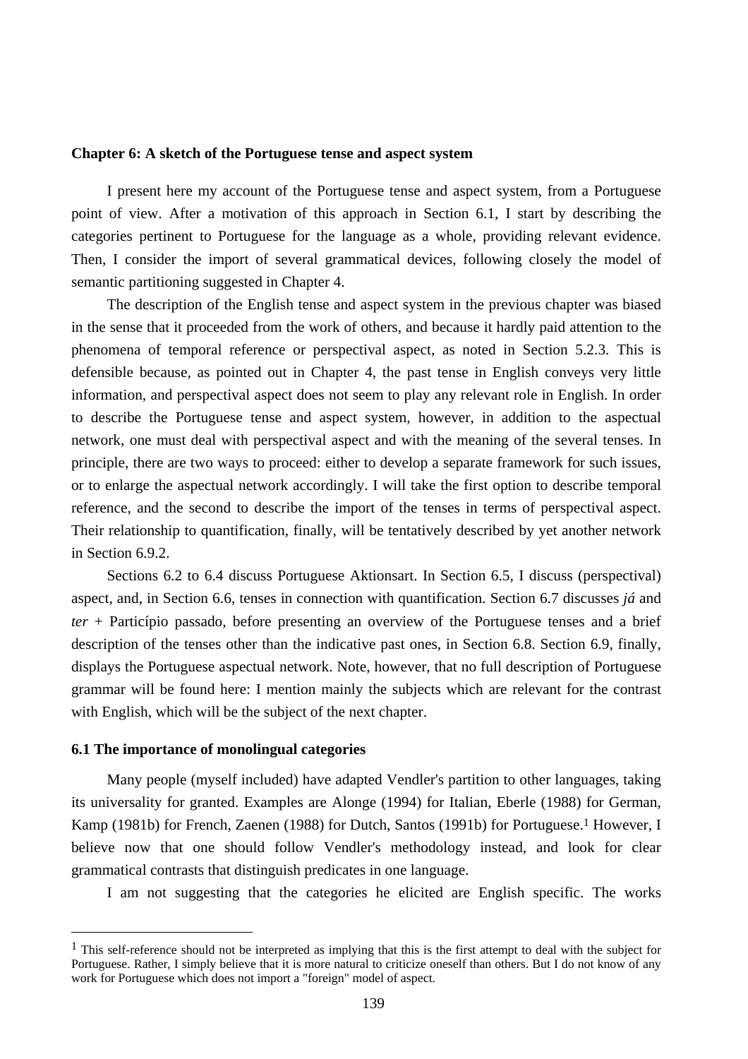## Chapter 6: A sketch of the Portuguese tense and aspect system

I present here my account of the Portuguese tense and aspect system, from a Portuguese point of view. After a motivation of this approach in Section 6.1, I start by describing the categories pertinent to Portuguese for the language as a whole, providing relevant evidence. Then, I consider the import of several grammatical devices, following closely the model of semantic partitioning suggested in Chapter 4.

The description of the English tense and aspect system in the previous chapter was biased in the sense that it proceeded from the work of others, and because it hardly paid attention to the phenomena of temporal reference or perspectival aspect, as noted in Section 5.2.3. This is defensible because, as pointed out in Chapter 4, the past tense in English conveys very little information, and perspectival aspect does not seem to play any relevant role in English. In order to describe the Portuguese tense and aspect system, however, in addition to the aspectual network, one must deal with perspectival aspect and with the meaning of the several tenses. In principle, there are two ways to proceed: either to develop a separate framework for such issues, or to enlarge the aspectual network accordingly. I will take the first option to describe temporal reference, and the second to describe the import of the tenses in terms of perspectival aspect. Their relationship to quantification, finally, will be tentatively described by yet another network in Section 6.9.2.

Sections 6.2 to 6.4 discuss Portuguese Aktionsart. In Section 6.5, I discuss (perspectival) aspect, and, in Section 6.6, tenses in connection with quantification. Section 6.7 discusses *já* and *ter* + Particípio passado, before presenting an overview of the Portuguese tenses and a brief description of the tenses other than the indicative past ones, in Section 6.8. Section 6.9, finally, displays the Portuguese aspectual network. Note, however, that no full description of Portuguese grammar will be found here: I mention mainly the subjects which are relevant for the contrast with English, which will be the subject of the next chapter.

### 6.1 The importance of monolingual categories

Many people (myself included) have adapted Vendler's partition to other languages, taking its universality for granted. Examples are Alonge (1994) for Italian, Eberle (1988) for German, Kamp (1981b) for French, Zaenen (1988) for Dutch, Santos (1991b) for Portuguese.[1] However, I believe now that one should follow Vendler's methodology instead, and look for clear grammatical contrasts that distinguish predicates in one language.

I am not suggesting that the categories he elicited are English specific. The works

[1] This self-reference should not be interpreted as implying that this is the first attempt to deal with the subject for Portuguese. Rather, I simply believe that it is more natural to criticize oneself than others. But I do not know of any work for Portuguese which does not import a "foreign" model of aspect.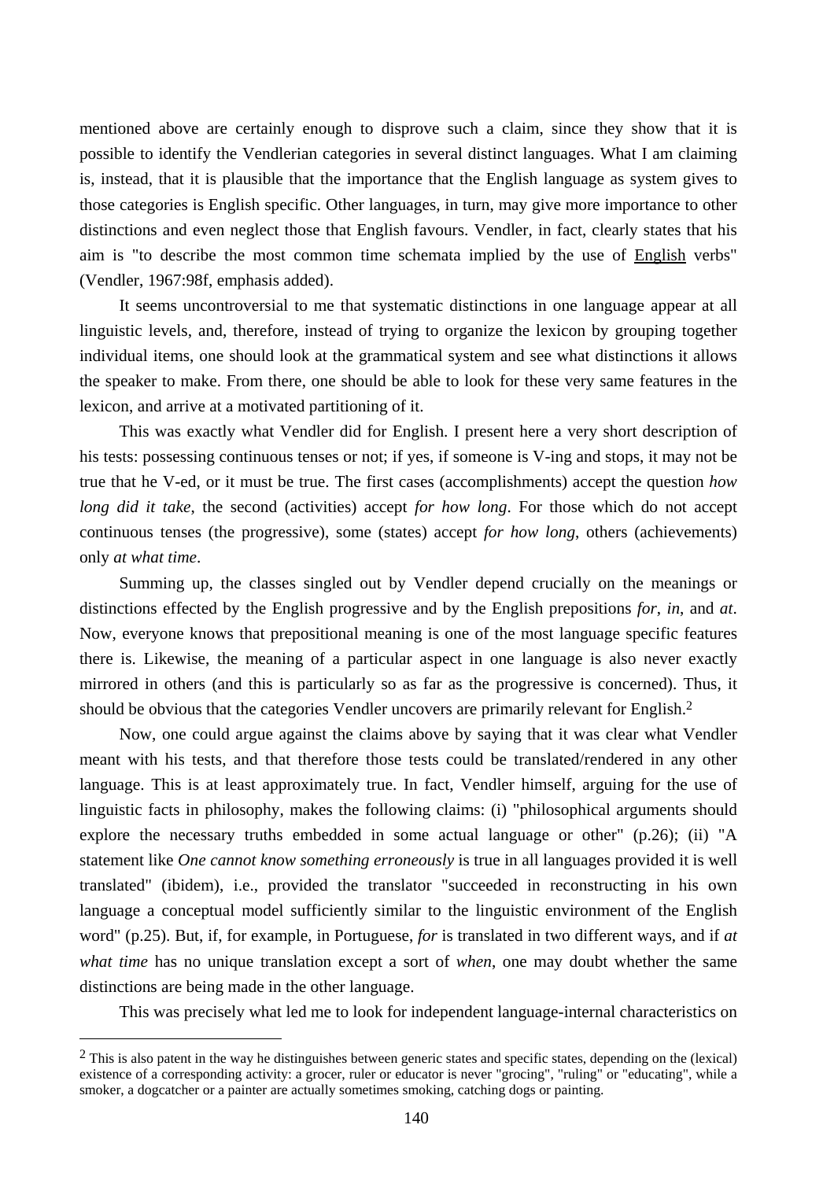mentioned above are certainly enough to disprove such a claim, since they show that it is possible to identify the Vendlerian categories in several distinct languages. What I am claiming is, instead, that it is plausible that the importance that the English language as system gives to those categories is English specific. Other languages, in turn, may give more importance to other distinctions and even neglect those that English favours. Vendler, in fact, clearly states that his aim is "to describe the most common time schemata implied by the use of English verbs" (Vendler, 1967:98f, emphasis added).

It seems uncontroversial to me that systematic distinctions in one language appear at all linguistic levels, and, therefore, instead of trying to organize the lexicon by grouping together individual items, one should look at the grammatical system and see what distinctions it allows the speaker to make. From there, one should be able to look for these very same features in the lexicon, and arrive at a motivated partitioning of it.

This was exactly what Vendler did for English. I present here a very short description of his tests: possessing continuous tenses or not; if yes, if someone is V-ing and stops, it may not be true that he V-ed, or it must be true. The first cases (accomplishments) accept the question *how long did it take*, the second (activities) accept *for how long*. For those which do not accept continuous tenses (the progressive), some (states) accept *for how long*, others (achievements) only *at what time*.

Summing up, the classes singled out by Vendler depend crucially on the meanings or distinctions effected by the English progressive and by the English prepositions *for*, *in*, and *at*. Now, everyone knows that prepositional meaning is one of the most language specific features there is. Likewise, the meaning of a particular aspect in one language is also never exactly mirrored in others (and this is particularly so as far as the progressive is concerned). Thus, it should be obvious that the categories Vendler uncovers are primarily relevant for English.[2]

Now, one could argue against the claims above by saying that it was clear what Vendler meant with his tests, and that therefore those tests could be translated/rendered in any other language. This is at least approximately true. In fact, Vendler himself, arguing for the use of linguistic facts in philosophy, makes the following claims: (i) "philosophical arguments should explore the necessary truths embedded in some actual language or other" (p.26); (ii) "A statement like *One cannot know something erroneously* is true in all languages provided it is well translated" (ibidem), i.e., provided the translator "succeeded in reconstructing in his own language a conceptual model sufficiently similar to the linguistic environment of the English word" (p.25). But, if, for example, in Portuguese, *for* is translated in two different ways, and if *at what time* has no unique translation except a sort of *when*, one may doubt whether the same distinctions are being made in the other language.

This was precisely what led me to look for independent language-internal characteristics on

---

[2] This is also patent in the way he distinguishes between generic states and specific states, depending on the (lexical) existence of a corresponding activity: a grocer, ruler or educator is never "grocing", "ruling" or "educating", while a smoker, a dogcatcher or a painter are actually sometimes smoking, catching dogs or painting.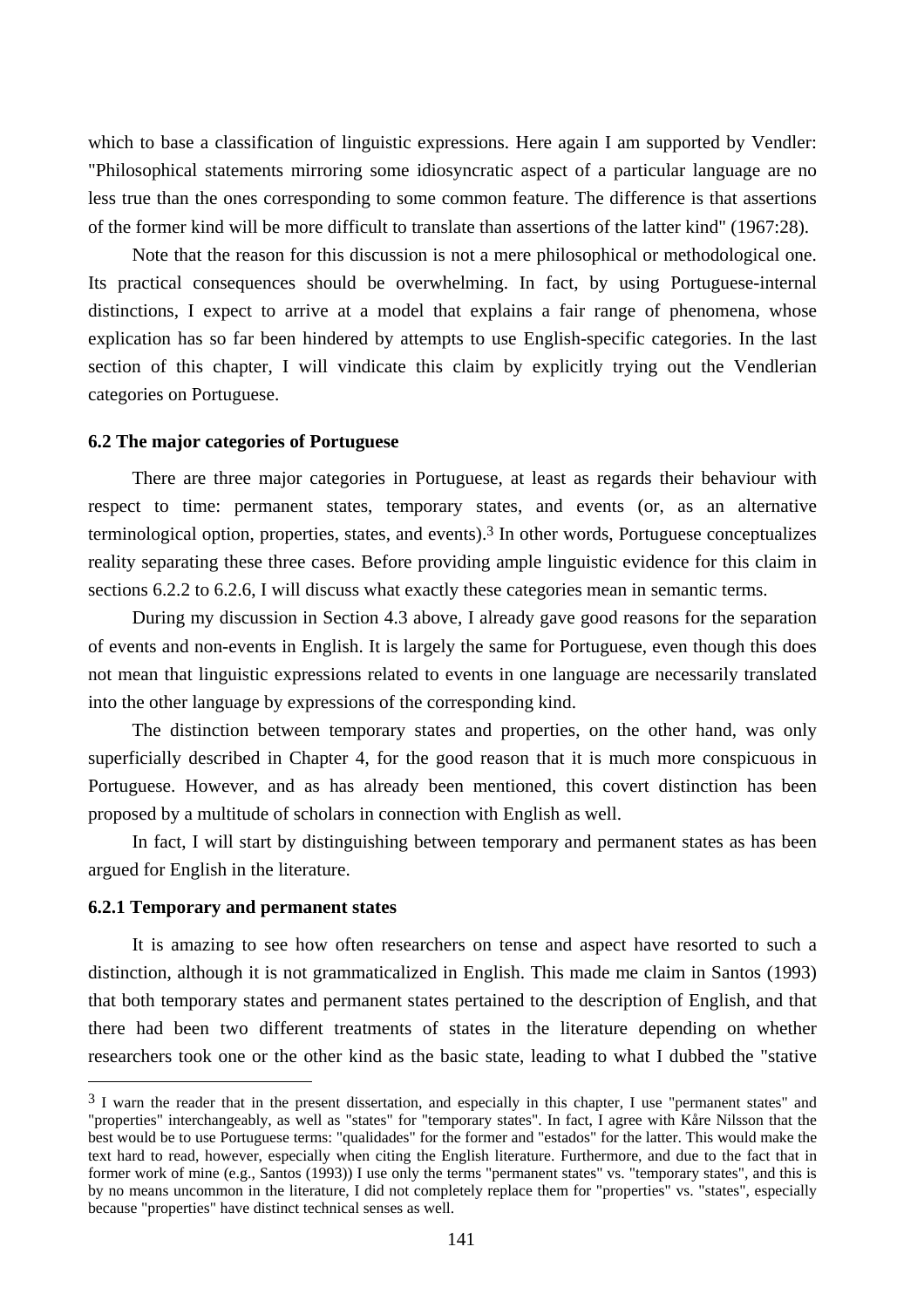which to base a classification of linguistic expressions. Here again I am supported by Vendler: "Philosophical statements mirroring some idiosyncratic aspect of a particular language are no less true than the ones corresponding to some common feature. The difference is that assertions of the former kind will be more difficult to translate than assertions of the latter kind" (1967:28).

Note that the reason for this discussion is not a mere philosophical or methodological one. Its practical consequences should be overwhelming. In fact, by using Portuguese-internal distinctions, I expect to arrive at a model that explains a fair range of phenomena, whose explication has so far been hindered by attempts to use English-specific categories. In the last section of this chapter, I will vindicate this claim by explicitly trying out the Vendlerian categories on Portuguese.

### 6.2 The major categories of Portuguese

There are three major categories in Portuguese, at least as regards their behaviour with respect to time: permanent states, temporary states, and events (or, as an alternative terminological option, properties, states, and events).[3] In other words, Portuguese conceptualizes reality separating these three cases. Before providing ample linguistic evidence for this claim in sections 6.2.2 to 6.2.6, I will discuss what exactly these categories mean in semantic terms.

During my discussion in Section 4.3 above, I already gave good reasons for the separation of events and non-events in English. It is largely the same for Portuguese, even though this does not mean that linguistic expressions related to events in one language are necessarily translated into the other language by expressions of the corresponding kind.

The distinction between temporary states and properties, on the other hand, was only superficially described in Chapter 4, for the good reason that it is much more conspicuous in Portuguese. However, and as has already been mentioned, this covert distinction has been proposed by a multitude of scholars in connection with English as well.

In fact, I will start by distinguishing between temporary and permanent states as has been argued for English in the literature.

#### 6.2.1 Temporary and permanent states

It is amazing to see how often researchers on tense and aspect have resorted to such a distinction, although it is not grammaticalized in English. This made me claim in Santos (1993) that both temporary states and permanent states pertained to the description of English, and that there had been two different treatments of states in the literature depending on whether researchers took one or the other kind as the basic state, leading to what I dubbed the "stative

---

[3] I warn the reader that in the present dissertation, and especially in this chapter, I use "permanent states" and "properties" interchangeably, as well as "states" for "temporary states". In fact, I agree with Kåre Nilsson that the best would be to use Portuguese terms: "qualidades" for the former and "estados" for the latter. This would make the text hard to read, however, especially when citing the English literature. Furthermore, and due to the fact that in former work of mine (e.g., Santos (1993)) I use only the terms "permanent states" vs. "temporary states", and this is by no means uncommon in the literature, I did not completely replace them for "properties" vs. "states", especially because "properties" have distinct technical senses as well.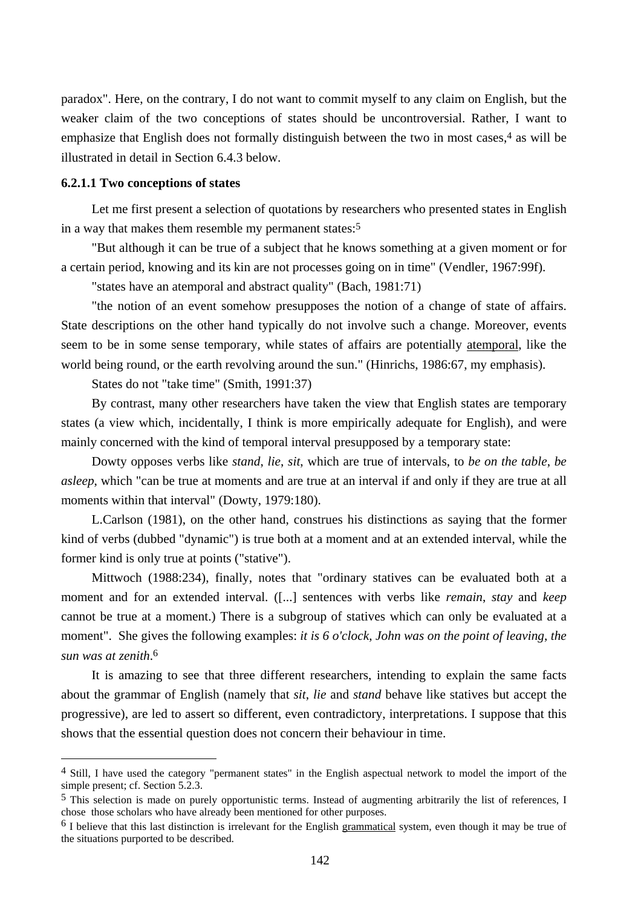paradox". Here, on the contrary, I do not want to commit myself to any claim on English, but the weaker claim of the two conceptions of states should be uncontroversial. Rather, I want to emphasize that English does not formally distinguish between the two in most cases,[4] as will be illustrated in detail in Section 6.4.3 below.

### 6.2.1.1 Two conceptions of states

Let me first present a selection of quotations by researchers who presented states in English in a way that makes them resemble my permanent states:[5]

"But although it can be true of a subject that he knows something at a given moment or for a certain period, knowing and its kin are not processes going on in time" (Vendler, 1967:99f).

"states have an atemporal and abstract quality" (Bach, 1981:71)

"the notion of an event somehow presupposes the notion of a change of state of affairs. State descriptions on the other hand typically do not involve such a change. Moreover, events seem to be in some sense temporary, while states of affairs are potentially <u>atemporal</u>, like the world being round, or the earth revolving around the sun." (Hinrichs, 1986:67, my emphasis).

States do not "take time" (Smith, 1991:37)

By contrast, many other researchers have taken the view that English states are temporary states (a view which, incidentally, I think is more empirically adequate for English), and were mainly concerned with the kind of temporal interval presupposed by a temporary state:

Dowty opposes verbs like *stand*, *lie*, *sit*, which are true of intervals, to *be on the table*, *be asleep*, which "can be true at moments and are true at an interval if and only if they are true at all moments within that interval" (Dowty, 1979:180).

L.Carlson (1981), on the other hand, construes his distinctions as saying that the former kind of verbs (dubbed "dynamic") is true both at a moment and at an extended interval, while the former kind is only true at points ("stative").

Mittwoch (1988:234), finally, notes that "ordinary statives can be evaluated both at a moment and for an extended interval. ([...] sentences with verbs like *remain*, *stay* and *keep* cannot be true at a moment.) There is a subgroup of statives which can only be evaluated at a moment". She gives the following examples: *it is 6 o'clock*, *John was on the point of leaving*, *the sun was at zenith*.[6]

It is amazing to see that three different researchers, intending to explain the same facts about the grammar of English (namely that *sit*, *lie* and *stand* behave like statives but accept the progressive), are led to assert so different, even contradictory, interpretations. I suppose that this shows that the essential question does not concern their behaviour in time.

---

[4] Still, I have used the category "permanent states" in the English aspectual network to model the import of the simple present; cf. Section 5.2.3.

[5] This selection is made on purely opportunistic terms. Instead of augmenting arbitrarily the list of references, I chose those scholars who have already been mentioned for other purposes.

[6] I believe that this last distinction is irrelevant for the English <u>grammatical</u> system, even though it may be true of the situations purported to be described.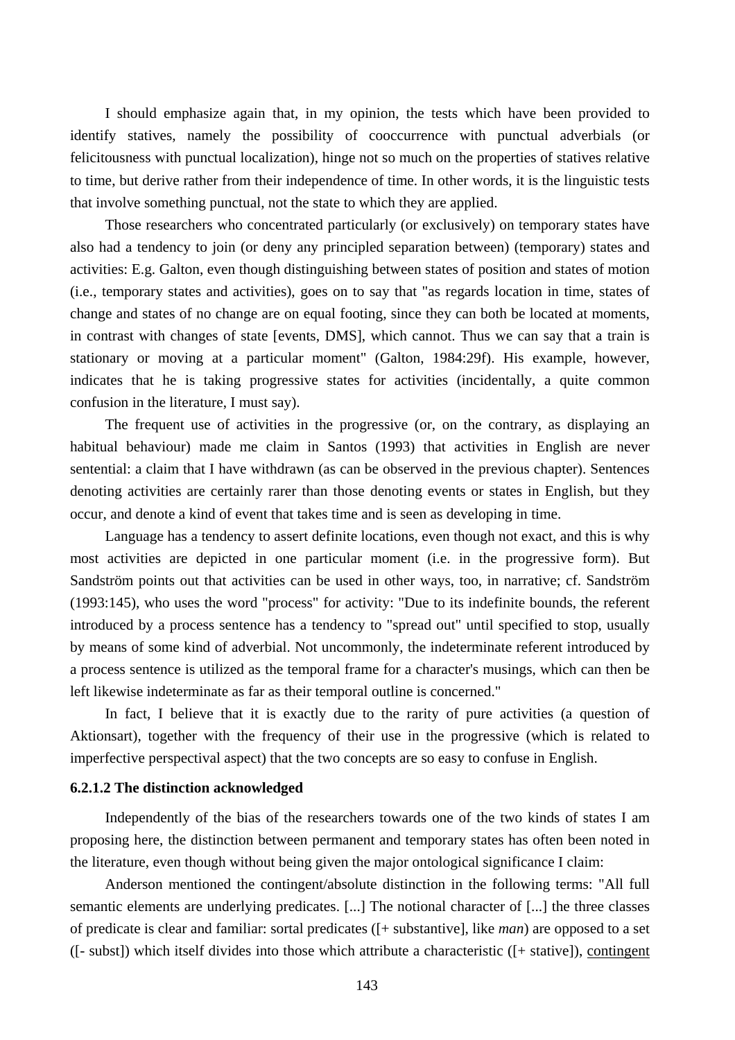I should emphasize again that, in my opinion, the tests which have been provided to identify statives, namely the possibility of cooccurrence with punctual adverbials (or felicitousness with punctual localization), hinge not so much on the properties of statives relative to time, but derive rather from their independence of time. In other words, it is the linguistic tests that involve something punctual, not the state to which they are applied.

Those researchers who concentrated particularly (or exclusively) on temporary states have also had a tendency to join (or deny any principled separation between) (temporary) states and activities: E.g. Galton, even though distinguishing between states of position and states of motion (i.e., temporary states and activities), goes on to say that "as regards location in time, states of change and states of no change are on equal footing, since they can both be located at moments, in contrast with changes of state [events, DMS], which cannot. Thus we can say that a train is stationary or moving at a particular moment" (Galton, 1984:29f). His example, however, indicates that he is taking progressive states for activities (incidentally, a quite common confusion in the literature, I must say).

The frequent use of activities in the progressive (or, on the contrary, as displaying an habitual behaviour) made me claim in Santos (1993) that activities in English are never sentential: a claim that I have withdrawn (as can be observed in the previous chapter). Sentences denoting activities are certainly rarer than those denoting events or states in English, but they occur, and denote a kind of event that takes time and is seen as developing in time.

Language has a tendency to assert definite locations, even though not exact, and this is why most activities are depicted in one particular moment (i.e. in the progressive form). But Sandström points out that activities can be used in other ways, too, in narrative; cf. Sandström (1993:145), who uses the word "process" for activity: "Due to its indefinite bounds, the referent introduced by a process sentence has a tendency to "spread out" until specified to stop, usually by means of some kind of adverbial. Not uncommonly, the indeterminate referent introduced by a process sentence is utilized as the temporal frame for a character's musings, which can then be left likewise indeterminate as far as their temporal outline is concerned."

In fact, I believe that it is exactly due to the rarity of pure activities (a question of Aktionsart), together with the frequency of their use in the progressive (which is related to imperfective perspectival aspect) that the two concepts are so easy to confuse in English.

#### 6.2.1.2 The distinction acknowledged

Independently of the bias of the researchers towards one of the two kinds of states I am proposing here, the distinction between permanent and temporary states has often been noted in the literature, even though without being given the major ontological significance I claim:

Anderson mentioned the contingent/absolute distinction in the following terms: "All full semantic elements are underlying predicates. [...] The notional character of [...] the three classes of predicate is clear and familiar: sortal predicates ([+ substantive], like *man*) are opposed to a set ([- subst]) which itself divides into those which attribute a characteristic ([+ stative]), <u>contingent</u>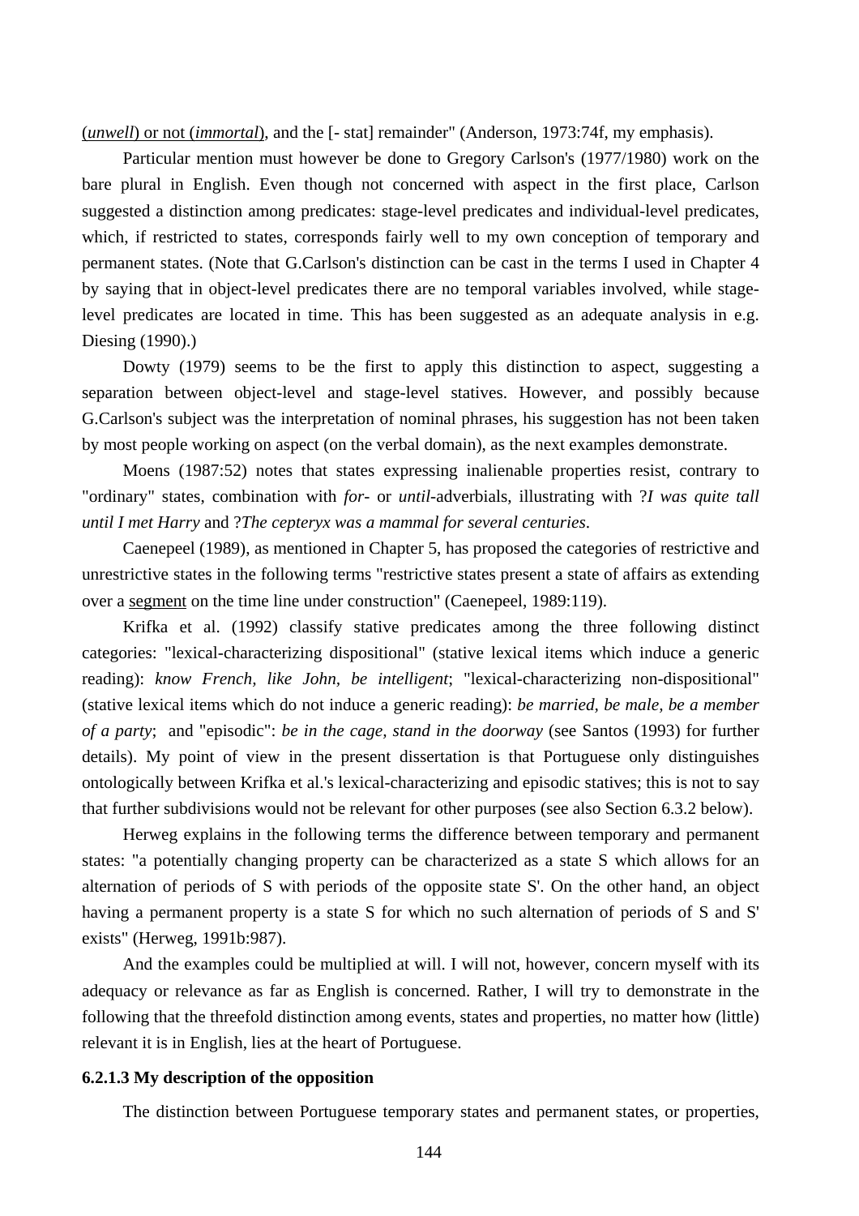(<u>*unwell*</u>) or not (<u>*immortal*</u>), and the [- stat] remainder" (Anderson, 1973:74f, my emphasis).

Particular mention must however be done to Gregory Carlson's (1977/1980) work on the bare plural in English. Even though not concerned with aspect in the first place, Carlson suggested a distinction among predicates: stage-level predicates and individual-level predicates, which, if restricted to states, corresponds fairly well to my own conception of temporary and permanent states. (Note that G.Carlson's distinction can be cast in the terms I used in Chapter 4 by saying that in object-level predicates there are no temporal variables involved, while stage-level predicates are located in time. This has been suggested as an adequate analysis in e.g. Diesing (1990).)

Dowty (1979) seems to be the first to apply this distinction to aspect, suggesting a separation between object-level and stage-level statives. However, and possibly because G.Carlson's subject was the interpretation of nominal phrases, his suggestion has not been taken by most people working on aspect (on the verbal domain), as the next examples demonstrate.

Moens (1987:52) notes that states expressing inalienable properties resist, contrary to "ordinary" states, combination with *for-* or *until*-adverbials, illustrating with ?*I was quite tall until I met Harry* and ?*The cepteryx was a mammal for several centuries*.

Caenepeel (1989), as mentioned in Chapter 5, has proposed the categories of restrictive and unrestrictive states in the following terms "restrictive states present a state of affairs as extending over a <u>segment</u> on the time line under construction" (Caenepeel, 1989:119).

Krifka et al. (1992) classify stative predicates among the three following distinct categories: "lexical-characterizing dispositional" (stative lexical items which induce a generic reading): *know French, like John, be intelligent*; "lexical-characterizing non-dispositional" (stative lexical items which do not induce a generic reading): *be married, be male, be a member of a party*; and "episodic": *be in the cage, stand in the doorway* (see Santos (1993) for further details). My point of view in the present dissertation is that Portuguese only distinguishes ontologically between Krifka et al.'s lexical-characterizing and episodic statives; this is not to say that further subdivisions would not be relevant for other purposes (see also Section 6.3.2 below).

Herweg explains in the following terms the difference between temporary and permanent states: "a potentially changing property can be characterized as a state S which allows for an alternation of periods of S with periods of the opposite state S'. On the other hand, an object having a permanent property is a state S for which no such alternation of periods of S and S' exists" (Herweg, 1991b:987).

And the examples could be multiplied at will. I will not, however, concern myself with its adequacy or relevance as far as English is concerned. Rather, I will try to demonstrate in the following that the threefold distinction among events, states and properties, no matter how (little) relevant it is in English, lies at the heart of Portuguese.

### 6.2.1.3 My description of the opposition

The distinction between Portuguese temporary states and permanent states, or properties,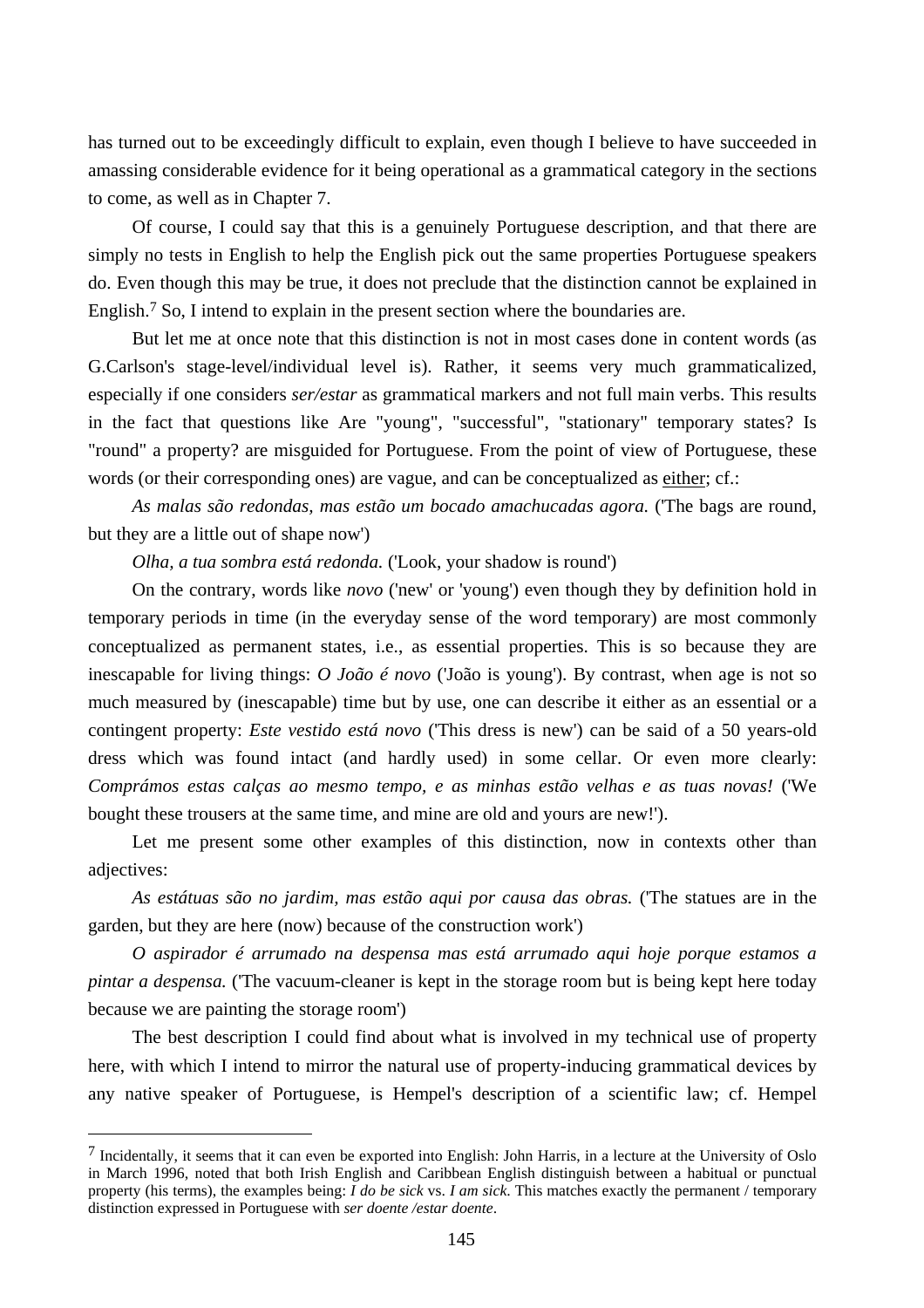has turned out to be exceedingly difficult to explain, even though I believe to have succeeded in amassing considerable evidence for it being operational as a grammatical category in the sections to come, as well as in Chapter 7.

Of course, I could say that this is a genuinely Portuguese description, and that there are simply no tests in English to help the English pick out the same properties Portuguese speakers do. Even though this may be true, it does not preclude that the distinction cannot be explained in English.[7] So, I intend to explain in the present section where the boundaries are.

But let me at once note that this distinction is not in most cases done in content words (as G.Carlson's stage-level/individual level is). Rather, it seems very much grammaticalized, especially if one considers *ser/estar* as grammatical markers and not full main verbs. This results in the fact that questions like Are "young", "successful", "stationary" temporary states? Is "round" a property? are misguided for Portuguese. From the point of view of Portuguese, these words (or their corresponding ones) are vague, and can be conceptualized as <u>either</u>; cf.:

*As malas são redondas, mas estão um bocado amachucadas agora.* ('The bags are round, but they are a little out of shape now')

*Olha, a tua sombra está redonda.* ('Look, your shadow is round')

On the contrary, words like *novo* ('new' or 'young') even though they by definition hold in temporary periods in time (in the everyday sense of the word temporary) are most commonly conceptualized as permanent states, i.e., as essential properties. This is so because they are inescapable for living things: *O João é novo* ('João is young'). By contrast, when age is not so much measured by (inescapable) time but by use, one can describe it either as an essential or a contingent property: *Este vestido está novo* ('This dress is new') can be said of a 50 years-old dress which was found intact (and hardly used) in some cellar. Or even more clearly: *Comprámos estas calças ao mesmo tempo, e as minhas estão velhas e as tuas novas!* ('We bought these trousers at the same time, and mine are old and yours are new!').

Let me present some other examples of this distinction, now in contexts other than adjectives:

*As estátuas são no jardim, mas estão aqui por causa das obras.* ('The statues are in the garden, but they are here (now) because of the construction work')

*O aspirador é arrumado na despensa mas está arrumado aqui hoje porque estamos a pintar a despensa.* ('The vacuum-cleaner is kept in the storage room but is being kept here today because we are painting the storage room')

The best description I could find about what is involved in my technical use of property here, with which I intend to mirror the natural use of property-inducing grammatical devices by any native speaker of Portuguese, is Hempel's description of a scientific law; cf. Hempel

---

[7] Incidentally, it seems that it can even be exported into English: John Harris, in a lecture at the University of Oslo in March 1996, noted that both Irish English and Caribbean English distinguish between a habitual or punctual property (his terms), the examples being: *I do be sick* vs. *I am sick*. This matches exactly the permanent / temporary distinction expressed in Portuguese with *ser doente /estar doente*.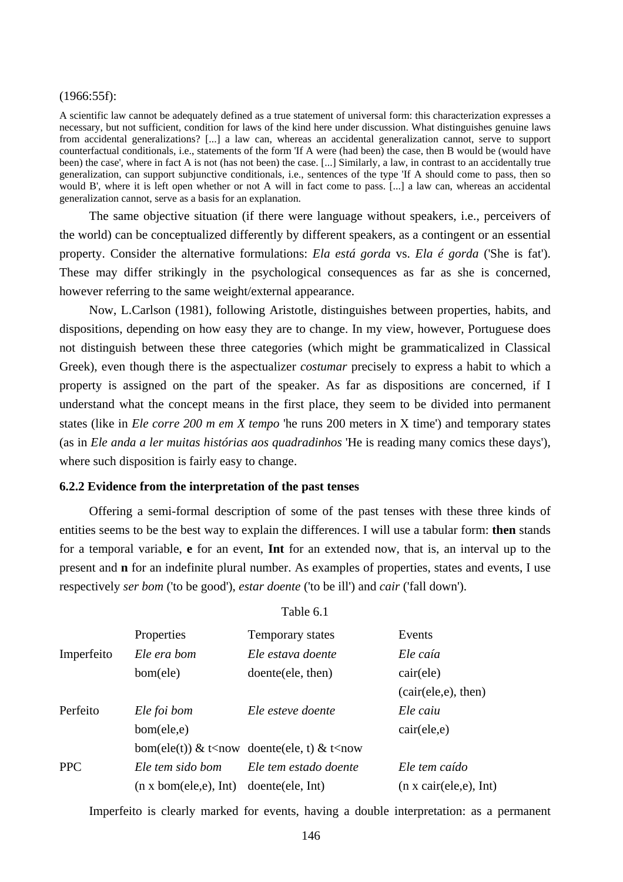(1966:55f):

> A scientific law cannot be adequately defined as a true statement of universal form: this characterization expresses a necessary, but not sufficient, condition for laws of the kind here under discussion. What distinguishes genuine laws from accidental generalizations? [...] a law can, whereas an accidental generalization cannot, serve to support counterfactual conditionals, i.e., statements of the form 'If A were (had been) the case, then B would be (would have been) the case', where in fact A is not (has not been) the case. [...] Similarly, a law, in contrast to an accidentally true generalization, can support subjunctive conditionals, i.e., sentences of the type 'If A should come to pass, then so would B', where it is left open whether or not A will in fact come to pass. [...] a law can, whereas an accidental generalization cannot, serve as a basis for an explanation.

The same objective situation (if there were language without speakers, i.e., perceivers of the world) can be conceptualized differently by different speakers, as a contingent or an essential property. Consider the alternative formulations: *Ela está gorda* vs. *Ela é gorda* ('She is fat'). These may differ strikingly in the psychological consequences as far as she is concerned, however referring to the same weight/external appearance.

Now, L.Carlson (1981), following Aristotle, distinguishes between properties, habits, and dispositions, depending on how easy they are to change. In my view, however, Portuguese does not distinguish between these three categories (which might be grammaticalized in Classical Greek), even though there is the aspectualizer *costumar* precisely to express a habit to which a property is assigned on the part of the speaker. As far as dispositions are concerned, if I understand what the concept means in the first place, they seem to be divided into permanent states (like in *Ele corre 200 m em X tempo* 'he runs 200 meters in X time') and temporary states (as in *Ele anda a ler muitas histórias aos quadradinhos* 'He is reading many comics these days'), where such disposition is fairly easy to change.

### 6.2.2 Evidence from the interpretation of the past tenses

Offering a semi-formal description of some of the past tenses with these three kinds of entities seems to be the best way to explain the differences. I will use a tabular form: **then** stands for a temporal variable, **e** for an event, **Int** for an extended now, that is, an interval up to the present and **n** for an indefinite plural number. As examples of properties, states and events, I use respectively *ser bom* ('to be good'), *estar doente* ('to be ill') and *cair* ('fall down').

Table 6.1

| | Properties | Temporary states | Events |
|---|---|---|---|
| Imperfeito | *Ele era bom* | *Ele estava doente* | *Ele caía* |
| | bom(ele) | doente(ele, then) | cair(ele) |
| | | | (cair(ele,e), then) |
| Perfeito | *Ele foi bom* | *Ele esteve doente* | *Ele caiu* |
| | bom(ele,e) | | cair(ele,e) |
| | bom(ele(t)) & t<now | doente(ele, t) & t<now | |
| PPC | *Ele tem sido bom* | *Ele tem estado doente* | *Ele tem caído* |
| | (n x bom(ele,e), Int) | doente(ele, Int) | (n x cair(ele,e), Int) |

Imperfeito is clearly marked for events, having a double interpretation: as a permanent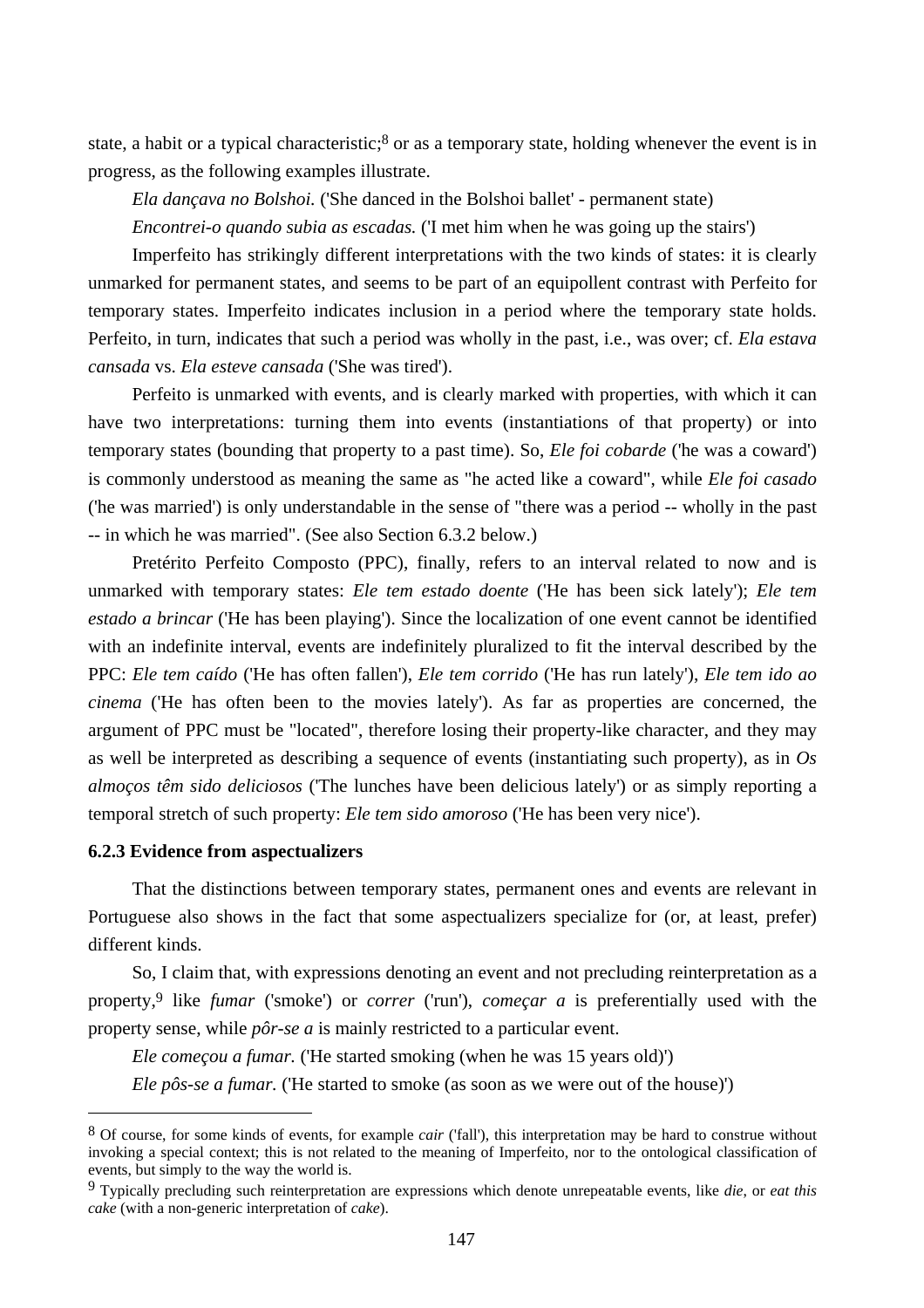state, a habit or a typical characteristic;[8] or as a temporary state, holding whenever the event is in progress, as the following examples illustrate.

*Ela dançava no Bolshoi.* ('She danced in the Bolshoi ballet' - permanent state)

*Encontrei-o quando subia as escadas.* ('I met him when he was going up the stairs')

Imperfeito has strikingly different interpretations with the two kinds of states: it is clearly unmarked for permanent states, and seems to be part of an equipollent contrast with Perfeito for temporary states. Imperfeito indicates inclusion in a period where the temporary state holds. Perfeito, in turn, indicates that such a period was wholly in the past, i.e., was over; cf. *Ela estava cansada* vs. *Ela esteve cansada* ('She was tired').

Perfeito is unmarked with events, and is clearly marked with properties, with which it can have two interpretations: turning them into events (instantiations of that property) or into temporary states (bounding that property to a past time). So, *Ele foi cobarde* ('he was a coward') is commonly understood as meaning the same as "he acted like a coward", while *Ele foi casado* ('he was married') is only understandable in the sense of "there was a period -- wholly in the past -- in which he was married". (See also Section 6.3.2 below.)

Pretérito Perfeito Composto (PPC), finally, refers to an interval related to now and is unmarked with temporary states: *Ele tem estado doente* ('He has been sick lately'); *Ele tem estado a brincar* ('He has been playing'). Since the localization of one event cannot be identified with an indefinite interval, events are indefinitely pluralized to fit the interval described by the PPC: *Ele tem caído* ('He has often fallen'), *Ele tem corrido* ('He has run lately'), *Ele tem ido ao cinema* ('He has often been to the movies lately'). As far as properties are concerned, the argument of PPC must be "located", therefore losing their property-like character, and they may as well be interpreted as describing a sequence of events (instantiating such property), as in *Os almoços têm sido deliciosos* ('The lunches have been delicious lately') or as simply reporting a temporal stretch of such property: *Ele tem sido amoroso* ('He has been very nice').

### 6.2.3 Evidence from aspectualizers

That the distinctions between temporary states, permanent ones and events are relevant in Portuguese also shows in the fact that some aspectualizers specialize for (or, at least, prefer) different kinds.

So, I claim that, with expressions denoting an event and not precluding reinterpretation as a property,[9] like *fumar* ('smoke') or *correr* ('run'), *começar a* is preferentially used with the property sense, while *pôr-se a* is mainly restricted to a particular event.

*Ele começou a fumar.* ('He started smoking (when he was 15 years old)')

*Ele pôs-se a fumar.* ('He started to smoke (as soon as we were out of the house)')

---

[8] Of course, for some kinds of events, for example *cair* ('fall'), this interpretation may be hard to construe without invoking a special context; this is not related to the meaning of Imperfeito, nor to the ontological classification of events, but simply to the way the world is.

[9] Typically precluding such reinterpretation are expressions which denote unrepeatable events, like *die*, or *eat this cake* (with a non-generic interpretation of *cake*).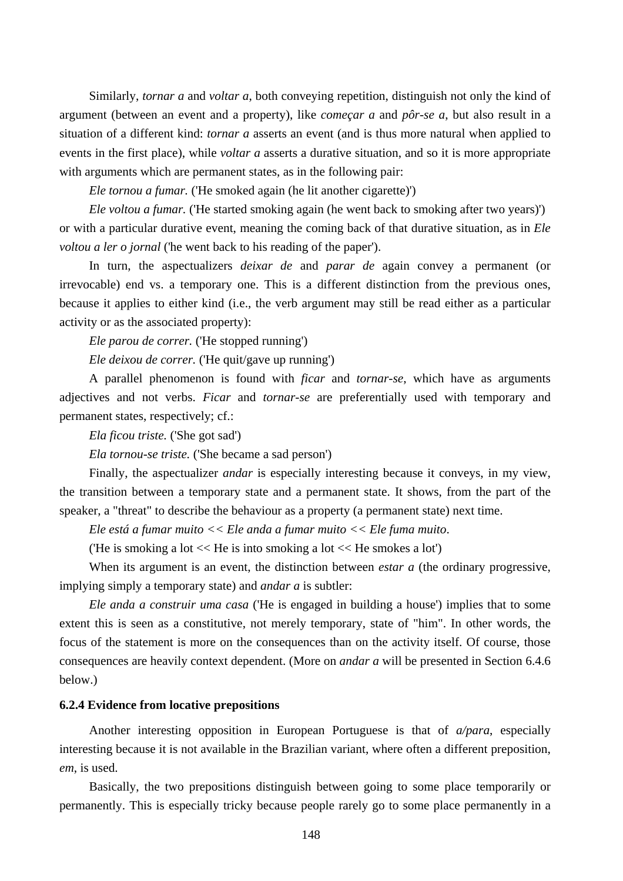Similarly, *tornar a* and *voltar a*, both conveying repetition, distinguish not only the kind of argument (between an event and a property), like *começar a* and *pôr-se a*, but also result in a situation of a different kind: *tornar a* asserts an event (and is thus more natural when applied to events in the first place), while *voltar a* asserts a durative situation, and so it is more appropriate with arguments which are permanent states, as in the following pair:

*Ele tornou a fumar.* ('He smoked again (he lit another cigarette)')

*Ele voltou a fumar.* ('He started smoking again (he went back to smoking after two years)')

or with a particular durative event, meaning the coming back of that durative situation, as in *Ele voltou a ler o jornal* ('he went back to his reading of the paper').

In turn, the aspectualizers *deixar de* and *parar de* again convey a permanent (or irrevocable) end vs. a temporary one. This is a different distinction from the previous ones, because it applies to either kind (i.e., the verb argument may still be read either as a particular activity or as the associated property):

*Ele parou de correr.* ('He stopped running')

*Ele deixou de correr.* ('He quit/gave up running')

A parallel phenomenon is found with *ficar* and *tornar-se*, which have as arguments adjectives and not verbs. *Ficar* and *tornar-se* are preferentially used with temporary and permanent states, respectively; cf.:

*Ela ficou triste.* ('She got sad')

*Ela tornou-se triste.* ('She became a sad person')

Finally, the aspectualizer *andar* is especially interesting because it conveys, in my view, the transition between a temporary state and a permanent state. It shows, from the part of the speaker, a "threat" to describe the behaviour as a property (a permanent state) next time.

*Ele está a fumar muito << Ele anda a fumar muito << Ele fuma muito*.

('He is smoking a lot << He is into smoking a lot << He smokes a lot')

When its argument is an event, the distinction between *estar a* (the ordinary progressive, implying simply a temporary state) and *andar a* is subtler:

*Ele anda a construir uma casa* ('He is engaged in building a house') implies that to some extent this is seen as a constitutive, not merely temporary, state of "him". In other words, the focus of the statement is more on the consequences than on the activity itself. Of course, those consequences are heavily context dependent. (More on *andar a* will be presented in Section 6.4.6 below.)

### 6.2.4 Evidence from locative prepositions

Another interesting opposition in European Portuguese is that of *a/para*, especially interesting because it is not available in the Brazilian variant, where often a different preposition, *em*, is used.

Basically, the two prepositions distinguish between going to some place temporarily or permanently. This is especially tricky because people rarely go to some place permanently in a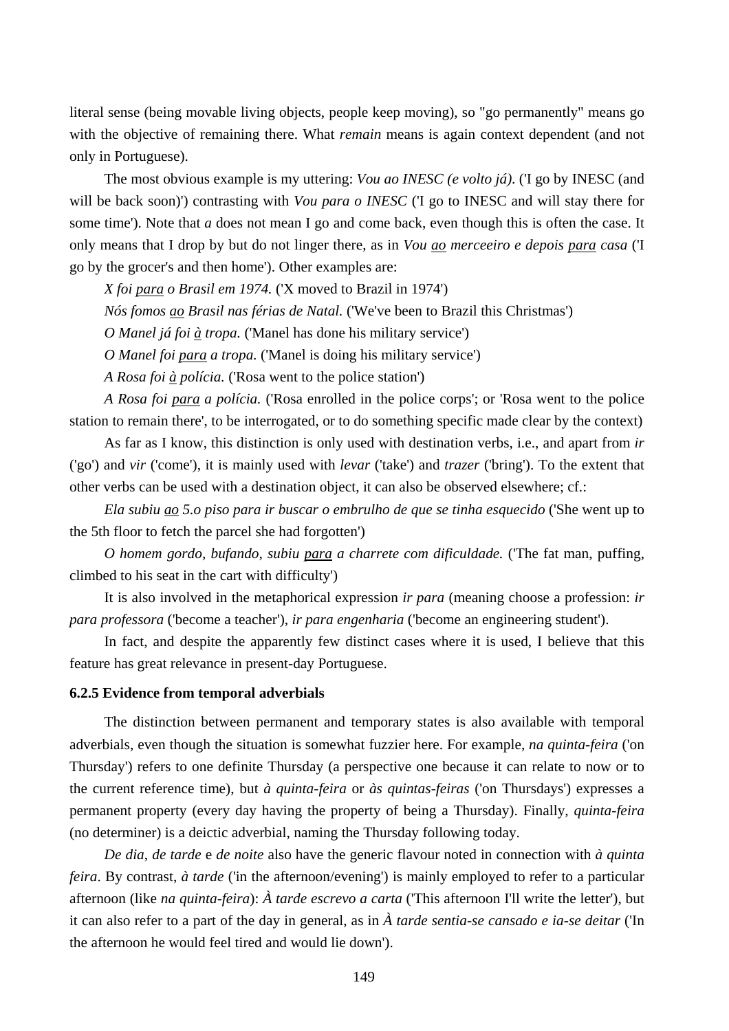literal sense (being movable living objects, people keep moving), so "go permanently" means go with the objective of remaining there. What *remain* means is again context dependent (and not only in Portuguese).

The most obvious example is my uttering: *Vou ao INESC (e volto já).* ('I go by INESC (and will be back soon)') contrasting with *Vou para o INESC* ('I go to INESC and will stay there for some time'). Note that *a* does not mean I go and come back, even though this is often the case. It only means that I drop by but do not linger there, as in *Vou <u>ao</u> merceeiro e depois <u>para</u> casa* ('I go by the grocer's and then home'). Other examples are:

*X foi <u>para</u> o Brasil em 1974.* ('X moved to Brazil in 1974')

*Nós fomos <u>ao</u> Brasil nas férias de Natal.* ('We've been to Brazil this Christmas')

*O Manel já foi <u>à</u> tropa.* ('Manel has done his military service')

*O Manel foi <u>para</u> a tropa.* ('Manel is doing his military service')

*A Rosa foi <u>à</u> polícia.* ('Rosa went to the police station')

*A Rosa foi <u>para</u> a polícia.* ('Rosa enrolled in the police corps'; or 'Rosa went to the police station to remain there', to be interrogated, or to do something specific made clear by the context)

As far as I know, this distinction is only used with destination verbs, i.e., and apart from *ir* ('go') and *vir* ('come'), it is mainly used with *levar* ('take') and *trazer* ('bring'). To the extent that other verbs can be used with a destination object, it can also be observed elsewhere; cf.:

*Ela subiu <u>ao</u> 5.o piso para ir buscar o embrulho de que se tinha esquecido* ('She went up to the 5th floor to fetch the parcel she had forgotten')

*O homem gordo, bufando, subiu <u>para</u> a charrete com dificuldade.* ('The fat man, puffing, climbed to his seat in the cart with difficulty')

It is also involved in the metaphorical expression *ir para* (meaning choose a profession: *ir para professora* ('become a teacher'), *ir para engenharia* ('become an engineering student').

In fact, and despite the apparently few distinct cases where it is used, I believe that this feature has great relevance in present-day Portuguese.

### 6.2.5 Evidence from temporal adverbials

The distinction between permanent and temporary states is also available with temporal adverbials, even though the situation is somewhat fuzzier here. For example, *na quinta-feira* ('on Thursday') refers to one definite Thursday (a perspective one because it can relate to now or to the current reference time), but *à quinta-feira* or *às quintas-feiras* ('on Thursdays') expresses a permanent property (every day having the property of being a Thursday). Finally, *quinta-feira* (no determiner) is a deictic adverbial, naming the Thursday following today.

*De dia*, *de tarde* e *de noite* also have the generic flavour noted in connection with *à quinta feira*. By contrast, *à tarde* ('in the afternoon/evening') is mainly employed to refer to a particular afternoon (like *na quinta-feira*): *À tarde escrevo a carta* ('This afternoon I'll write the letter'), but it can also refer to a part of the day in general, as in *À tarde sentia-se cansado e ia-se deitar* ('In the afternoon he would feel tired and would lie down').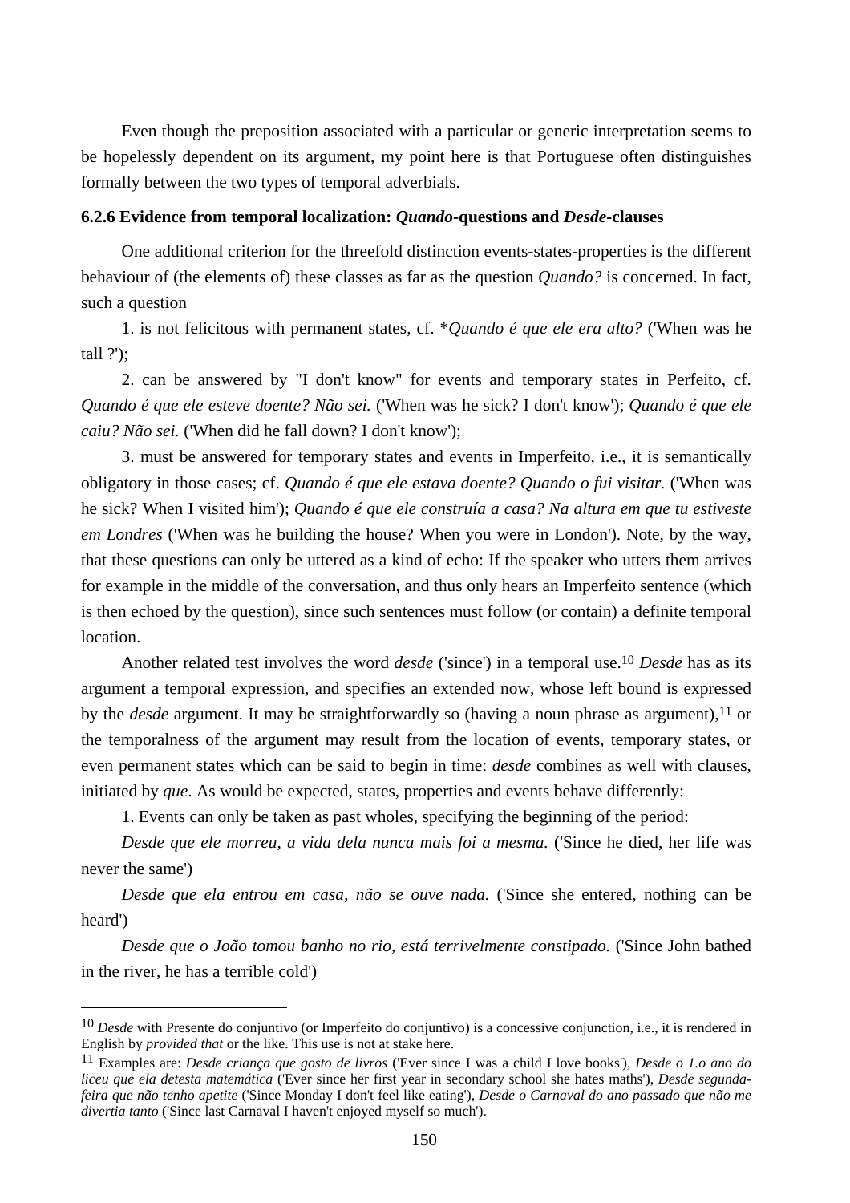Even though the preposition associated with a particular or generic interpretation seems to be hopelessly dependent on its argument, my point here is that Portuguese often distinguishes formally between the two types of temporal adverbials.

### 6.2.6 Evidence from temporal localization: *Quando*-questions and *Desde*-clauses

One additional criterion for the threefold distinction events-states-properties is the different behaviour of (the elements of) these classes as far as the question *Quando?* is concerned. In fact, such a question

1. is not felicitous with permanent states, cf. \**Quando é que ele era alto?* ('When was he tall ?');

2. can be answered by "I don't know" for events and temporary states in Perfeito, cf. *Quando é que ele esteve doente? Não sei.* ('When was he sick? I don't know'); *Quando é que ele caiu? Não sei.* ('When did he fall down? I don't know');

3. must be answered for temporary states and events in Imperfeito, i.e., it is semantically obligatory in those cases; cf. *Quando é que ele estava doente? Quando o fui visitar.* ('When was he sick? When I visited him'); *Quando é que ele construía a casa? Na altura em que tu estiveste em Londres* ('When was he building the house? When you were in London'). Note, by the way, that these questions can only be uttered as a kind of echo: If the speaker who utters them arrives for example in the middle of the conversation, and thus only hears an Imperfeito sentence (which is then echoed by the question), since such sentences must follow (or contain) a definite temporal location.

Another related test involves the word *desde* ('since') in a temporal use.[10] *Desde* has as its argument a temporal expression, and specifies an extended now, whose left bound is expressed by the *desde* argument. It may be straightforwardly so (having a noun phrase as argument),[11] or the temporalness of the argument may result from the location of events, temporary states, or even permanent states which can be said to begin in time: *desde* combines as well with clauses, initiated by *que*. As would be expected, states, properties and events behave differently:

1. Events can only be taken as past wholes, specifying the beginning of the period:

*Desde que ele morreu, a vida dela nunca mais foi a mesma.* ('Since he died, her life was never the same')

*Desde que ela entrou em casa, não se ouve nada.* ('Since she entered, nothing can be heard')

*Desde que o João tomou banho no rio, está terrivelmente constipado.* ('Since John bathed in the river, he has a terrible cold')

---

[10] *Desde* with Presente do conjuntivo (or Imperfeito do conjuntivo) is a concessive conjunction, i.e., it is rendered in English by *provided that* or the like. This use is not at stake here.

[11] Examples are: *Desde criança que gosto de livros* ('Ever since I was a child I love books'), *Desde o 1.o ano do liceu que ela detesta matemática* ('Ever since her first year in secondary school she hates maths'), *Desde segunda-feira que não tenho apetite* ('Since Monday I don't feel like eating'), *Desde o Carnaval do ano passado que não me divertia tanto* ('Since last Carnaval I haven't enjoyed myself so much').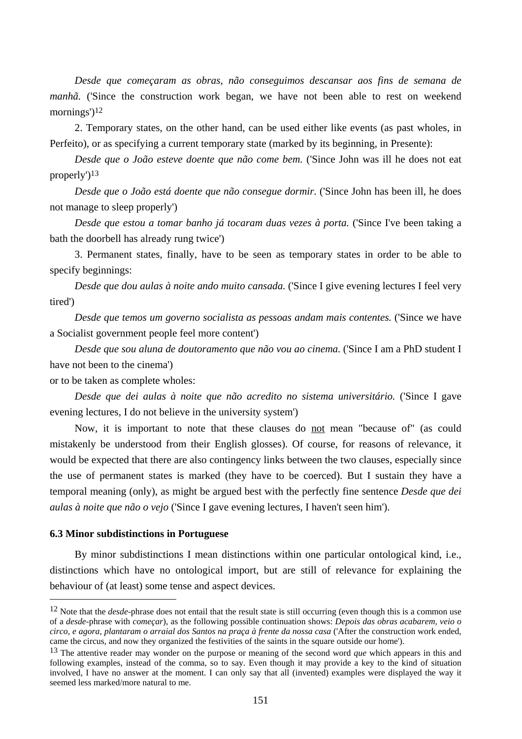*Desde que começaram as obras, não conseguimos descansar aos fins de semana de manhã.* ('Since the construction work began, we have not been able to rest on weekend mornings')[12]

2. Temporary states, on the other hand, can be used either like events (as past wholes, in Perfeito), or as specifying a current temporary state (marked by its beginning, in Presente):

*Desde que o João esteve doente que não come bem.* ('Since John was ill he does not eat properly')[13]

*Desde que o João está doente que não consegue dormir.* ('Since John has been ill, he does not manage to sleep properly')

*Desde que estou a tomar banho já tocaram duas vezes à porta.* ('Since I've been taking a bath the doorbell has already rung twice')

3. Permanent states, finally, have to be seen as temporary states in order to be able to specify beginnings:

*Desde que dou aulas à noite ando muito cansada.* ('Since I give evening lectures I feel very tired')

*Desde que temos um governo socialista as pessoas andam mais contentes.* ('Since we have a Socialist government people feel more content')

*Desde que sou aluna de doutoramento que não vou ao cinema.* ('Since I am a PhD student I have not been to the cinema')

or to be taken as complete wholes:

*Desde que dei aulas à noite que não acredito no sistema universitário.* ('Since I gave evening lectures, I do not believe in the university system')

Now, it is important to note that these clauses do not mean "because of" (as could mistakenly be understood from their English glosses). Of course, for reasons of relevance, it would be expected that there are also contingency links between the two clauses, especially since the use of permanent states is marked (they have to be coerced). But I sustain they have a temporal meaning (only), as might be argued best with the perfectly fine sentence *Desde que dei aulas à noite que não o vejo* ('Since I gave evening lectures, I haven't seen him').

### 6.3 Minor subdistinctions in Portuguese

By minor subdistinctions I mean distinctions within one particular ontological kind, i.e., distinctions which have no ontological import, but are still of relevance for explaining the behaviour of (at least) some tense and aspect devices.

---

[12] Note that the *desde*-phrase does not entail that the result state is still occurring (even though this is a common use of a *desde*-phrase with *começar*), as the following possible continuation shows: *Depois das obras acabarem, veio o circo, e agora, plantaram o arraial dos Santos na praça à frente da nossa casa* ('After the construction work ended, came the circus, and now they organized the festivities of the saints in the square outside our home').

[13] The attentive reader may wonder on the purpose or meaning of the second word *que* which appears in this and following examples, instead of the comma, so to say. Even though it may provide a key to the kind of situation involved, I have no answer at the moment. I can only say that all (invented) examples were displayed the way it seemed less marked/more natural to me.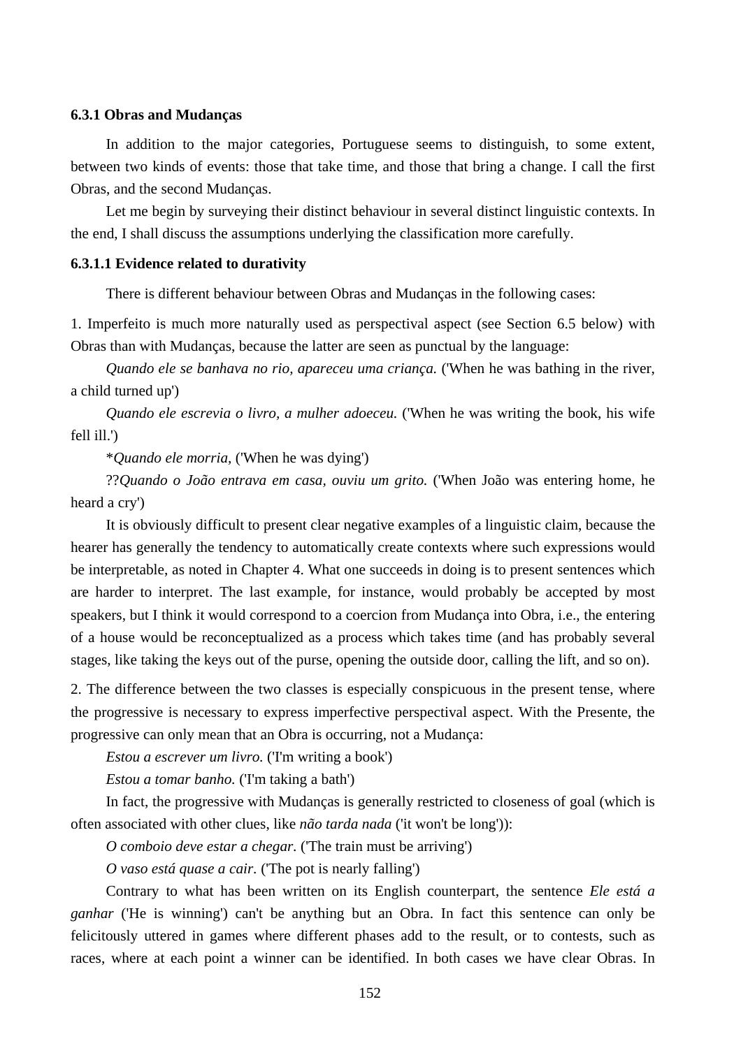### 6.3.1 Obras and Mudanças

In addition to the major categories, Portuguese seems to distinguish, to some extent, between two kinds of events: those that take time, and those that bring a change. I call the first Obras, and the second Mudanças.

Let me begin by surveying their distinct behaviour in several distinct linguistic contexts. In the end, I shall discuss the assumptions underlying the classification more carefully.

#### 6.3.1.1 Evidence related to durativity

There is different behaviour between Obras and Mudanças in the following cases:

1. Imperfeito is much more naturally used as perspectival aspect (see Section 6.5 below) with Obras than with Mudanças, because the latter are seen as punctual by the language:

*Quando ele se banhava no rio, apareceu uma criança.* ('When he was bathing in the river, a child turned up')

*Quando ele escrevia o livro, a mulher adoeceu.* ('When he was writing the book, his wife fell ill.')

*\*Quando ele morria,* ('When he was dying')

??*Quando o João entrava em casa, ouviu um grito.* ('When João was entering home, he heard a cry')

It is obviously difficult to present clear negative examples of a linguistic claim, because the hearer has generally the tendency to automatically create contexts where such expressions would be interpretable, as noted in Chapter 4. What one succeeds in doing is to present sentences which are harder to interpret. The last example, for instance, would probably be accepted by most speakers, but I think it would correspond to a coercion from Mudança into Obra, i.e., the entering of a house would be reconceptualized as a process which takes time (and has probably several stages, like taking the keys out of the purse, opening the outside door, calling the lift, and so on).

2. The difference between the two classes is especially conspicuous in the present tense, where the progressive is necessary to express imperfective perspectival aspect. With the Presente, the progressive can only mean that an Obra is occurring, not a Mudança:

*Estou a escrever um livro.* ('I'm writing a book')

*Estou a tomar banho.* ('I'm taking a bath')

In fact, the progressive with Mudanças is generally restricted to closeness of goal (which is often associated with other clues, like *não tarda nada* ('it won't be long')):

*O comboio deve estar a chegar.* ('The train must be arriving')

*O vaso está quase a cair.* ('The pot is nearly falling')

Contrary to what has been written on its English counterpart, the sentence *Ele está a ganhar* ('He is winning') can't be anything but an Obra. In fact this sentence can only be felicitously uttered in games where different phases add to the result, or to contests, such as races, where at each point a winner can be identified. In both cases we have clear Obras. In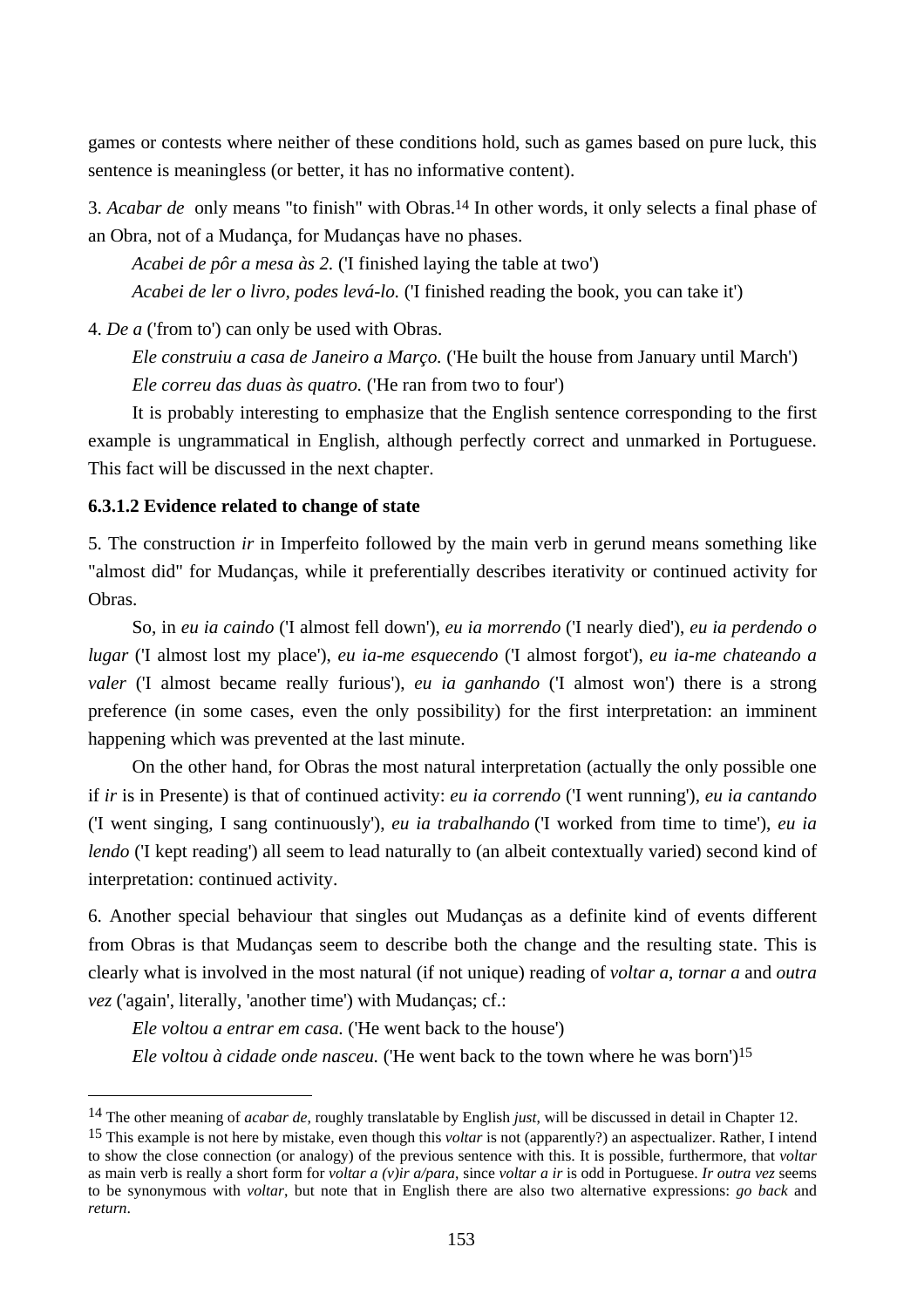games or contests where neither of these conditions hold, such as games based on pure luck, this sentence is meaningless (or better, it has no informative content).

3. *Acabar de* only means "to finish" with Obras.[14] In other words, it only selects a final phase of an Obra, not of a Mudança, for Mudanças have no phases.

*Acabei de pôr a mesa às 2.* ('I finished laying the table at two')

*Acabei de ler o livro, podes levá-lo.* ('I finished reading the book, you can take it')

4. *De a* ('from to') can only be used with Obras.

*Ele construiu a casa de Janeiro a Março.* ('He built the house from January until March')

*Ele correu das duas às quatro.* ('He ran from two to four')

It is probably interesting to emphasize that the English sentence corresponding to the first example is ungrammatical in English, although perfectly correct and unmarked in Portuguese. This fact will be discussed in the next chapter.

#### 6.3.1.2 Evidence related to change of state

5. The construction *ir* in Imperfeito followed by the main verb in gerund means something like "almost did" for Mudanças, while it preferentially describes iterativity or continued activity for Obras.

So, in *eu ia caindo* ('I almost fell down'), *eu ia morrendo* ('I nearly died'), *eu ia perdendo o lugar* ('I almost lost my place'), *eu ia-me esquecendo* ('I almost forgot'), *eu ia-me chateando a valer* ('I almost became really furious'), *eu ia ganhando* ('I almost won') there is a strong preference (in some cases, even the only possibility) for the first interpretation: an imminent happening which was prevented at the last minute.

On the other hand, for Obras the most natural interpretation (actually the only possible one if *ir* is in Presente) is that of continued activity: *eu ia correndo* ('I went running'), *eu ia cantando* ('I went singing, I sang continuously'), *eu ia trabalhando* ('I worked from time to time'), *eu ia lendo* ('I kept reading') all seem to lead naturally to (an albeit contextually varied) second kind of interpretation: continued activity.

6. Another special behaviour that singles out Mudanças as a definite kind of events different from Obras is that Mudanças seem to describe both the change and the resulting state. This is clearly what is involved in the most natural (if not unique) reading of *voltar a*, *tornar a* and *outra vez* ('again', literally, 'another time') with Mudanças; cf.:

*Ele voltou a entrar em casa.* ('He went back to the house')

*Ele voltou à cidade onde nasceu.* ('He went back to the town where he was born')[15]

---

[14] The other meaning of *acabar de*, roughly translatable by English *just*, will be discussed in detail in Chapter 12.

[15] This example is not here by mistake, even though this *voltar* is not (apparently?) an aspectualizer. Rather, I intend to show the close connection (or analogy) of the previous sentence with this. It is possible, furthermore, that *voltar* as main verb is really a short form for *voltar a (v)ir a/para*, since *voltar a ir* is odd in Portuguese. *Ir outra vez* seems to be synonymous with *voltar*, but note that in English there are also two alternative expressions: *go back* and *return*.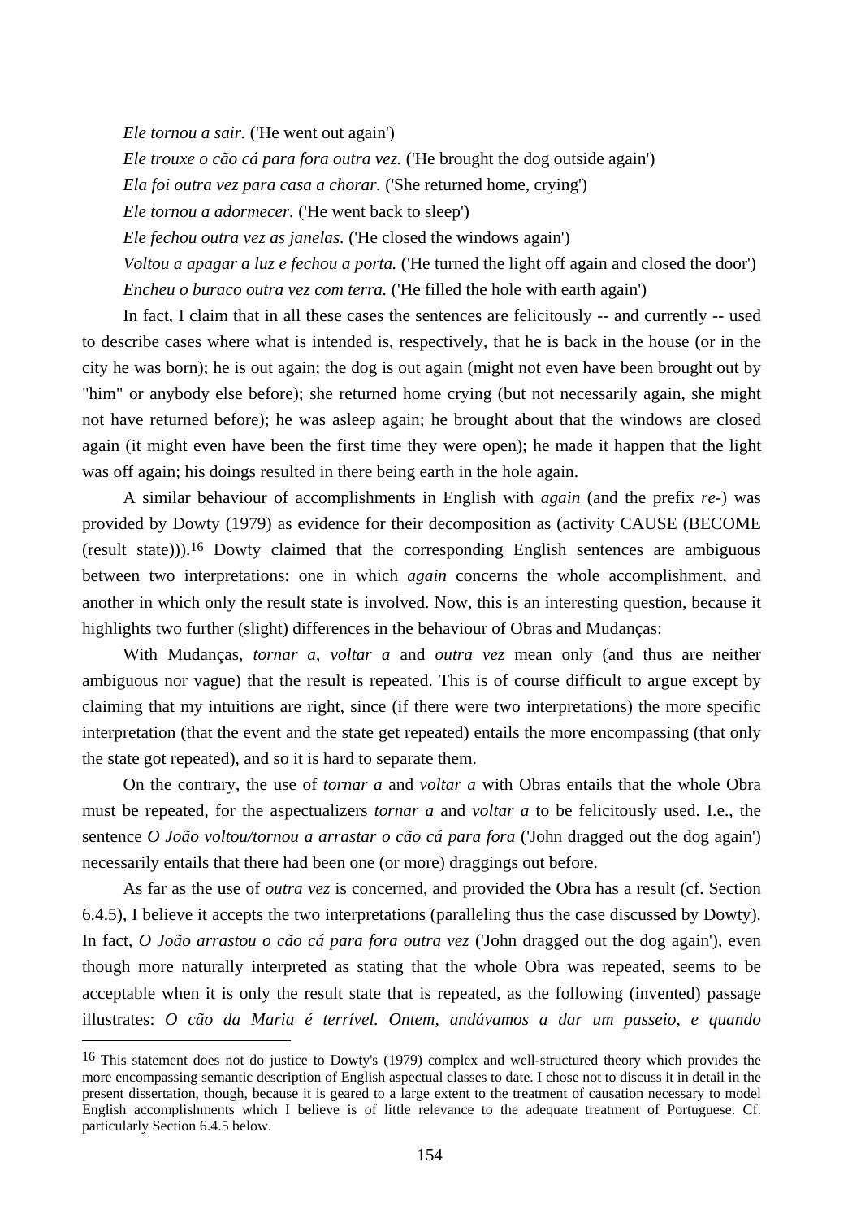*Ele tornou a sair.* ('He went out again')

*Ele trouxe o cão cá para fora outra vez.* ('He brought the dog outside again')

*Ela foi outra vez para casa a chorar.* ('She returned home, crying')

*Ele tornou a adormecer.* ('He went back to sleep')

*Ele fechou outra vez as janelas.* ('He closed the windows again')

*Voltou a apagar a luz e fechou a porta.* ('He turned the light off again and closed the door')

*Encheu o buraco outra vez com terra.* ('He filled the hole with earth again')

In fact, I claim that in all these cases the sentences are felicitously -- and currently -- used to describe cases where what is intended is, respectively, that he is back in the house (or in the city he was born); he is out again; the dog is out again (might not even have been brought out by "him" or anybody else before); she returned home crying (but not necessarily again, she might not have returned before); he was asleep again; he brought about that the windows are closed again (it might even have been the first time they were open); he made it happen that the light was off again; his doings resulted in there being earth in the hole again.

A similar behaviour of accomplishments in English with *again* (and the prefix *re-*) was provided by Dowty (1979) as evidence for their decomposition as (activity CAUSE (BECOME (result state))).[16] Dowty claimed that the corresponding English sentences are ambiguous between two interpretations: one in which *again* concerns the whole accomplishment, and another in which only the result state is involved. Now, this is an interesting question, because it highlights two further (slight) differences in the behaviour of Obras and Mudanças:

With Mudanças, *tornar a*, *voltar a* and *outra vez* mean only (and thus are neither ambiguous nor vague) that the result is repeated. This is of course difficult to argue except by claiming that my intuitions are right, since (if there were two interpretations) the more specific interpretation (that the event and the state get repeated) entails the more encompassing (that only the state got repeated), and so it is hard to separate them.

On the contrary, the use of *tornar a* and *voltar a* with Obras entails that the whole Obra must be repeated, for the aspectualizers *tornar a* and *voltar a* to be felicitously used. I.e., the sentence *O João voltou/tornou a arrastar o cão cá para fora* ('John dragged out the dog again') necessarily entails that there had been one (or more) draggings out before.

As far as the use of *outra vez* is concerned, and provided the Obra has a result (cf. Section 6.4.5), I believe it accepts the two interpretations (paralleling thus the case discussed by Dowty). In fact, *O João arrastou o cão cá para fora outra vez* ('John dragged out the dog again'), even though more naturally interpreted as stating that the whole Obra was repeated, seems to be acceptable when it is only the result state that is repeated, as the following (invented) passage illustrates: *O cão da Maria é terrível. Ontem, andávamos a dar um passeio, e quando*

---

[16] This statement does not do justice to Dowty's (1979) complex and well-structured theory which provides the more encompassing semantic description of English aspectual classes to date. I chose not to discuss it in detail in the present dissertation, though, because it is geared to a large extent to the treatment of causation necessary to model English accomplishments which I believe is of little relevance to the adequate treatment of Portuguese. Cf. particularly Section 6.4.5 below.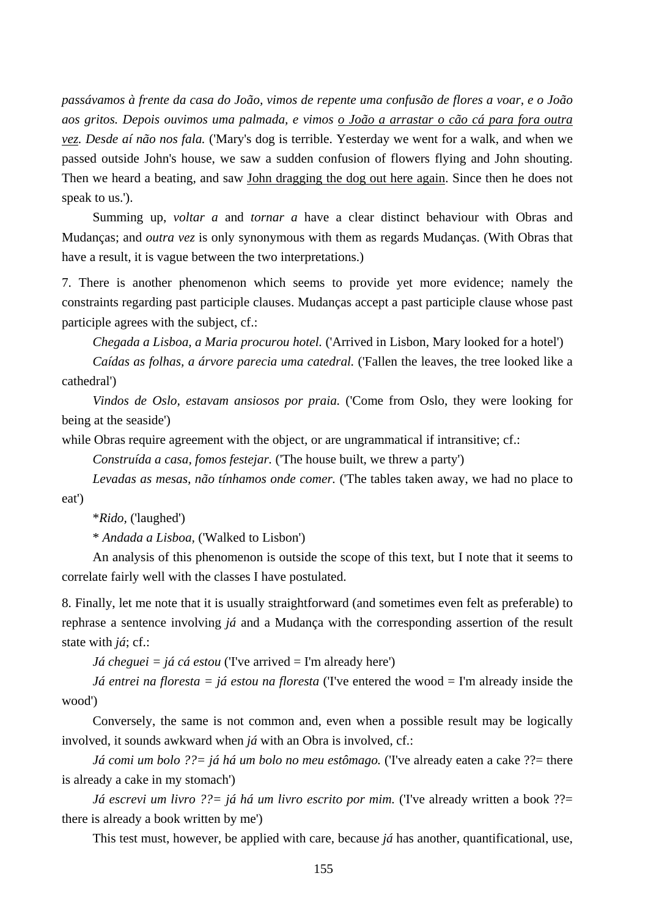*passávamos à frente da casa do João, vimos de repente uma confusão de flores a voar, e o João aos gritos. Depois ouvimos uma palmada, e vimos <u>o João a arrastar o cão cá para fora outra vez</u>. Desde aí não nos fala.* ('Mary's dog is terrible. Yesterday we went for a walk, and when we passed outside John's house, we saw a sudden confusion of flowers flying and John shouting. Then we heard a beating, and saw <u>John dragging the dog out here again</u>. Since then he does not speak to us.').

Summing up, *voltar a* and *tornar a* have a clear distinct behaviour with Obras and Mudanças; and *outra vez* is only synonymous with them as regards Mudanças. (With Obras that have a result, it is vague between the two interpretations.)

7. There is another phenomenon which seems to provide yet more evidence; namely the constraints regarding past participle clauses. Mudanças accept a past participle clause whose past participle agrees with the subject, cf.:

*Chegada a Lisboa, a Maria procurou hotel.* ('Arrived in Lisbon, Mary looked for a hotel')

*Caídas as folhas, a árvore parecia uma catedral.* ('Fallen the leaves, the tree looked like a cathedral')

*Vindos de Oslo, estavam ansiosos por praia.* ('Come from Oslo, they were looking for being at the seaside')

while Obras require agreement with the object, or are ungrammatical if intransitive; cf.:

*Construída a casa, fomos festejar.* ('The house built, we threw a party')

*Levadas as mesas, não tínhamos onde comer.* ('The tables taken away, we had no place to eat')

\**Rido,* ('laughed')

\* *Andada a Lisboa,* ('Walked to Lisbon')

An analysis of this phenomenon is outside the scope of this text, but I note that it seems to correlate fairly well with the classes I have postulated.

8. Finally, let me note that it is usually straightforward (and sometimes even felt as preferable) to rephrase a sentence involving *já* and a Mudança with the corresponding assertion of the result state with *já*; cf.:

*Já cheguei = já cá estou* ('I've arrived = I'm already here')

*Já entrei na floresta = já estou na floresta* ('I've entered the wood = I'm already inside the wood')

Conversely, the same is not common and, even when a possible result may be logically involved, it sounds awkward when *já* with an Obra is involved, cf.:

*Já comi um bolo ??= já há um bolo no meu estômago.* ('I've already eaten a cake ??= there is already a cake in my stomach')

*Já escrevi um livro ??= já há um livro escrito por mim.* ('I've already written a book ??= there is already a book written by me')

This test must, however, be applied with care, because *já* has another, quantificational, use,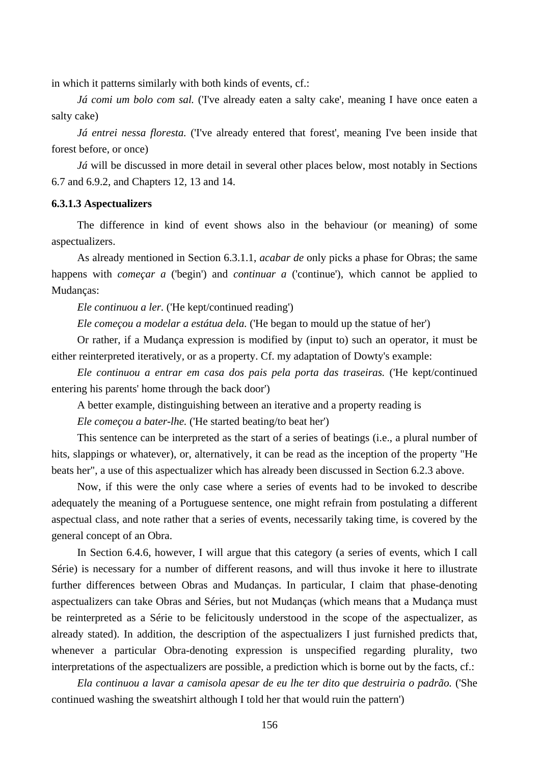in which it patterns similarly with both kinds of events, cf.:

*Já comi um bolo com sal.* ('I've already eaten a salty cake', meaning I have once eaten a salty cake)

*Já entrei nessa floresta.* ('I've already entered that forest', meaning I've been inside that forest before, or once)

*Já* will be discussed in more detail in several other places below, most notably in Sections 6.7 and 6.9.2, and Chapters 12, 13 and 14.

#### 6.3.1.3 Aspectualizers

The difference in kind of event shows also in the behaviour (or meaning) of some aspectualizers.

As already mentioned in Section 6.3.1.1, *acabar de* only picks a phase for Obras; the same happens with *começar a* ('begin') and *continuar a* ('continue'), which cannot be applied to Mudanças:

*Ele continuou a ler.* ('He kept/continued reading')

*Ele começou a modelar a estátua dela.* ('He began to mould up the statue of her')

Or rather, if a Mudança expression is modified by (input to) such an operator, it must be either reinterpreted iteratively, or as a property. Cf. my adaptation of Dowty's example:

*Ele continuou a entrar em casa dos pais pela porta das traseiras.* ('He kept/continued entering his parents' home through the back door')

A better example, distinguishing between an iterative and a property reading is

*Ele começou a bater-lhe.* ('He started beating/to beat her')

This sentence can be interpreted as the start of a series of beatings (i.e., a plural number of hits, slappings or whatever), or, alternatively, it can be read as the inception of the property "He beats her", a use of this aspectualizer which has already been discussed in Section 6.2.3 above.

Now, if this were the only case where a series of events had to be invoked to describe adequately the meaning of a Portuguese sentence, one might refrain from postulating a different aspectual class, and note rather that a series of events, necessarily taking time, is covered by the general concept of an Obra.

In Section 6.4.6, however, I will argue that this category (a series of events, which I call Série) is necessary for a number of different reasons, and will thus invoke it here to illustrate further differences between Obras and Mudanças. In particular, I claim that phase-denoting aspectualizers can take Obras and Séries, but not Mudanças (which means that a Mudança must be reinterpreted as a Série to be felicitously understood in the scope of the aspectualizer, as already stated). In addition, the description of the aspectualizers I just furnished predicts that, whenever a particular Obra-denoting expression is unspecified regarding plurality, two interpretations of the aspectualizers are possible, a prediction which is borne out by the facts, cf.:

*Ela continuou a lavar a camisola apesar de eu lhe ter dito que destruiria o padrão.* ('She continued washing the sweatshirt although I told her that would ruin the pattern')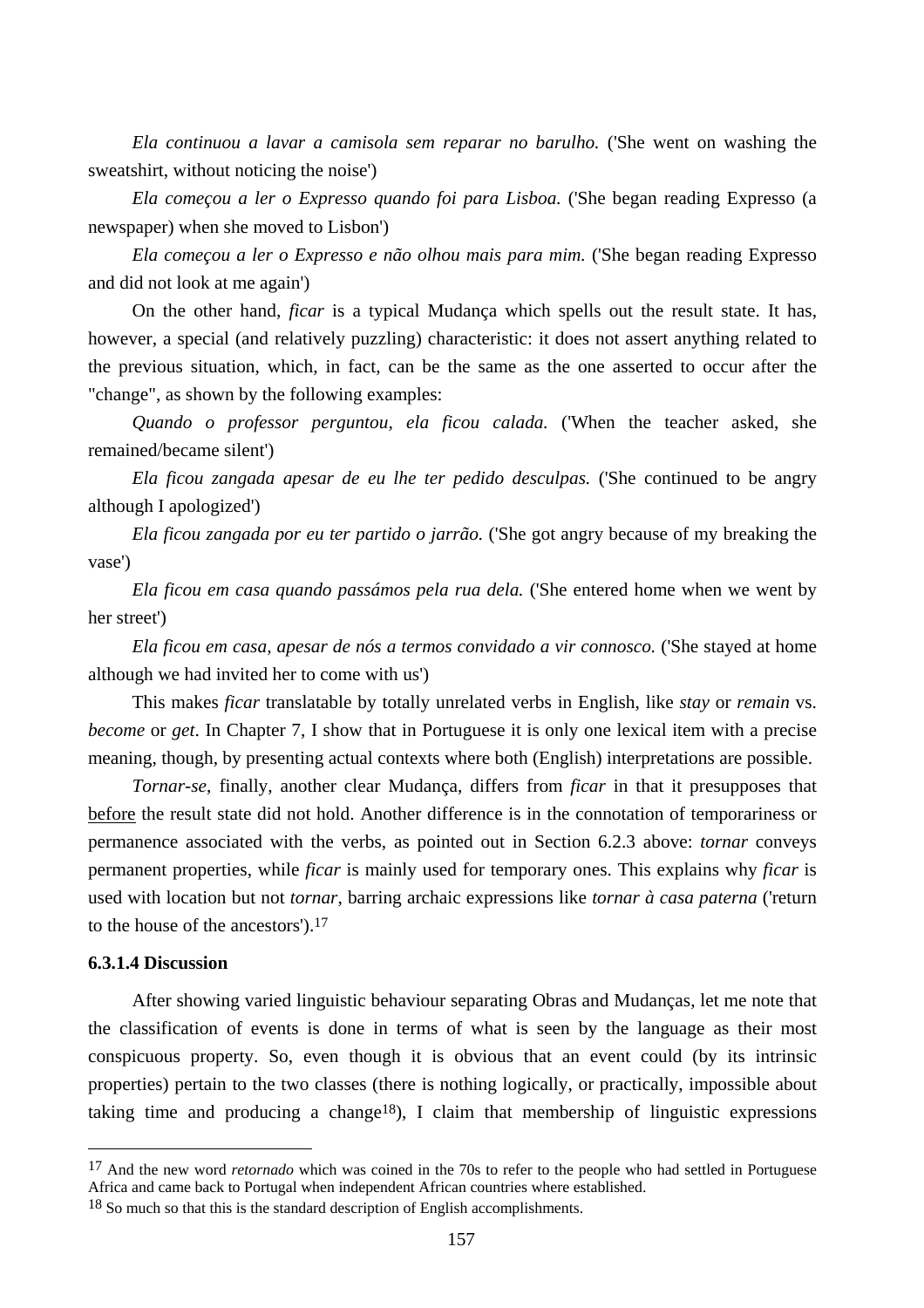*Ela continuou a lavar a camisola sem reparar no barulho.* ('She went on washing the sweatshirt, without noticing the noise')

*Ela começou a ler o Expresso quando foi para Lisboa.* ('She began reading Expresso (a newspaper) when she moved to Lisbon')

*Ela começou a ler o Expresso e não olhou mais para mim.* ('She began reading Expresso and did not look at me again')

On the other hand, *ficar* is a typical Mudança which spells out the result state. It has, however, a special (and relatively puzzling) characteristic: it does not assert anything related to the previous situation, which, in fact, can be the same as the one asserted to occur after the "change", as shown by the following examples:

*Quando o professor perguntou, ela ficou calada.* ('When the teacher asked, she remained/became silent')

*Ela ficou zangada apesar de eu lhe ter pedido desculpas.* ('She continued to be angry although I apologized')

*Ela ficou zangada por eu ter partido o jarrão.* ('She got angry because of my breaking the vase')

*Ela ficou em casa quando passámos pela rua dela.* ('She entered home when we went by her street')

*Ela ficou em casa, apesar de nós a termos convidado a vir connosco.* ('She stayed at home although we had invited her to come with us')

This makes *ficar* translatable by totally unrelated verbs in English, like *stay* or *remain* vs. *become* or *get*. In Chapter 7, I show that in Portuguese it is only one lexical item with a precise meaning, though, by presenting actual contexts where both (English) interpretations are possible.

*Tornar-se*, finally, another clear Mudança, differs from *ficar* in that it presupposes that <u>before</u> the result state did not hold. Another difference is in the connotation of temporariness or permanence associated with the verbs, as pointed out in Section 6.2.3 above: *tornar* conveys permanent properties, while *ficar* is mainly used for temporary ones. This explains why *ficar* is used with location but not *tornar*, barring archaic expressions like *tornar à casa paterna* ('return to the house of the ancestors').[17]

**6.3.1.4 Discussion**

After showing varied linguistic behaviour separating Obras and Mudanças, let me note that the classification of events is done in terms of what is seen by the language as their most conspicuous property. So, even though it is obvious that an event could (by its intrinsic properties) pertain to the two classes (there is nothing logically, or practically, impossible about taking time and producing a change[18]), I claim that membership of linguistic expressions

---

[17] And the new word *retornado* which was coined in the 70s to refer to the people who had settled in Portuguese Africa and came back to Portugal when independent African countries where established.

[18] So much so that this is the standard description of English accomplishments.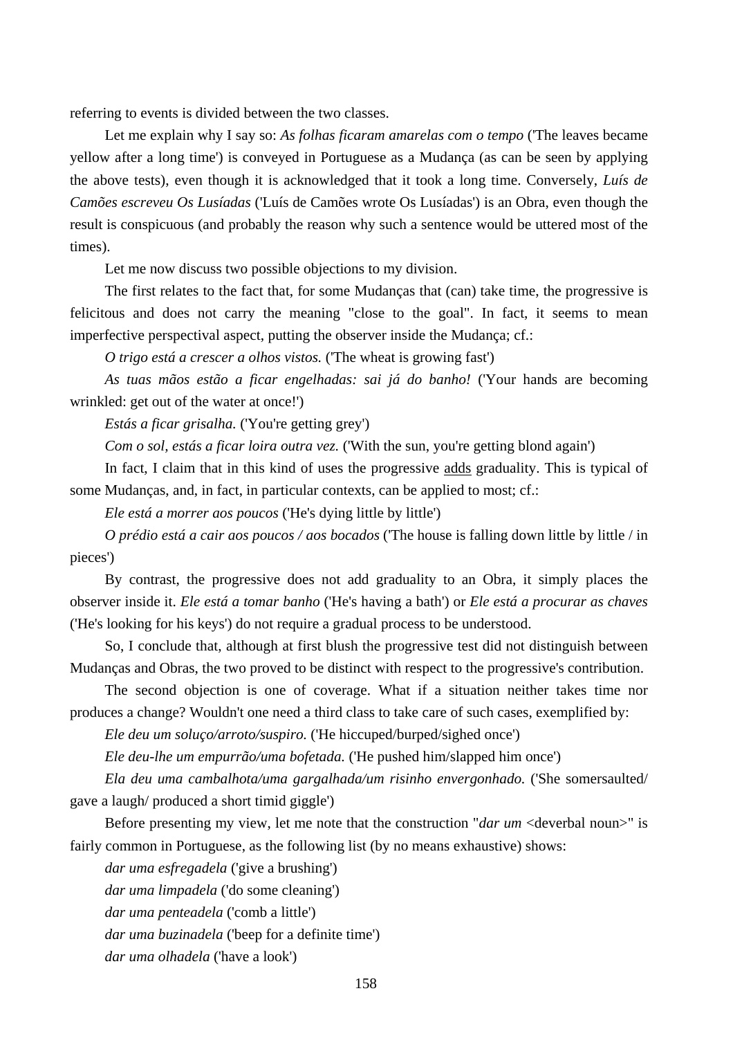referring to events is divided between the two classes.

Let me explain why I say so: *As folhas ficaram amarelas com o tempo* ('The leaves became yellow after a long time') is conveyed in Portuguese as a Mudança (as can be seen by applying the above tests), even though it is acknowledged that it took a long time. Conversely, *Luís de Camões escreveu Os Lusíadas* ('Luís de Camões wrote Os Lusíadas') is an Obra, even though the result is conspicuous (and probably the reason why such a sentence would be uttered most of the times).

Let me now discuss two possible objections to my division.

The first relates to the fact that, for some Mudanças that (can) take time, the progressive is felicitous and does not carry the meaning "close to the goal". In fact, it seems to mean imperfective perspectival aspect, putting the observer inside the Mudança; cf.:

*O trigo está a crescer a olhos vistos.* ('The wheat is growing fast')

*As tuas mãos estão a ficar engelhadas: sai já do banho!* ('Your hands are becoming wrinkled: get out of the water at once!')

*Estás a ficar grisalha.* ('You're getting grey')

*Com o sol, estás a ficar loira outra vez.* ('With the sun, you're getting blond again')

In fact, I claim that in this kind of uses the progressive <u>adds</u> graduality. This is typical of some Mudanças, and, in fact, in particular contexts, can be applied to most; cf.:

*Ele está a morrer aos poucos* ('He's dying little by little')

*O prédio está a cair aos poucos / aos bocados* ('The house is falling down little by little / in pieces')

By contrast, the progressive does not add graduality to an Obra, it simply places the observer inside it. *Ele está a tomar banho* ('He's having a bath') or *Ele está a procurar as chaves* ('He's looking for his keys') do not require a gradual process to be understood.

So, I conclude that, although at first blush the progressive test did not distinguish between Mudanças and Obras, the two proved to be distinct with respect to the progressive's contribution.

The second objection is one of coverage. What if a situation neither takes time nor produces a change? Wouldn't one need a third class to take care of such cases, exemplified by:

*Ele deu um soluço/arroto/suspiro.* ('He hiccuped/burped/sighed once')

*Ele deu-lhe um empurrão/uma bofetada.* ('He pushed him/slapped him once')

*Ela deu uma cambalhota/uma gargalhada/um risinho envergonhado.* ('She somersaulted/ gave a laugh/ produced a short timid giggle')

Before presenting my view, let me note that the construction "*dar um* <deverbal noun>" is fairly common in Portuguese, as the following list (by no means exhaustive) shows:

*dar uma esfregadela* ('give a brushing')

*dar uma limpadela* ('do some cleaning')

*dar uma penteadela* ('comb a little')

*dar uma buzinadela* ('beep for a definite time')

*dar uma olhadela* ('have a look')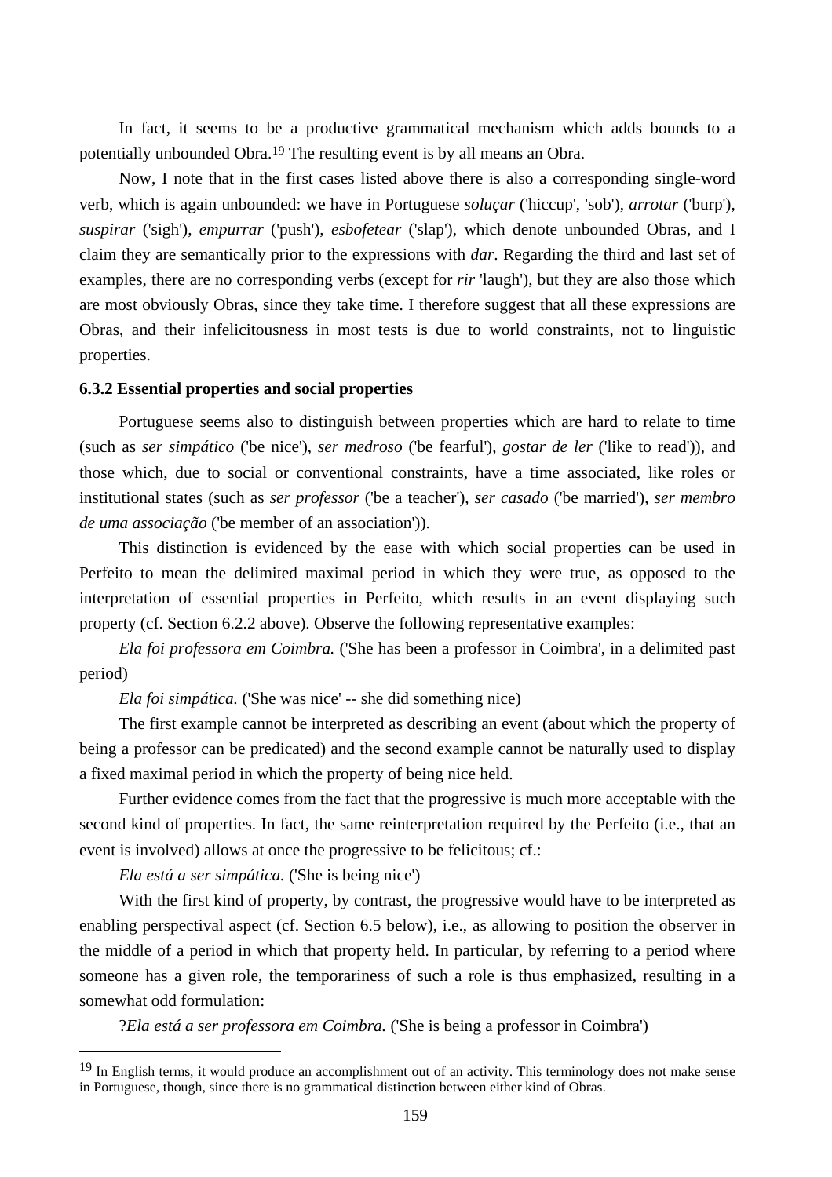In fact, it seems to be a productive grammatical mechanism which adds bounds to a potentially unbounded Obra.[19] The resulting event is by all means an Obra.

Now, I note that in the first cases listed above there is also a corresponding single-word verb, which is again unbounded: we have in Portuguese *soluçar* ('hiccup', 'sob'), *arrotar* ('burp'), *suspirar* ('sigh'), *empurrar* ('push'), *esbofetear* ('slap'), which denote unbounded Obras, and I claim they are semantically prior to the expressions with *dar*. Regarding the third and last set of examples, there are no corresponding verbs (except for *rir* 'laugh'), but they are also those which are most obviously Obras, since they take time. I therefore suggest that all these expressions are Obras, and their infelicitousness in most tests is due to world constraints, not to linguistic properties.

### 6.3.2 Essential properties and social properties

Portuguese seems also to distinguish between properties which are hard to relate to time (such as *ser simpático* ('be nice'), *ser medroso* ('be fearful'), *gostar de ler* ('like to read')), and those which, due to social or conventional constraints, have a time associated, like roles or institutional states (such as *ser professor* ('be a teacher'), *ser casado* ('be married'), *ser membro de uma associação* ('be member of an association')).

This distinction is evidenced by the ease with which social properties can be used in Perfeito to mean the delimited maximal period in which they were true, as opposed to the interpretation of essential properties in Perfeito, which results in an event displaying such property (cf. Section 6.2.2 above). Observe the following representative examples:

*Ela foi professora em Coimbra.* ('She has been a professor in Coimbra', in a delimited past period)

*Ela foi simpática.* ('She was nice' -- she did something nice)

The first example cannot be interpreted as describing an event (about which the property of being a professor can be predicated) and the second example cannot be naturally used to display a fixed maximal period in which the property of being nice held.

Further evidence comes from the fact that the progressive is much more acceptable with the second kind of properties. In fact, the same reinterpretation required by the Perfeito (i.e., that an event is involved) allows at once the progressive to be felicitous; cf.:

*Ela está a ser simpática.* ('She is being nice')

With the first kind of property, by contrast, the progressive would have to be interpreted as enabling perspectival aspect (cf. Section 6.5 below), i.e., as allowing to position the observer in the middle of a period in which that property held. In particular, by referring to a period where someone has a given role, the temporariness of such a role is thus emphasized, resulting in a somewhat odd formulation:

?*Ela está a ser professora em Coimbra.* ('She is being a professor in Coimbra')

---

[19] In English terms, it would produce an accomplishment out of an activity. This terminology does not make sense in Portuguese, though, since there is no grammatical distinction between either kind of Obras.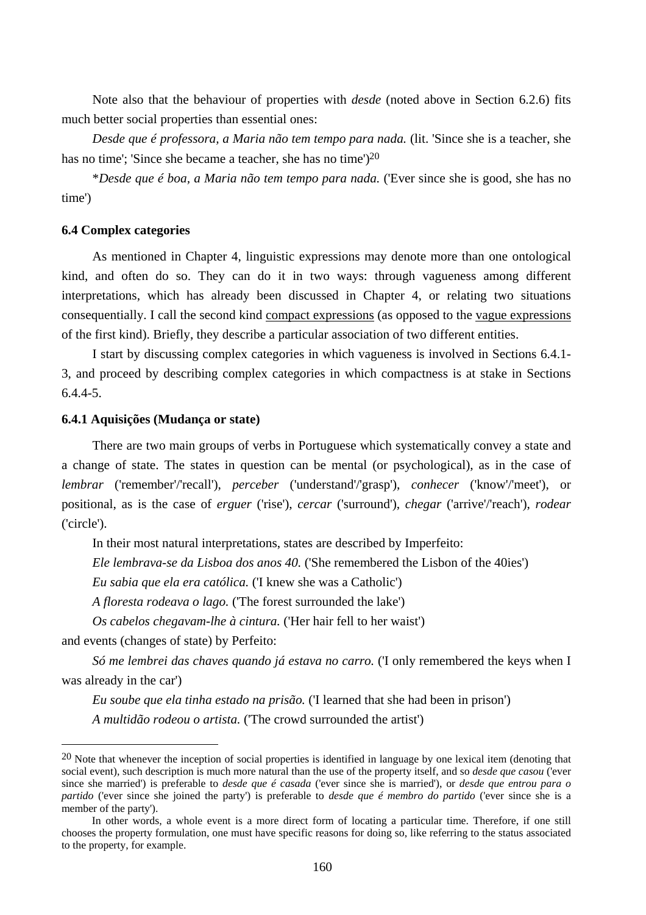Note also that the behaviour of properties with *desde* (noted above in Section 6.2.6) fits much better social properties than essential ones:

*Desde que é professora, a Maria não tem tempo para nada.* (lit. 'Since she is a teacher, she has no time'; 'Since she became a teacher, she has no time')[20]

\**Desde que é boa, a Maria não tem tempo para nada.* ('Ever since she is good, she has no time')

### 6.4 Complex categories

As mentioned in Chapter 4, linguistic expressions may denote more than one ontological kind, and often do so. They can do it in two ways: through vagueness among different interpretations, which has already been discussed in Chapter 4, or relating two situations consequentially. I call the second kind <u>compact expressions</u> (as opposed to the <u>vague expressions</u> of the first kind). Briefly, they describe a particular association of two different entities.

I start by discussing complex categories in which vagueness is involved in Sections 6.4.1-3, and proceed by describing complex categories in which compactness is at stake in Sections 6.4.4-5.

#### 6.4.1 Aquisições (Mudança or state)

There are two main groups of verbs in Portuguese which systematically convey a state and a change of state. The states in question can be mental (or psychological), as in the case of *lembrar* ('remember'/'recall'), *perceber* ('understand'/'grasp'), *conhecer* ('know'/'meet'), or positional, as is the case of *erguer* ('rise'), *cercar* ('surround'), *chegar* ('arrive'/'reach'), *rodear* ('circle').

In their most natural interpretations, states are described by Imperfeito:

*Ele lembrava-se da Lisboa dos anos 40.* ('She remembered the Lisbon of the 40ies')

*Eu sabia que ela era católica.* ('I knew she was a Catholic')

*A floresta rodeava o lago.* ('The forest surrounded the lake')

*Os cabelos chegavam-lhe à cintura.* ('Her hair fell to her waist')

and events (changes of state) by Perfeito:

*Só me lembrei das chaves quando já estava no carro.* ('I only remembered the keys when I was already in the car')

*Eu soube que ela tinha estado na prisão.* ('I learned that she had been in prison')

*A multidão rodeou o artista.* ('The crowd surrounded the artist')

---

[20] Note that whenever the inception of social properties is identified in language by one lexical item (denoting that social event), such description is much more natural than the use of the property itself, and so *desde que casou* ('ever since she married') is preferable to *desde que é casada* ('ever since she is married'), or *desde que entrou para o partido* ('ever since she joined the party') is preferable to *desde que é membro do partido* ('ever since she is a member of the party').

In other words, a whole event is a more direct form of locating a particular time. Therefore, if one still chooses the property formulation, one must have specific reasons for doing so, like referring to the status associated to the property, for example.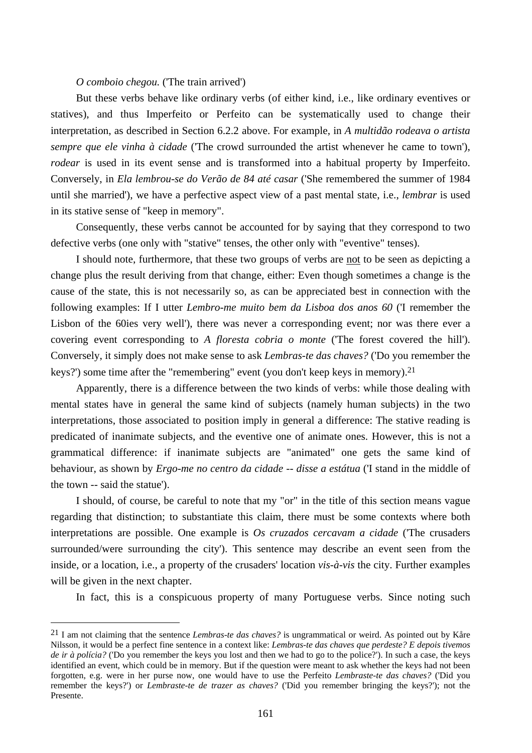*O comboio chegou.* ('The train arrived')

But these verbs behave like ordinary verbs (of either kind, i.e., like ordinary eventives or statives), and thus Imperfeito or Perfeito can be systematically used to change their interpretation, as described in Section 6.2.2 above. For example, in *A multidão rodeava o artista sempre que ele vinha à cidade* ('The crowd surrounded the artist whenever he came to town'), *rodear* is used in its event sense and is transformed into a habitual property by Imperfeito. Conversely, in *Ela lembrou-se do Verão de 84 até casar* ('She remembered the summer of 1984 until she married'), we have a perfective aspect view of a past mental state, i.e., *lembrar* is used in its stative sense of "keep in memory".

Consequently, these verbs cannot be accounted for by saying that they correspond to two defective verbs (one only with "stative" tenses, the other only with "eventive" tenses).

I should note, furthermore, that these two groups of verbs are <u>not</u> to be seen as depicting a change plus the result deriving from that change, either: Even though sometimes a change is the cause of the state, this is not necessarily so, as can be appreciated best in connection with the following examples: If I utter *Lembro-me muito bem da Lisboa dos anos 60* ('I remember the Lisbon of the 60ies very well'), there was never a corresponding event; nor was there ever a covering event corresponding to *A floresta cobria o monte* ('The forest covered the hill'). Conversely, it simply does not make sense to ask *Lembras-te das chaves?* ('Do you remember the keys?') some time after the "remembering" event (you don't keep keys in memory).[21]

Apparently, there is a difference between the two kinds of verbs: while those dealing with mental states have in general the same kind of subjects (namely human subjects) in the two interpretations, those associated to position imply in general a difference: The stative reading is predicated of inanimate subjects, and the eventive one of animate ones. However, this is not a grammatical difference: if inanimate subjects are "animated" one gets the same kind of behaviour, as shown by *Ergo-me no centro da cidade -- disse a estátua* ('I stand in the middle of the town -- said the statue').

I should, of course, be careful to note that my "or" in the title of this section means vague regarding that distinction; to substantiate this claim, there must be some contexts where both interpretations are possible. One example is *Os cruzados cercavam a cidade* ('The crusaders surrounded/were surrounding the city'). This sentence may describe an event seen from the inside, or a location, i.e., a property of the crusaders' location *vis-à-vis* the city. Further examples will be given in the next chapter.

In fact, this is a conspicuous property of many Portuguese verbs. Since noting such

---

[21] I am not claiming that the sentence *Lembras-te das chaves?* is ungrammatical or weird. As pointed out by Kåre Nilsson, it would be a perfect fine sentence in a context like: *Lembras-te das chaves que perdeste? E depois tivemos de ir à polícia?* ('Do you remember the keys you lost and then we had to go to the police?'). In such a case, the keys identified an event, which could be in memory. But if the question were meant to ask whether the keys had not been forgotten, e.g. were in her purse now, one would have to use the Perfeito *Lembraste-te das chaves?* ('Did you remember the keys?') or *Lembraste-te de trazer as chaves?* ('Did you remember bringing the keys?'); not the Presente.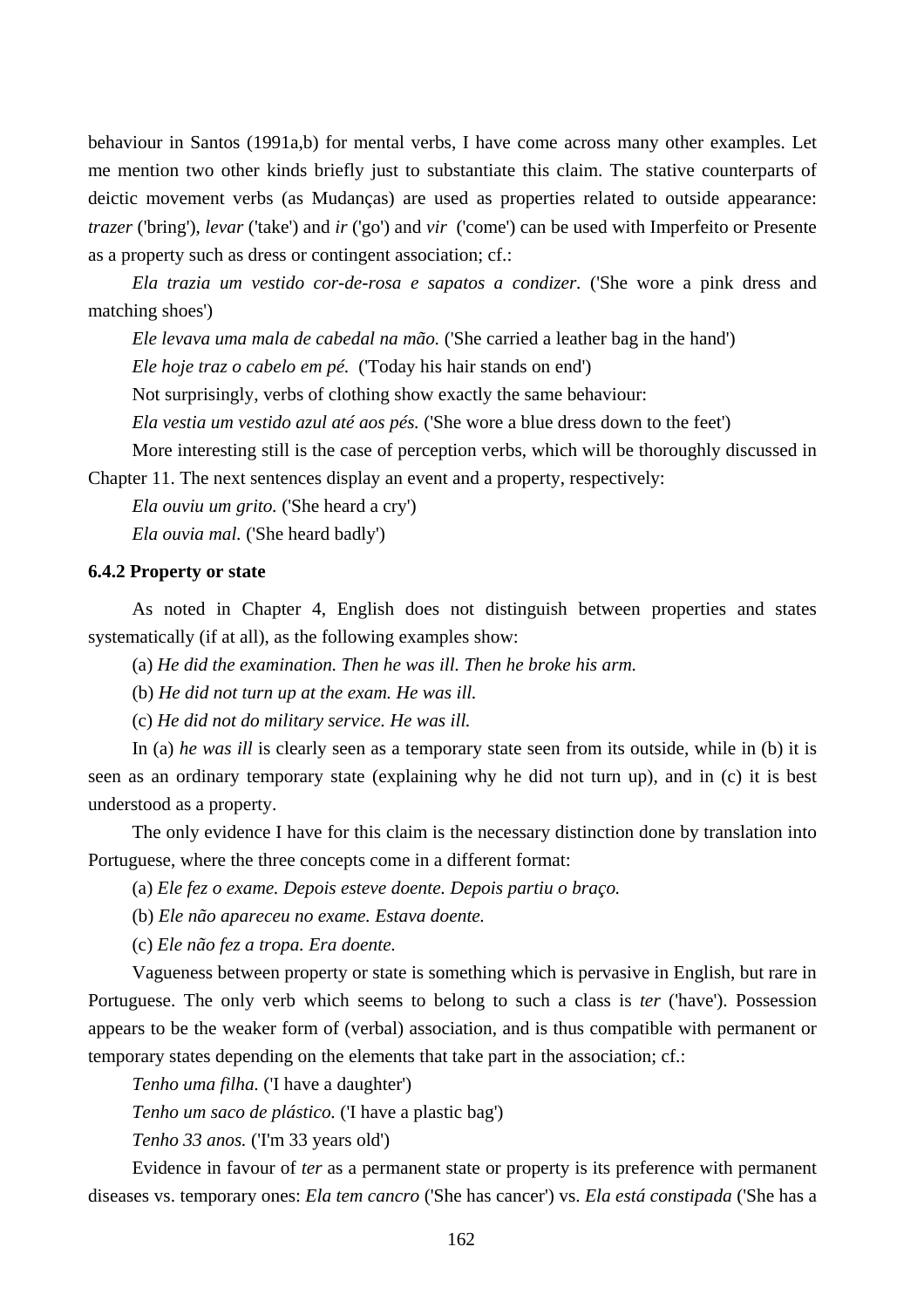behaviour in Santos (1991a,b) for mental verbs, I have come across many other examples. Let me mention two other kinds briefly just to substantiate this claim. The stative counterparts of deictic movement verbs (as Mudanças) are used as properties related to outside appearance: *trazer* ('bring'), *levar* ('take') and *ir* ('go') and *vir* ('come') can be used with Imperfeito or Presente as a property such as dress or contingent association; cf.:

*Ela trazia um vestido cor-de-rosa e sapatos a condizer.* ('She wore a pink dress and matching shoes')

*Ele levava uma mala de cabedal na mão.* ('She carried a leather bag in the hand')

*Ele hoje traz o cabelo em pé.* ('Today his hair stands on end')

Not surprisingly, verbs of clothing show exactly the same behaviour:

*Ela vestia um vestido azul até aos pés.* ('She wore a blue dress down to the feet')

More interesting still is the case of perception verbs, which will be thoroughly discussed in Chapter 11. The next sentences display an event and a property, respectively:

*Ela ouviu um grito.* ('She heard a cry')

*Ela ouvia mal.* ('She heard badly')

### 6.4.2 Property or state

As noted in Chapter 4, English does not distinguish between properties and states systematically (if at all), as the following examples show:

(a) *He did the examination. Then he was ill. Then he broke his arm.*

(b) *He did not turn up at the exam. He was ill.*

(c) *He did not do military service. He was ill.*

In (a) *he was ill* is clearly seen as a temporary state seen from its outside, while in (b) it is seen as an ordinary temporary state (explaining why he did not turn up), and in (c) it is best understood as a property.

The only evidence I have for this claim is the necessary distinction done by translation into Portuguese, where the three concepts come in a different format:

(a) *Ele fez o exame. Depois esteve doente. Depois partiu o braço.*

(b) *Ele não apareceu no exame. Estava doente.*

(c) *Ele não fez a tropa. Era doente.*

Vagueness between property or state is something which is pervasive in English, but rare in Portuguese. The only verb which seems to belong to such a class is *ter* ('have'). Possession appears to be the weaker form of (verbal) association, and is thus compatible with permanent or temporary states depending on the elements that take part in the association; cf.:

*Tenho uma filha.* ('I have a daughter')

*Tenho um saco de plástico.* ('I have a plastic bag')

*Tenho 33 anos.* ('I'm 33 years old')

Evidence in favour of *ter* as a permanent state or property is its preference with permanent diseases vs. temporary ones: *Ela tem cancro* ('She has cancer') vs. *Ela está constipada* ('She has a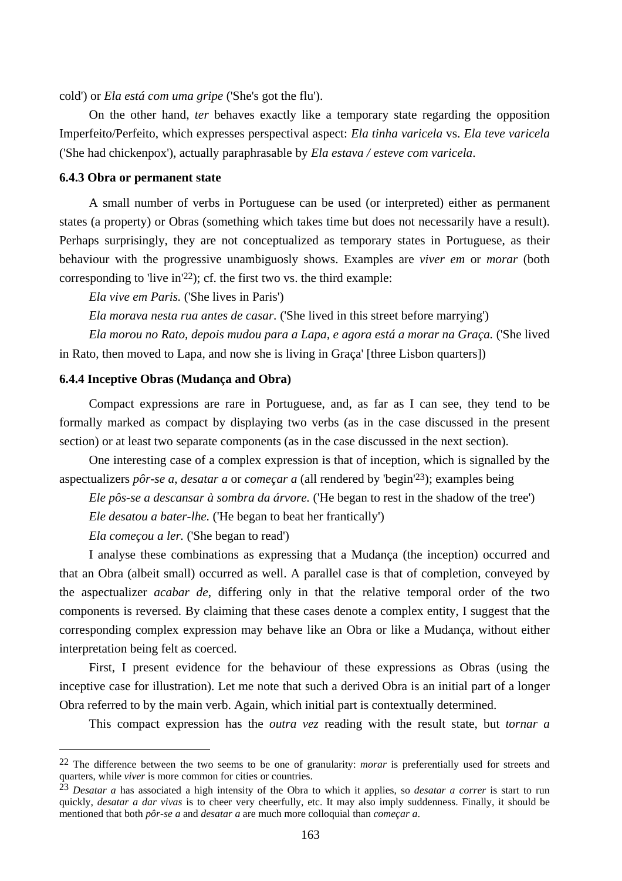cold') or *Ela está com uma gripe* ('She's got the flu').

On the other hand, *ter* behaves exactly like a temporary state regarding the opposition Imperfeito/Perfeito, which expresses perspectival aspect: *Ela tinha varicela* vs. *Ela teve varicela* ('She had chickenpox'), actually paraphrasable by *Ela estava / esteve com varicela*.

### 6.4.3 Obra or permanent state

A small number of verbs in Portuguese can be used (or interpreted) either as permanent states (a property) or Obras (something which takes time but does not necessarily have a result). Perhaps surprisingly, they are not conceptualized as temporary states in Portuguese, as their behaviour with the progressive unambiguosly shows. Examples are *viver em* or *morar* (both corresponding to 'live in'[22]); cf. the first two vs. the third example:

*Ela vive em Paris.* ('She lives in Paris')

*Ela morava nesta rua antes de casar.* ('She lived in this street before marrying')

*Ela morou no Rato, depois mudou para a Lapa, e agora está a morar na Graça.* ('She lived in Rato, then moved to Lapa, and now she is living in Graça' [three Lisbon quarters])

### 6.4.4 Inceptive Obras (Mudança and Obra)

Compact expressions are rare in Portuguese, and, as far as I can see, they tend to be formally marked as compact by displaying two verbs (as in the case discussed in the present section) or at least two separate components (as in the case discussed in the next section).

One interesting case of a complex expression is that of inception, which is signalled by the aspectualizers *pôr-se a*, *desatar a* or *começar a* (all rendered by 'begin'[23]); examples being

*Ele pôs-se a descansar à sombra da árvore.* ('He began to rest in the shadow of the tree')

*Ele desatou a bater-lhe.* ('He began to beat her frantically')

*Ela começou a ler.* ('She began to read')

I analyse these combinations as expressing that a Mudança (the inception) occurred and that an Obra (albeit small) occurred as well. A parallel case is that of completion, conveyed by the aspectualizer *acabar de*, differing only in that the relative temporal order of the two components is reversed. By claiming that these cases denote a complex entity, I suggest that the corresponding complex expression may behave like an Obra or like a Mudança, without either interpretation being felt as coerced.

First, I present evidence for the behaviour of these expressions as Obras (using the inceptive case for illustration). Let me note that such a derived Obra is an initial part of a longer Obra referred to by the main verb. Again, which initial part is contextually determined.

This compact expression has the *outra vez* reading with the result state, but *tornar a*

---

[22] The difference between the two seems to be one of granularity: *morar* is preferentially used for streets and quarters, while *viver* is more common for cities or countries.

[23] *Desatar a* has associated a high intensity of the Obra to which it applies, so *desatar a correr* is start to run quickly, *desatar a dar vivas* is to cheer very cheerfully, etc. It may also imply suddenness. Finally, it should be mentioned that both *pôr-se a* and *desatar a* are much more colloquial than *começar a*.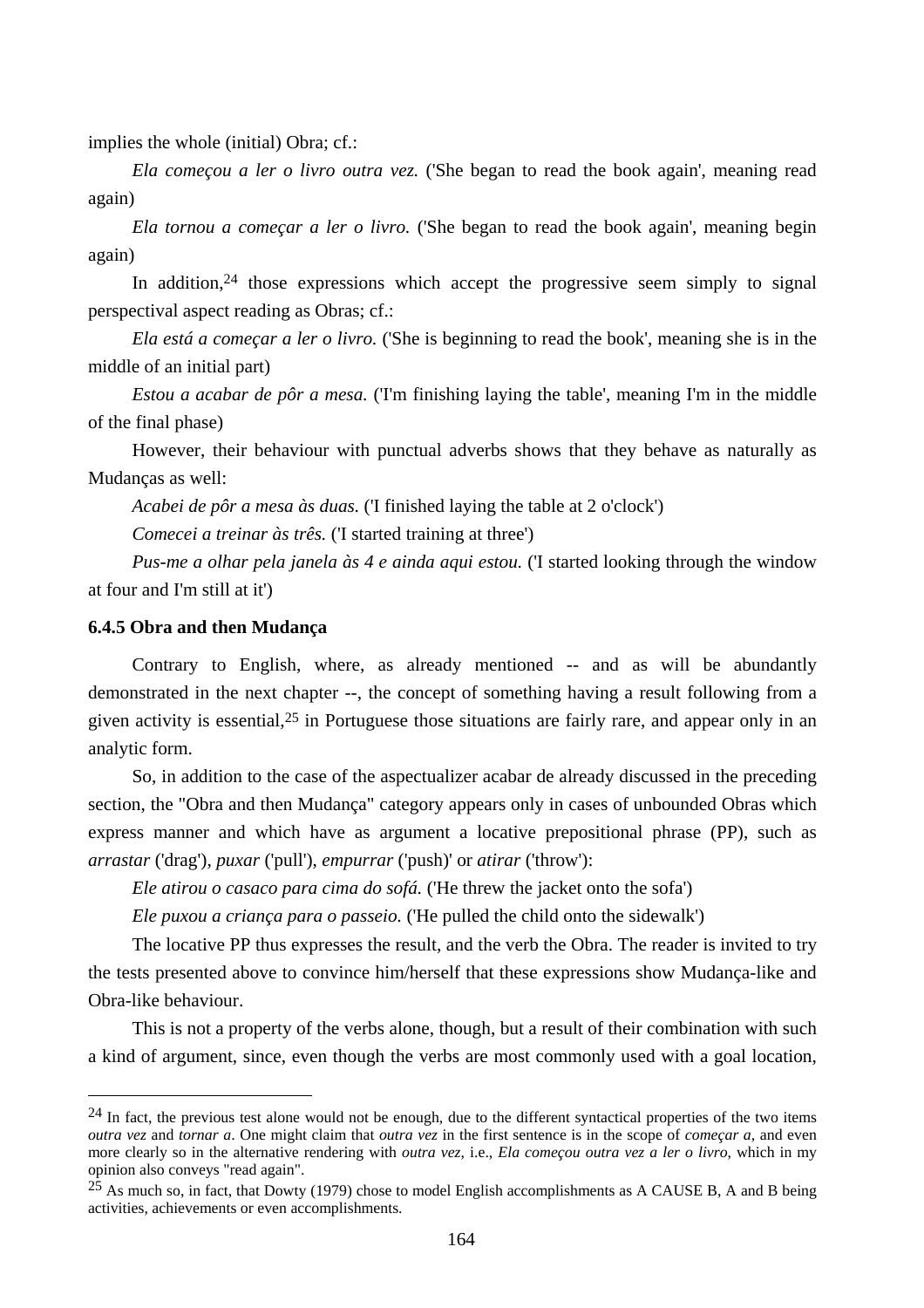implies the whole (initial) Obra; cf.:

*Ela começou a ler o livro outra vez.* ('She began to read the book again', meaning read again)

*Ela tornou a começar a ler o livro.* ('She began to read the book again', meaning begin again)

In addition,[24] those expressions which accept the progressive seem simply to signal perspectival aspect reading as Obras; cf.:

*Ela está a começar a ler o livro.* ('She is beginning to read the book', meaning she is in the middle of an initial part)

*Estou a acabar de pôr a mesa.* ('I'm finishing laying the table', meaning I'm in the middle of the final phase)

However, their behaviour with punctual adverbs shows that they behave as naturally as Mudanças as well:

*Acabei de pôr a mesa às duas.* ('I finished laying the table at 2 o'clock')

*Comecei a treinar às três.* ('I started training at three')

*Pus-me a olhar pela janela às 4 e ainda aqui estou.* ('I started looking through the window at four and I'm still at it')

### 6.4.5 Obra and then Mudança

Contrary to English, where, as already mentioned -- and as will be abundantly demonstrated in the next chapter --, the concept of something having a result following from a given activity is essential,[25] in Portuguese those situations are fairly rare, and appear only in an analytic form.

So, in addition to the case of the aspectualizer acabar de already discussed in the preceding section, the "Obra and then Mudança" category appears only in cases of unbounded Obras which express manner and which have as argument a locative prepositional phrase (PP), such as *arrastar* ('drag'), *puxar* ('pull'), *empurrar* ('push)' or *atirar* ('throw'):

*Ele atirou o casaco para cima do sofá.* ('He threw the jacket onto the sofa')

*Ele puxou a criança para o passeio.* ('He pulled the child onto the sidewalk')

The locative PP thus expresses the result, and the verb the Obra. The reader is invited to try the tests presented above to convince him/herself that these expressions show Mudança-like and Obra-like behaviour.

This is not a property of the verbs alone, though, but a result of their combination with such a kind of argument, since, even though the verbs are most commonly used with a goal location,

---

[24] In fact, the previous test alone would not be enough, due to the different syntactical properties of the two items *outra vez* and *tornar a*. One might claim that *outra vez* in the first sentence is in the scope of *começar a*, and even more clearly so in the alternative rendering with *outra vez*, i.e., *Ela começou outra vez a ler o livro*, which in my opinion also conveys "read again".

[25] As much so, in fact, that Dowty (1979) chose to model English accomplishments as A CAUSE B, A and B being activities, achievements or even accomplishments.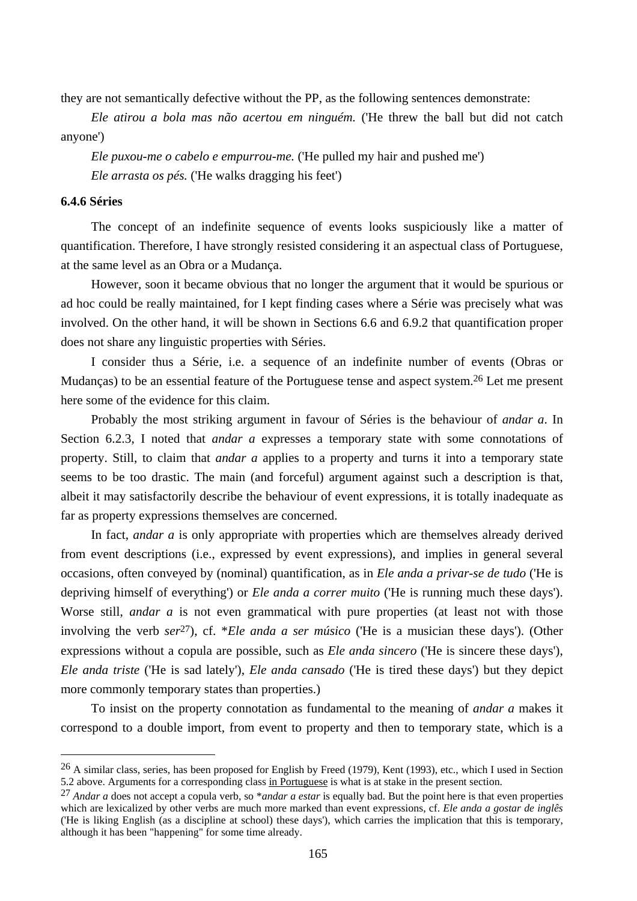they are not semantically defective without the PP, as the following sentences demonstrate:

*Ele atirou a bola mas não acertou em ninguém.* ('He threw the ball but did not catch anyone')

*Ele puxou-me o cabelo e empurrou-me.* ('He pulled my hair and pushed me')

*Ele arrasta os pés.* ('He walks dragging his feet')

### 6.4.6 Séries

The concept of an indefinite sequence of events looks suspiciously like a matter of quantification. Therefore, I have strongly resisted considering it an aspectual class of Portuguese, at the same level as an Obra or a Mudança.

However, soon it became obvious that no longer the argument that it would be spurious or ad hoc could be really maintained, for I kept finding cases where a Série was precisely what was involved. On the other hand, it will be shown in Sections 6.6 and 6.9.2 that quantification proper does not share any linguistic properties with Séries.

I consider thus a Série, i.e. a sequence of an indefinite number of events (Obras or Mudanças) to be an essential feature of the Portuguese tense and aspect system.[26] Let me present here some of the evidence for this claim.

Probably the most striking argument in favour of Séries is the behaviour of *andar a*. In Section 6.2.3, I noted that *andar a* expresses a temporary state with some connotations of property. Still, to claim that *andar a* applies to a property and turns it into a temporary state seems to be too drastic. The main (and forceful) argument against such a description is that, albeit it may satisfactorily describe the behaviour of event expressions, it is totally inadequate as far as property expressions themselves are concerned.

In fact, *andar a* is only appropriate with properties which are themselves already derived from event descriptions (i.e., expressed by event expressions), and implies in general several occasions, often conveyed by (nominal) quantification, as in *Ele anda a privar-se de tudo* ('He is depriving himself of everything') or *Ele anda a correr muito* ('He is running much these days'). Worse still, *andar a* is not even grammatical with pure properties (at least not with those involving the verb *ser*[27]), cf. **Ele anda a ser músico* ('He is a musician these days'). (Other expressions without a copula are possible, such as *Ele anda sincero* ('He is sincere these days'), *Ele anda triste* ('He is sad lately'), *Ele anda cansado* ('He is tired these days') but they depict more commonly temporary states than properties.)

To insist on the property connotation as fundamental to the meaning of *andar a* makes it correspond to a double import, from event to property and then to temporary state, which is a

---

[26] A similar class, series, has been proposed for English by Freed (1979), Kent (1993), etc., which I used in Section 5.2 above. Arguments for a corresponding class <u>in Portuguese</u> is what is at stake in the present section.

[27] *Andar a* does not accept a copula verb, so **andar a estar* is equally bad. But the point here is that even properties which are lexicalized by other verbs are much more marked than event expressions, cf. *Ele anda a gostar de inglês* ('He is liking English (as a discipline at school) these days'), which carries the implication that this is temporary, although it has been "happening" for some time already.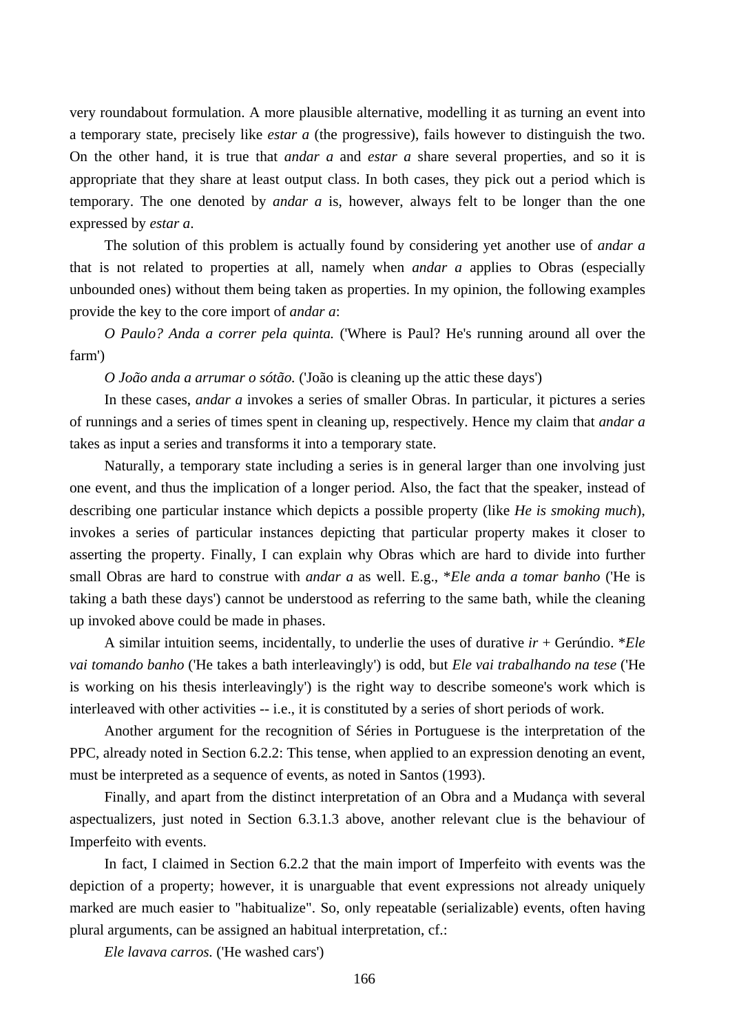very roundabout formulation. A more plausible alternative, modelling it as turning an event into a temporary state, precisely like *estar a* (the progressive), fails however to distinguish the two. On the other hand, it is true that *andar a* and *estar a* share several properties, and so it is appropriate that they share at least output class. In both cases, they pick out a period which is temporary. The one denoted by *andar a* is, however, always felt to be longer than the one expressed by *estar a*.

The solution of this problem is actually found by considering yet another use of *andar a* that is not related to properties at all, namely when *andar a* applies to Obras (especially unbounded ones) without them being taken as properties. In my opinion, the following examples provide the key to the core import of *andar a*:

*O Paulo? Anda a correr pela quinta.* ('Where is Paul? He's running around all over the farm')

*O João anda a arrumar o sótão.* ('João is cleaning up the attic these days')

In these cases, *andar a* invokes a series of smaller Obras. In particular, it pictures a series of runnings and a series of times spent in cleaning up, respectively. Hence my claim that *andar a* takes as input a series and transforms it into a temporary state.

Naturally, a temporary state including a series is in general larger than one involving just one event, and thus the implication of a longer period. Also, the fact that the speaker, instead of describing one particular instance which depicts a possible property (like *He is smoking much*), invokes a series of particular instances depicting that particular property makes it closer to asserting the property. Finally, I can explain why Obras which are hard to divide into further small Obras are hard to construe with *andar a* as well. E.g., \**Ele anda a tomar banho* ('He is taking a bath these days') cannot be understood as referring to the same bath, while the cleaning up invoked above could be made in phases.

A similar intuition seems, incidentally, to underlie the uses of durative *ir* + Gerúndio. \**Ele vai tomando banho* ('He takes a bath interleavingly') is odd, but *Ele vai trabalhando na tese* ('He is working on his thesis interleavingly') is the right way to describe someone's work which is interleaved with other activities -- i.e., it is constituted by a series of short periods of work.

Another argument for the recognition of Séries in Portuguese is the interpretation of the PPC, already noted in Section 6.2.2: This tense, when applied to an expression denoting an event, must be interpreted as a sequence of events, as noted in Santos (1993).

Finally, and apart from the distinct interpretation of an Obra and a Mudança with several aspectualizers, just noted in Section 6.3.1.3 above, another relevant clue is the behaviour of Imperfeito with events.

In fact, I claimed in Section 6.2.2 that the main import of Imperfeito with events was the depiction of a property; however, it is unarguable that event expressions not already uniquely marked are much easier to "habitualize". So, only repeatable (serializable) events, often having plural arguments, can be assigned an habitual interpretation, cf.:

*Ele lavava carros.* ('He washed cars')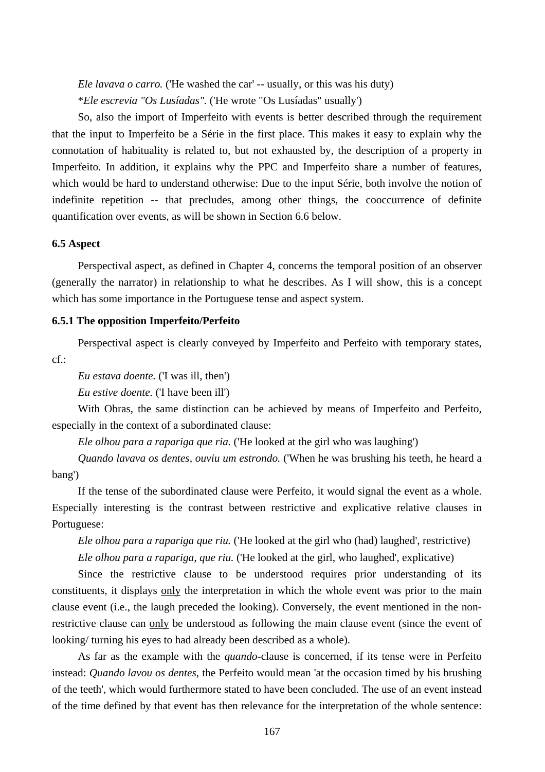*Ele lavava o carro.* ('He washed the car' -- usually, or this was his duty)

*\*Ele escrevia "Os Lusíadas".* ('He wrote "Os Lusíadas" usually')

So, also the import of Imperfeito with events is better described through the requirement that the input to Imperfeito be a Série in the first place. This makes it easy to explain why the connotation of habituality is related to, but not exhausted by, the description of a property in Imperfeito. In addition, it explains why the PPC and Imperfeito share a number of features, which would be hard to understand otherwise: Due to the input Série, both involve the notion of indefinite repetition -- that precludes, among other things, the cooccurrence of definite quantification over events, as will be shown in Section 6.6 below.

### 6.5 Aspect

Perspectival aspect, as defined in Chapter 4, concerns the temporal position of an observer (generally the narrator) in relationship to what he describes. As I will show, this is a concept which has some importance in the Portuguese tense and aspect system.

#### 6.5.1 The opposition Imperfeito/Perfeito

Perspectival aspect is clearly conveyed by Imperfeito and Perfeito with temporary states, cf.:

*Eu estava doente.* ('I was ill, then')

*Eu estive doente.* ('I have been ill')

With Obras, the same distinction can be achieved by means of Imperfeito and Perfeito, especially in the context of a subordinated clause:

*Ele olhou para a rapariga que ria.* ('He looked at the girl who was laughing')

*Quando lavava os dentes, ouviu um estrondo.* ('When he was brushing his teeth, he heard a bang')

If the tense of the subordinated clause were Perfeito, it would signal the event as a whole. Especially interesting is the contrast between restrictive and explicative relative clauses in Portuguese:

*Ele olhou para a rapariga que riu.* ('He looked at the girl who (had) laughed', restrictive)

*Ele olhou para a rapariga, que riu.* ('He looked at the girl, who laughed', explicative)

Since the restrictive clause to be understood requires prior understanding of its constituents, it displays <u>only</u> the interpretation in which the whole event was prior to the main clause event (i.e., the laugh preceded the looking). Conversely, the event mentioned in the non-restrictive clause can <u>only</u> be understood as following the main clause event (since the event of looking/ turning his eyes to had already been described as a whole).

As far as the example with the *quando*-clause is concerned, if its tense were in Perfeito instead: *Quando lavou os dentes*, the Perfeito would mean 'at the occasion timed by his brushing of the teeth', which would furthermore stated to have been concluded. The use of an event instead of the time defined by that event has then relevance for the interpretation of the whole sentence: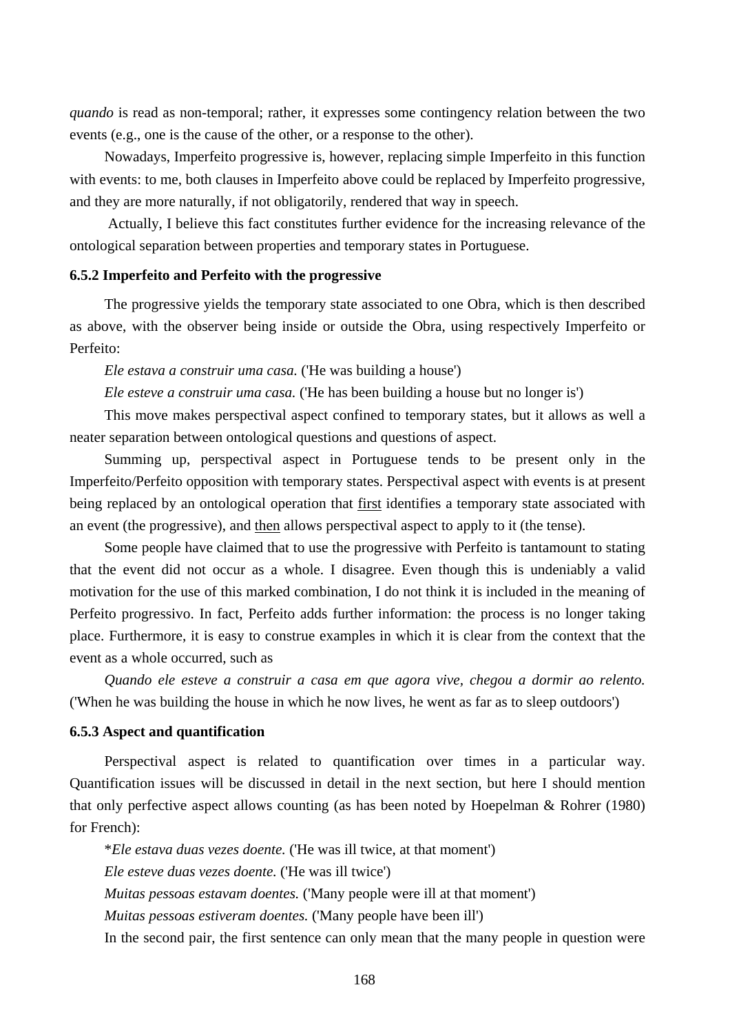*quando* is read as non-temporal; rather, it expresses some contingency relation between the two events (e.g., one is the cause of the other, or a response to the other).

Nowadays, Imperfeito progressive is, however, replacing simple Imperfeito in this function with events: to me, both clauses in Imperfeito above could be replaced by Imperfeito progressive, and they are more naturally, if not obligatorily, rendered that way in speech.

Actually, I believe this fact constitutes further evidence for the increasing relevance of the ontological separation between properties and temporary states in Portuguese.

### 6.5.2 Imperfeito and Perfeito with the progressive

The progressive yields the temporary state associated to one Obra, which is then described as above, with the observer being inside or outside the Obra, using respectively Imperfeito or Perfeito:

*Ele estava a construir uma casa.* ('He was building a house')

*Ele esteve a construir uma casa.* ('He has been building a house but no longer is')

This move makes perspectival aspect confined to temporary states, but it allows as well a neater separation between ontological questions and questions of aspect.

Summing up, perspectival aspect in Portuguese tends to be present only in the Imperfeito/Perfeito opposition with temporary states. Perspectival aspect with events is at present being replaced by an ontological operation that <u>first</u> identifies a temporary state associated with an event (the progressive), and <u>then</u> allows perspectival aspect to apply to it (the tense).

Some people have claimed that to use the progressive with Perfeito is tantamount to stating that the event did not occur as a whole. I disagree. Even though this is undeniably a valid motivation for the use of this marked combination, I do not think it is included in the meaning of Perfeito progressivo. In fact, Perfeito adds further information: the process is no longer taking place. Furthermore, it is easy to construe examples in which it is clear from the context that the event as a whole occurred, such as

*Quando ele esteve a construir a casa em que agora vive, chegou a dormir ao relento.* ('When he was building the house in which he now lives, he went as far as to sleep outdoors')

### 6.5.3 Aspect and quantification

Perspectival aspect is related to quantification over times in a particular way. Quantification issues will be discussed in detail in the next section, but here I should mention that only perfective aspect allows counting (as has been noted by Hoepelman & Rohrer (1980) for French):

*\*Ele estava duas vezes doente.* ('He was ill twice, at that moment')

*Ele esteve duas vezes doente.* ('He was ill twice')

*Muitas pessoas estavam doentes.* ('Many people were ill at that moment')

*Muitas pessoas estiveram doentes.* ('Many people have been ill')

In the second pair, the first sentence can only mean that the many people in question were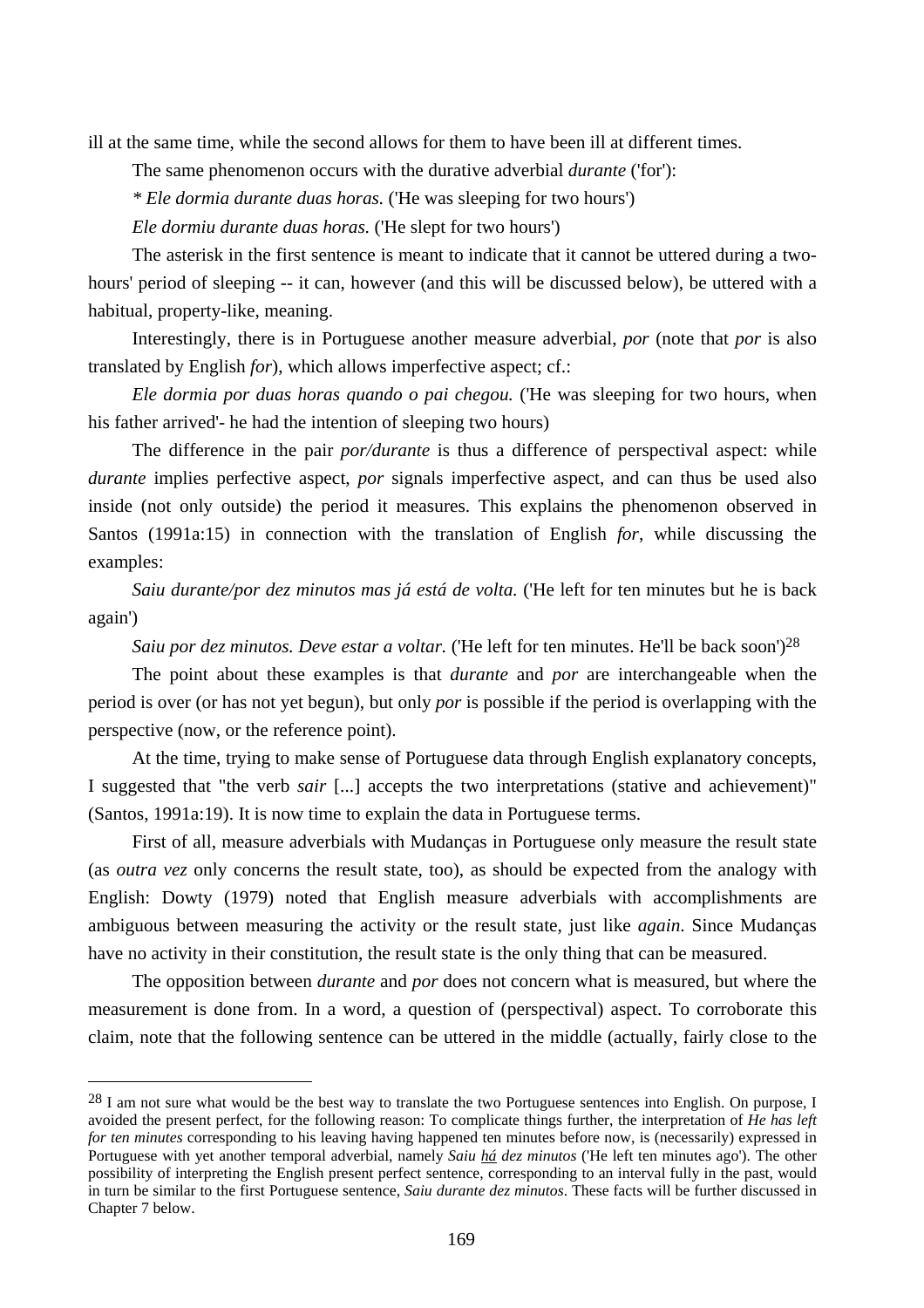ill at the same time, while the second allows for them to have been ill at different times.

The same phenomenon occurs with the durative adverbial *durante* ('for'):

*\* Ele dormia durante duas horas.* ('He was sleeping for two hours')

*Ele dormiu durante duas horas.* ('He slept for two hours')

The asterisk in the first sentence is meant to indicate that it cannot be uttered during a two-hours' period of sleeping -- it can, however (and this will be discussed below), be uttered with a habitual, property-like, meaning.

Interestingly, there is in Portuguese another measure adverbial, *por* (note that *por* is also translated by English *for*), which allows imperfective aspect; cf.:

*Ele dormia por duas horas quando o pai chegou.* ('He was sleeping for two hours, when his father arrived'- he had the intention of sleeping two hours)

The difference in the pair *por/durante* is thus a difference of perspectival aspect: while *durante* implies perfective aspect, *por* signals imperfective aspect, and can thus be used also inside (not only outside) the period it measures. This explains the phenomenon observed in Santos (1991a:15) in connection with the translation of English *for*, while discussing the examples:

*Saiu durante/por dez minutos mas já está de volta.* ('He left for ten minutes but he is back again')

*Saiu por dez minutos. Deve estar a voltar.* ('He left for ten minutes. He'll be back soon')[28]

The point about these examples is that *durante* and *por* are interchangeable when the period is over (or has not yet begun), but only *por* is possible if the period is overlapping with the perspective (now, or the reference point).

At the time, trying to make sense of Portuguese data through English explanatory concepts, I suggested that "the verb *sair* [...] accepts the two interpretations (stative and achievement)" (Santos, 1991a:19). It is now time to explain the data in Portuguese terms.

First of all, measure adverbials with Mudanças in Portuguese only measure the result state (as *outra vez* only concerns the result state, too), as should be expected from the analogy with English: Dowty (1979) noted that English measure adverbials with accomplishments are ambiguous between measuring the activity or the result state, just like *again*. Since Mudanças have no activity in their constitution, the result state is the only thing that can be measured.

The opposition between *durante* and *por* does not concern what is measured, but where the measurement is done from. In a word, a question of (perspectival) aspect. To corroborate this claim, note that the following sentence can be uttered in the middle (actually, fairly close to the

---

[28] I am not sure what would be the best way to translate the two Portuguese sentences into English. On purpose, I avoided the present perfect, for the following reason: To complicate things further, the interpretation of *He has left for ten minutes* corresponding to his leaving having happened ten minutes before now, is (necessarily) expressed in Portuguese with yet another temporal adverbial, namely *Saiu <u>há</u> dez minutos* ('He left ten minutes ago'). The other possibility of interpreting the English present perfect sentence, corresponding to an interval fully in the past, would in turn be similar to the first Portuguese sentence, *Saiu durante dez minutos*. These facts will be further discussed in Chapter 7 below.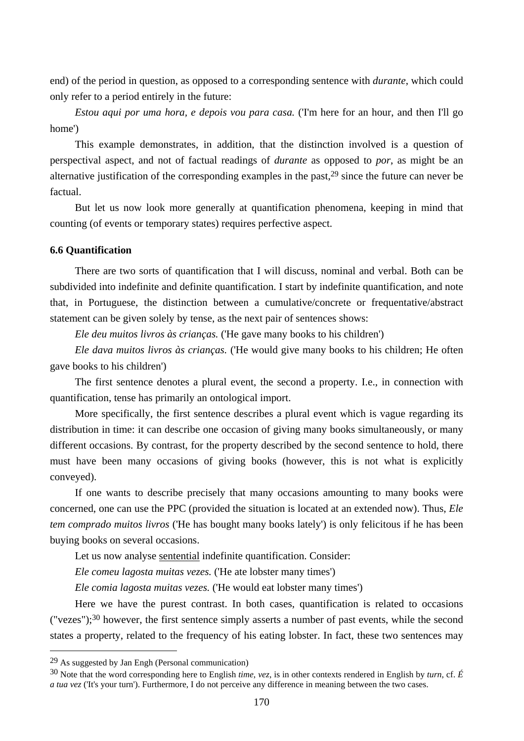end) of the period in question, as opposed to a corresponding sentence with *durante*, which could only refer to a period entirely in the future:

*Estou aqui por uma hora, e depois vou para casa.* ('I'm here for an hour, and then I'll go home')

This example demonstrates, in addition, that the distinction involved is a question of perspectival aspect, and not of factual readings of *durante* as opposed to *por*, as might be an alternative justification of the corresponding examples in the past,[29] since the future can never be factual.

But let us now look more generally at quantification phenomena, keeping in mind that counting (of events or temporary states) requires perfective aspect.

### 6.6 Quantification

There are two sorts of quantification that I will discuss, nominal and verbal. Both can be subdivided into indefinite and definite quantification. I start by indefinite quantification, and note that, in Portuguese, the distinction between a cumulative/concrete or frequentative/abstract statement can be given solely by tense, as the next pair of sentences shows:

*Ele deu muitos livros às crianças.* ('He gave many books to his children')

*Ele dava muitos livros às crianças.* ('He would give many books to his children; He often gave books to his children')

The first sentence denotes a plural event, the second a property. I.e., in connection with quantification, tense has primarily an ontological import.

More specifically, the first sentence describes a plural event which is vague regarding its distribution in time: it can describe one occasion of giving many books simultaneously, or many different occasions. By contrast, for the property described by the second sentence to hold, there must have been many occasions of giving books (however, this is not what is explicitly conveyed).

If one wants to describe precisely that many occasions amounting to many books were concerned, one can use the PPC (provided the situation is located at an extended now). Thus, *Ele tem comprado muitos livros* ('He has bought many books lately') is only felicitous if he has been buying books on several occasions.

Let us now analyse <u>sentential</u> indefinite quantification. Consider:

*Ele comeu lagosta muitas vezes.* ('He ate lobster many times')

*Ele comia lagosta muitas vezes.* ('He would eat lobster many times')

Here we have the purest contrast. In both cases, quantification is related to occasions ("vezes");[30] however, the first sentence simply asserts a number of past events, while the second states a property, related to the frequency of his eating lobster. In fact, these two sentences may

---

[29] As suggested by Jan Engh (Personal communication)

[30] Note that the word corresponding here to English *time*, *vez*, is in other contexts rendered in English by *turn*, cf. *É a tua vez* ('It's your turn'). Furthermore, I do not perceive any difference in meaning between the two cases.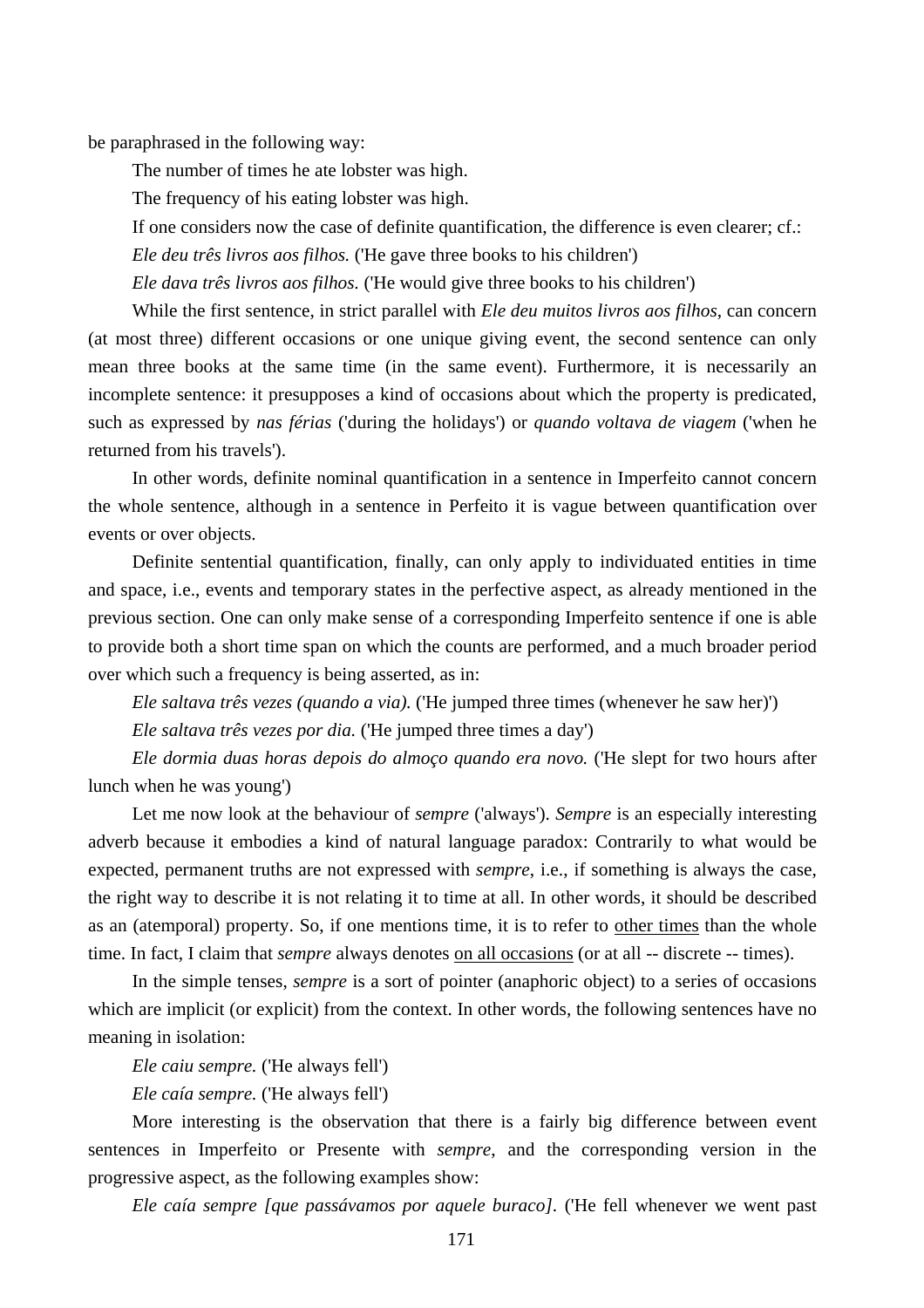be paraphrased in the following way:

The number of times he ate lobster was high.

The frequency of his eating lobster was high.

If one considers now the case of definite quantification, the difference is even clearer; cf.:

*Ele deu três livros aos filhos.* ('He gave three books to his children')

*Ele dava três livros aos filhos.* ('He would give three books to his children')

While the first sentence, in strict parallel with *Ele deu muitos livros aos filhos*, can concern (at most three) different occasions or one unique giving event, the second sentence can only mean three books at the same time (in the same event). Furthermore, it is necessarily an incomplete sentence: it presupposes a kind of occasions about which the property is predicated, such as expressed by *nas férias* ('during the holidays') or *quando voltava de viagem* ('when he returned from his travels').

In other words, definite nominal quantification in a sentence in Imperfeito cannot concern the whole sentence, although in a sentence in Perfeito it is vague between quantification over events or over objects.

Definite sentential quantification, finally, can only apply to individuated entities in time and space, i.e., events and temporary states in the perfective aspect, as already mentioned in the previous section. One can only make sense of a corresponding Imperfeito sentence if one is able to provide both a short time span on which the counts are performed, and a much broader period over which such a frequency is being asserted, as in:

*Ele saltava três vezes (quando a via).* ('He jumped three times (whenever he saw her)')

*Ele saltava três vezes por dia.* ('He jumped three times a day')

*Ele dormia duas horas depois do almoço quando era novo.* ('He slept for two hours after lunch when he was young')

Let me now look at the behaviour of *sempre* ('always'). *Sempre* is an especially interesting adverb because it embodies a kind of natural language paradox: Contrarily to what would be expected, permanent truths are not expressed with *sempre*, i.e., if something is always the case, the right way to describe it is not relating it to time at all. In other words, it should be described as an (atemporal) property. So, if one mentions time, it is to refer to <u>other times</u> than the whole time. In fact, I claim that *sempre* always denotes <u>on all occasions</u> (or at all -- discrete -- times).

In the simple tenses, *sempre* is a sort of pointer (anaphoric object) to a series of occasions which are implicit (or explicit) from the context. In other words, the following sentences have no meaning in isolation:

*Ele caiu sempre.* ('He always fell')

*Ele caía sempre.* ('He always fell')

More interesting is the observation that there is a fairly big difference between event sentences in Imperfeito or Presente with *sempre*, and the corresponding version in the progressive aspect, as the following examples show:

*Ele caía sempre [que passávamos por aquele buraco].* ('He fell whenever we went past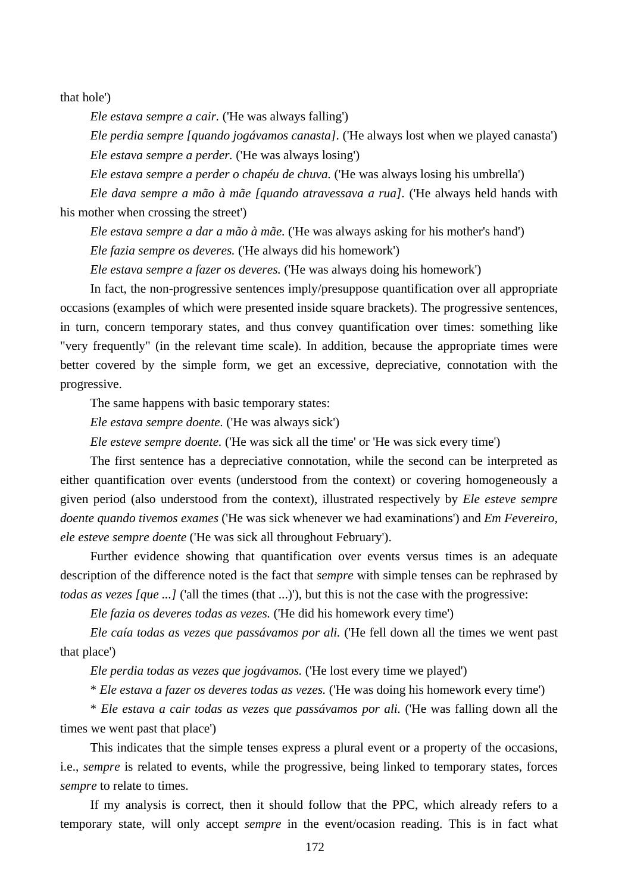that hole')

*Ele estava sempre a cair.* ('He was always falling')

*Ele perdia sempre [quando jogávamos canasta].* ('He always lost when we played canasta')

*Ele estava sempre a perder.* ('He was always losing')

*Ele estava sempre a perder o chapéu de chuva.* ('He was always losing his umbrella')

*Ele dava sempre a mão à mãe [quando atravessava a rua].* ('He always held hands with his mother when crossing the street')

*Ele estava sempre a dar a mão à mãe.* ('He was always asking for his mother's hand')

*Ele fazia sempre os deveres.* ('He always did his homework')

*Ele estava sempre a fazer os deveres.* ('He was always doing his homework')

In fact, the non-progressive sentences imply/presuppose quantification over all appropriate occasions (examples of which were presented inside square brackets). The progressive sentences, in turn, concern temporary states, and thus convey quantification over times: something like "very frequently" (in the relevant time scale). In addition, because the appropriate times were better covered by the simple form, we get an excessive, depreciative, connotation with the progressive.

The same happens with basic temporary states:

*Ele estava sempre doente.* ('He was always sick')

*Ele esteve sempre doente.* ('He was sick all the time' or 'He was sick every time')

The first sentence has a depreciative connotation, while the second can be interpreted as either quantification over events (understood from the context) or covering homogeneously a given period (also understood from the context), illustrated respectively by *Ele esteve sempre doente quando tivemos exames* ('He was sick whenever we had examinations') and *Em Fevereiro, ele esteve sempre doente* ('He was sick all throughout February').

Further evidence showing that quantification over events versus times is an adequate description of the difference noted is the fact that *sempre* with simple tenses can be rephrased by *todas as vezes [que ...]* ('all the times (that ...)'), but this is not the case with the progressive:

*Ele fazia os deveres todas as vezes.* ('He did his homework every time')

*Ele caía todas as vezes que passávamos por ali.* ('He fell down all the times we went past that place')

*Ele perdia todas as vezes que jogávamos.* ('He lost every time we played')

\* *Ele estava a fazer os deveres todas as vezes.* ('He was doing his homework every time')

\* *Ele estava a cair todas as vezes que passávamos por ali.* ('He was falling down all the times we went past that place')

This indicates that the simple tenses express a plural event or a property of the occasions, i.e., *sempre* is related to events, while the progressive, being linked to temporary states, forces *sempre* to relate to times.

If my analysis is correct, then it should follow that the PPC, which already refers to a temporary state, will only accept *sempre* in the event/ocasion reading. This is in fact what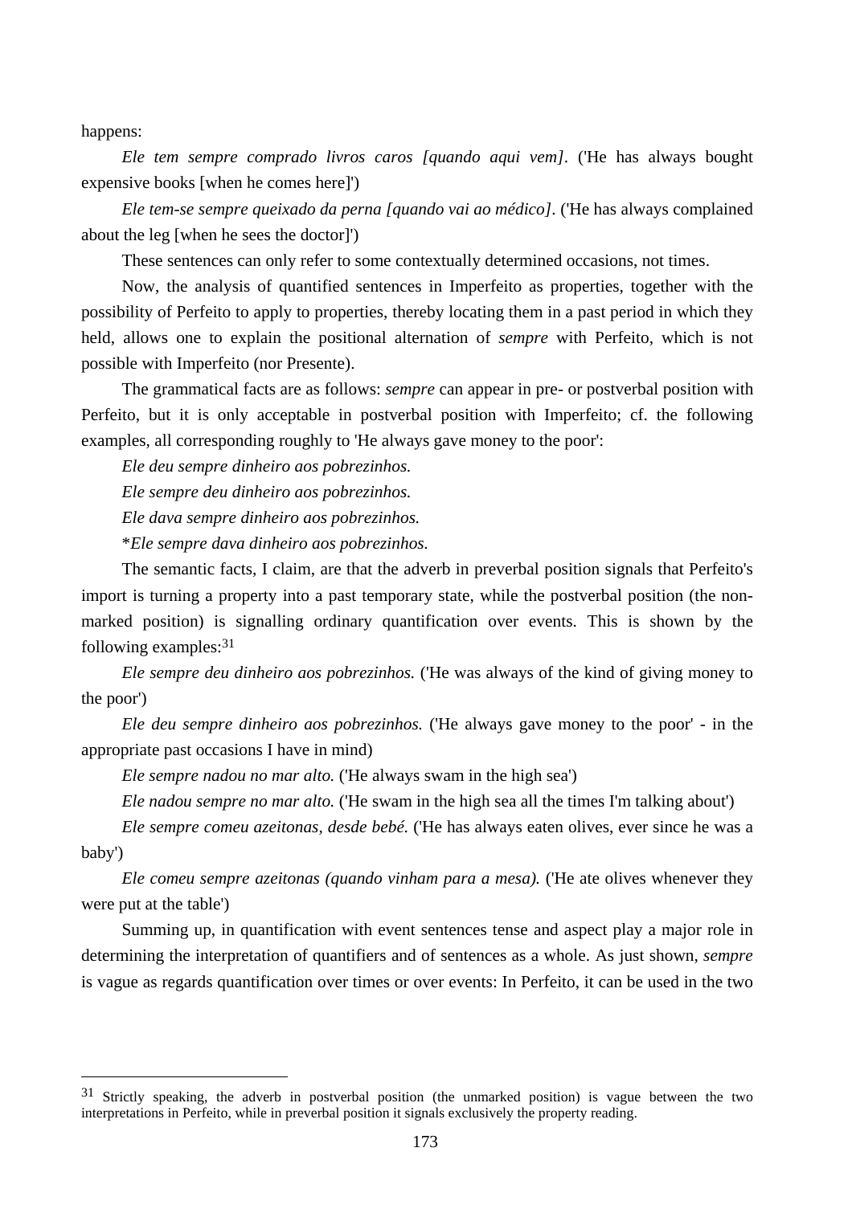happens:

*Ele tem sempre comprado livros caros [quando aqui vem]*. ('He has always bought expensive books [when he comes here]')

*Ele tem-se sempre queixado da perna [quando vai ao médico]*. ('He has always complained about the leg [when he sees the doctor]')

These sentences can only refer to some contextually determined occasions, not times.

Now, the analysis of quantified sentences in Imperfeito as properties, together with the possibility of Perfeito to apply to properties, thereby locating them in a past period in which they held, allows one to explain the positional alternation of *sempre* with Perfeito, which is not possible with Imperfeito (nor Presente).

The grammatical facts are as follows: *sempre* can appear in pre- or postverbal position with Perfeito, but it is only acceptable in postverbal position with Imperfeito; cf. the following examples, all corresponding roughly to 'He always gave money to the poor':

*Ele deu sempre dinheiro aos pobrezinhos.*

*Ele sempre deu dinheiro aos pobrezinhos.*

*Ele dava sempre dinheiro aos pobrezinhos.*

\**Ele sempre dava dinheiro aos pobrezinhos.*

The semantic facts, I claim, are that the adverb in preverbal position signals that Perfeito's import is turning a property into a past temporary state, while the postverbal position (the non-marked position) is signalling ordinary quantification over events. This is shown by the following examples:[31]

*Ele sempre deu dinheiro aos pobrezinhos.* ('He was always of the kind of giving money to the poor')

*Ele deu sempre dinheiro aos pobrezinhos.* ('He always gave money to the poor' - in the appropriate past occasions I have in mind)

*Ele sempre nadou no mar alto.* ('He always swam in the high sea')

*Ele nadou sempre no mar alto.* ('He swam in the high sea all the times I'm talking about')

*Ele sempre comeu azeitonas, desde bebé.* ('He has always eaten olives, ever since he was a baby')

*Ele comeu sempre azeitonas (quando vinham para a mesa).* ('He ate olives whenever they were put at the table')

Summing up, in quantification with event sentences tense and aspect play a major role in determining the interpretation of quantifiers and of sentences as a whole. As just shown, *sempre* is vague as regards quantification over times or over events: In Perfeito, it can be used in the two

---

[31] Strictly speaking, the adverb in postverbal position (the unmarked position) is vague between the two interpretations in Perfeito, while in preverbal position it signals exclusively the property reading.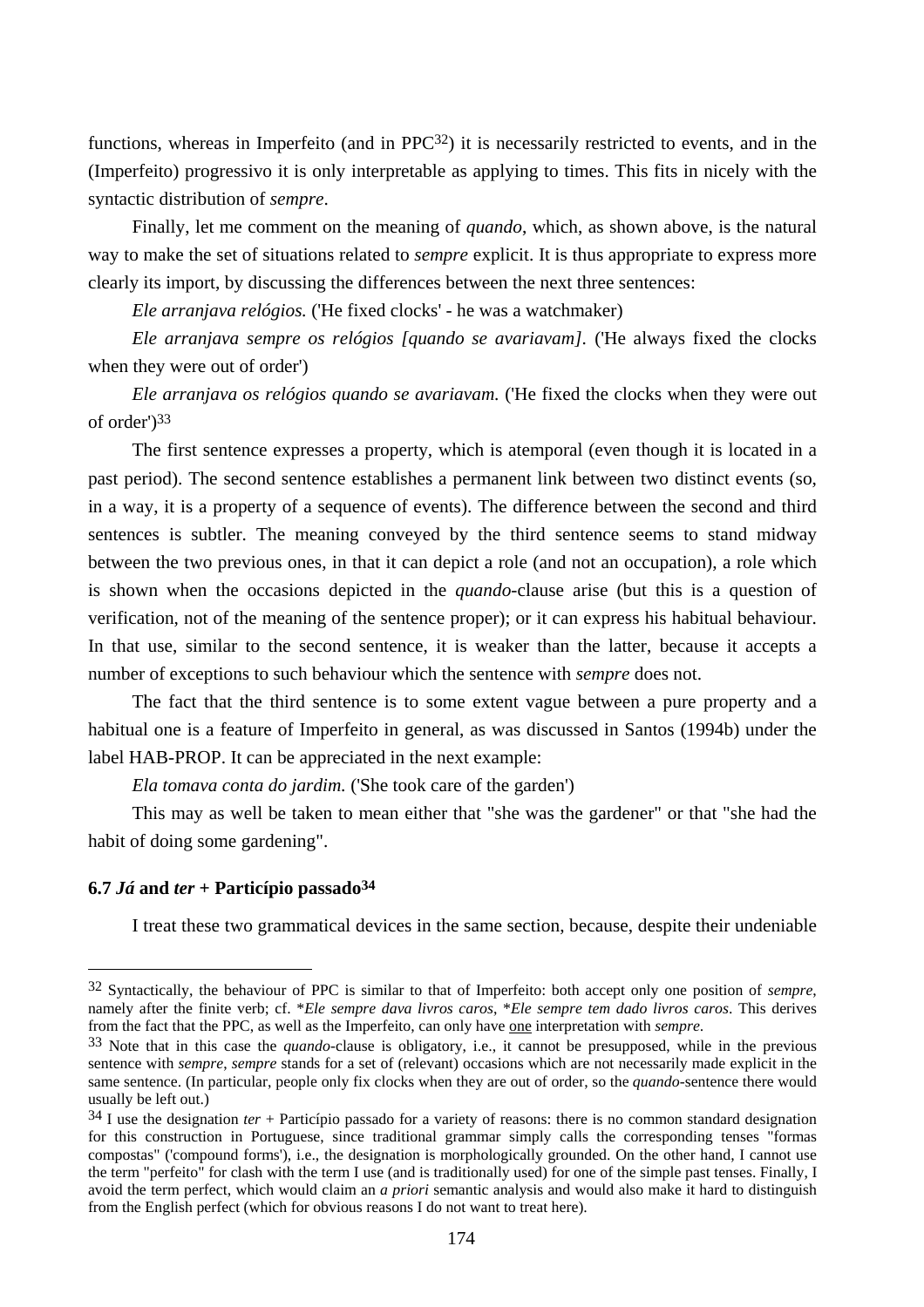functions, whereas in Imperfeito (and in PPC[32]) it is necessarily restricted to events, and in the (Imperfeito) progressivo it is only interpretable as applying to times. This fits in nicely with the syntactic distribution of *sempre*.

Finally, let me comment on the meaning of *quando*, which, as shown above, is the natural way to make the set of situations related to *sempre* explicit. It is thus appropriate to express more clearly its import, by discussing the differences between the next three sentences:

*Ele arranjava relógios.* ('He fixed clocks' - he was a watchmaker)

*Ele arranjava sempre os relógios [quando se avariavam]*. ('He always fixed the clocks when they were out of order')

*Ele arranjava os relógios quando se avariavam.* ('He fixed the clocks when they were out of order')[33]

The first sentence expresses a property, which is atemporal (even though it is located in a past period). The second sentence establishes a permanent link between two distinct events (so, in a way, it is a property of a sequence of events). The difference between the second and third sentences is subtler. The meaning conveyed by the third sentence seems to stand midway between the two previous ones, in that it can depict a role (and not an occupation), a role which is shown when the occasions depicted in the *quando*-clause arise (but this is a question of verification, not of the meaning of the sentence proper); or it can express his habitual behaviour. In that use, similar to the second sentence, it is weaker than the latter, because it accepts a number of exceptions to such behaviour which the sentence with *sempre* does not.

The fact that the third sentence is to some extent vague between a pure property and a habitual one is a feature of Imperfeito in general, as was discussed in Santos (1994b) under the label HAB-PROP. It can be appreciated in the next example:

*Ela tomava conta do jardim.* ('She took care of the garden')

This may as well be taken to mean either that "she was the gardener" or that "she had the habit of doing some gardening".

### 6.7 *Já* and *ter* + Particípio passado[34]

I treat these two grammatical devices in the same section, because, despite their undeniable

---

[32] Syntactically, the behaviour of PPC is similar to that of Imperfeito: both accept only one position of *sempre*, namely after the finite verb; cf. \**Ele sempre dava livros caros*, \**Ele sempre tem dado livros caros*. This derives from the fact that the PPC, as well as the Imperfeito, can only have <u>one</u> interpretation with *sempre*.

[33] Note that in this case the *quando*-clause is obligatory, i.e., it cannot be presupposed, while in the previous sentence with *sempre*, *sempre* stands for a set of (relevant) occasions which are not necessarily made explicit in the same sentence. (In particular, people only fix clocks when they are out of order, so the *quando*-sentence there would usually be left out.)

[34] I use the designation *ter* + Particípio passado for a variety of reasons: there is no common standard designation for this construction in Portuguese, since traditional grammar simply calls the corresponding tenses "formas compostas" ('compound forms'), i.e., the designation is morphologically grounded. On the other hand, I cannot use the term "perfeito" for clash with the term I use (and is traditionally used) for one of the simple past tenses. Finally, I avoid the term perfect, which would claim an *a priori* semantic analysis and would also make it hard to distinguish from the English perfect (which for obvious reasons I do not want to treat here).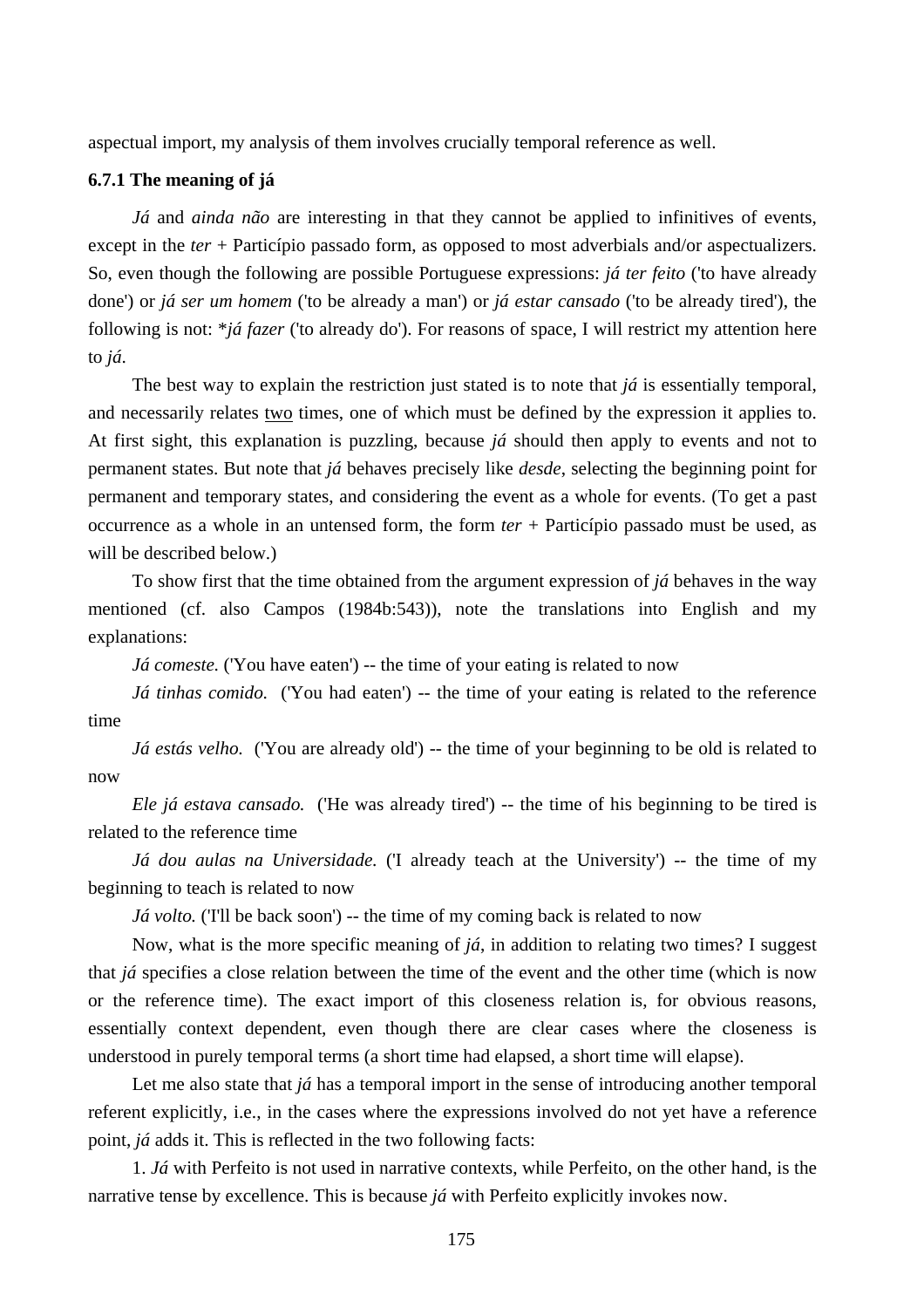aspectual import, my analysis of them involves crucially temporal reference as well.

### 6.7.1 The meaning of já

*Já* and *ainda não* are interesting in that they cannot be applied to infinitives of events, except in the *ter* + Particípio passado form, as opposed to most adverbials and/or aspectualizers. So, even though the following are possible Portuguese expressions: *já ter feito* ('to have already done') or *já ser um homem* ('to be already a man') or *já estar cansado* ('to be already tired'), the following is not: *\*já fazer* ('to already do'). For reasons of space, I will restrict my attention here to *já*.

The best way to explain the restriction just stated is to note that *já* is essentially temporal, and necessarily relates <u>two</u> times, one of which must be defined by the expression it applies to. At first sight, this explanation is puzzling, because *já* should then apply to events and not to permanent states. But note that *já* behaves precisely like *desde*, selecting the beginning point for permanent and temporary states, and considering the event as a whole for events. (To get a past occurrence as a whole in an untensed form, the form *ter* + Particípio passado must be used, as will be described below.)

To show first that the time obtained from the argument expression of *já* behaves in the way mentioned (cf. also Campos (1984b:543)), note the translations into English and my explanations:

*Já comeste.* ('You have eaten') -- the time of your eating is related to now

*Já tinhas comido.* ('You had eaten') -- the time of your eating is related to the reference time

*Já estás velho.* ('You are already old') -- the time of your beginning to be old is related to now

*Ele já estava cansado.* ('He was already tired') -- the time of his beginning to be tired is related to the reference time

*Já dou aulas na Universidade.* ('I already teach at the University') -- the time of my beginning to teach is related to now

*Já volto.* ('I'll be back soon') -- the time of my coming back is related to now

Now, what is the more specific meaning of *já*, in addition to relating two times? I suggest that *já* specifies a close relation between the time of the event and the other time (which is now or the reference time). The exact import of this closeness relation is, for obvious reasons, essentially context dependent, even though there are clear cases where the closeness is understood in purely temporal terms (a short time had elapsed, a short time will elapse).

Let me also state that *já* has a temporal import in the sense of introducing another temporal referent explicitly, i.e., in the cases where the expressions involved do not yet have a reference point, *já* adds it. This is reflected in the two following facts:

1. *Já* with Perfeito is not used in narrative contexts, while Perfeito, on the other hand, is the narrative tense by excellence. This is because *já* with Perfeito explicitly invokes now.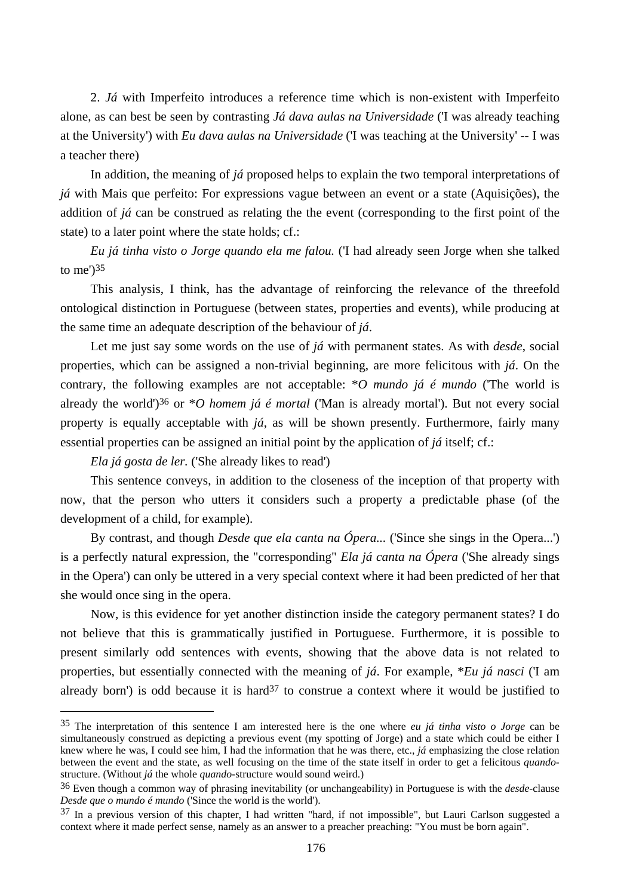2. *Já* with Imperfeito introduces a reference time which is non-existent with Imperfeito alone, as can best be seen by contrasting *Já dava aulas na Universidade* ('I was already teaching at the University') with *Eu dava aulas na Universidade* ('I was teaching at the University' -- I was a teacher there)

In addition, the meaning of *já* proposed helps to explain the two temporal interpretations of *já* with Mais que perfeito: For expressions vague between an event or a state (Aquisições), the addition of *já* can be construed as relating the the event (corresponding to the first point of the state) to a later point where the state holds; cf.:

*Eu já tinha visto o Jorge quando ela me falou.* ('I had already seen Jorge when she talked to me')[35]

This analysis, I think, has the advantage of reinforcing the relevance of the threefold ontological distinction in Portuguese (between states, properties and events), while producing at the same time an adequate description of the behaviour of *já*.

Let me just say some words on the use of *já* with permanent states. As with *desde*, social properties, which can be assigned a non-trivial beginning, are more felicitous with *já*. On the contrary, the following examples are not acceptable: *\*O mundo já é mundo* ('The world is already the world')[36] or *\*O homem já é mortal* ('Man is already mortal'). But not every social property is equally acceptable with *já*, as will be shown presently. Furthermore, fairly many essential properties can be assigned an initial point by the application of *já* itself; cf.:

*Ela já gosta de ler.* ('She already likes to read')

This sentence conveys, in addition to the closeness of the inception of that property with now, that the person who utters it considers such a property a predictable phase (of the development of a child, for example).

By contrast, and though *Desde que ela canta na Ópera...* ('Since she sings in the Opera...') is a perfectly natural expression, the "corresponding" *Ela já canta na Ópera* ('She already sings in the Opera') can only be uttered in a very special context where it had been predicted of her that she would once sing in the opera.

Now, is this evidence for yet another distinction inside the category permanent states? I do not believe that this is grammatically justified in Portuguese. Furthermore, it is possible to present similarly odd sentences with events, showing that the above data is not related to properties, but essentially connected with the meaning of *já*. For example, *\*Eu já nasci* ('I am already born') is odd because it is hard[37] to construe a context where it would be justified to

---

[35] The interpretation of this sentence I am interested here is the one where *eu já tinha visto o Jorge* can be simultaneously construed as depicting a previous event (my spotting of Jorge) and a state which could be either I knew where he was, I could see him, I had the information that he was there, etc., *já* emphasizing the close relation between the event and the state, as well focusing on the time of the state itself in order to get a felicitous *quando*-structure. (Without *já* the whole *quando*-structure would sound weird.)

[36] Even though a common way of phrasing inevitability (or unchangeability) in Portuguese is with the *desde*-clause *Desde que o mundo é mundo* ('Since the world is the world').

[37] In a previous version of this chapter, I had written "hard, if not impossible", but Lauri Carlson suggested a context where it made perfect sense, namely as an answer to a preacher preaching: "You must be born again".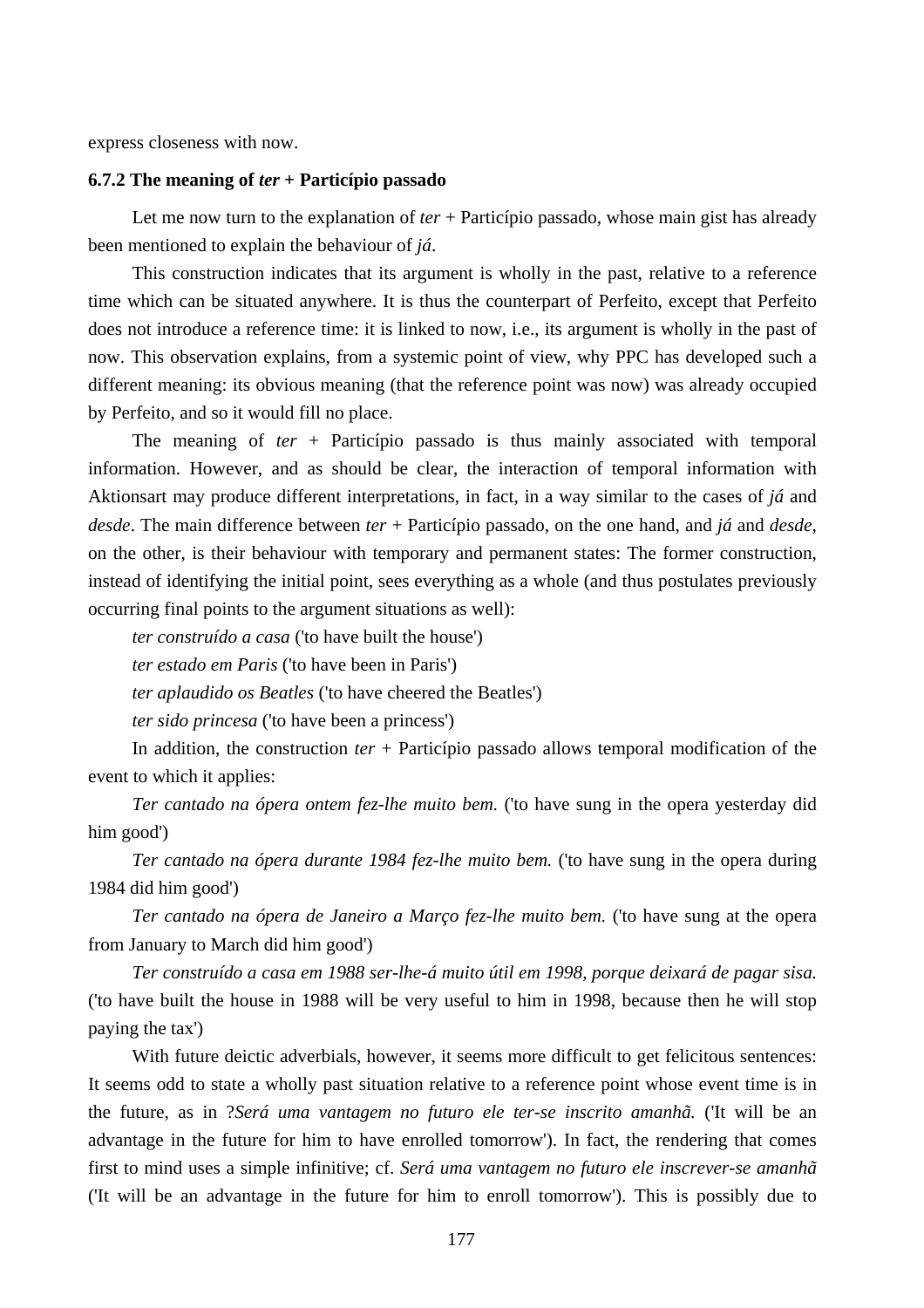express closeness with now.

### 6.7.2 The meaning of *ter* + Particípio passado

Let me now turn to the explanation of *ter* + Particípio passado, whose main gist has already been mentioned to explain the behaviour of *já*.

This construction indicates that its argument is wholly in the past, relative to a reference time which can be situated anywhere. It is thus the counterpart of Perfeito, except that Perfeito does not introduce a reference time: it is linked to now, i.e., its argument is wholly in the past of now. This observation explains, from a systemic point of view, why PPC has developed such a different meaning: its obvious meaning (that the reference point was now) was already occupied by Perfeito, and so it would fill no place.

The meaning of *ter* + Particípio passado is thus mainly associated with temporal information. However, and as should be clear, the interaction of temporal information with Aktionsart may produce different interpretations, in fact, in a way similar to the cases of *já* and *desde*. The main difference between *ter* + Particípio passado, on the one hand, and *já* and *desde*, on the other, is their behaviour with temporary and permanent states: The former construction, instead of identifying the initial point, sees everything as a whole (and thus postulates previously occurring final points to the argument situations as well):

*ter construído a casa* ('to have built the house')

*ter estado em Paris* ('to have been in Paris')

*ter aplaudido os Beatles* ('to have cheered the Beatles')

*ter sido princesa* ('to have been a princess')

In addition, the construction *ter* + Particípio passado allows temporal modification of the event to which it applies:

*Ter cantado na ópera ontem fez-lhe muito bem.* ('to have sung in the opera yesterday did him good')

*Ter cantado na ópera durante 1984 fez-lhe muito bem.* ('to have sung in the opera during 1984 did him good')

*Ter cantado na ópera de Janeiro a Março fez-lhe muito bem.* ('to have sung at the opera from January to March did him good')

*Ter construído a casa em 1988 ser-lhe-á muito útil em 1998, porque deixará de pagar sisa.* ('to have built the house in 1988 will be very useful to him in 1998, because then he will stop paying the tax')

With future deictic adverbials, however, it seems more difficult to get felicitous sentences: It seems odd to state a wholly past situation relative to a reference point whose event time is in the future, as in ?*Será uma vantagem no futuro ele ter-se inscrito amanhã.* ('It will be an advantage in the future for him to have enrolled tomorrow'). In fact, the rendering that comes first to mind uses a simple infinitive; cf. *Será uma vantagem no futuro ele inscrever-se amanhã* ('It will be an advantage in the future for him to enroll tomorrow'). This is possibly due to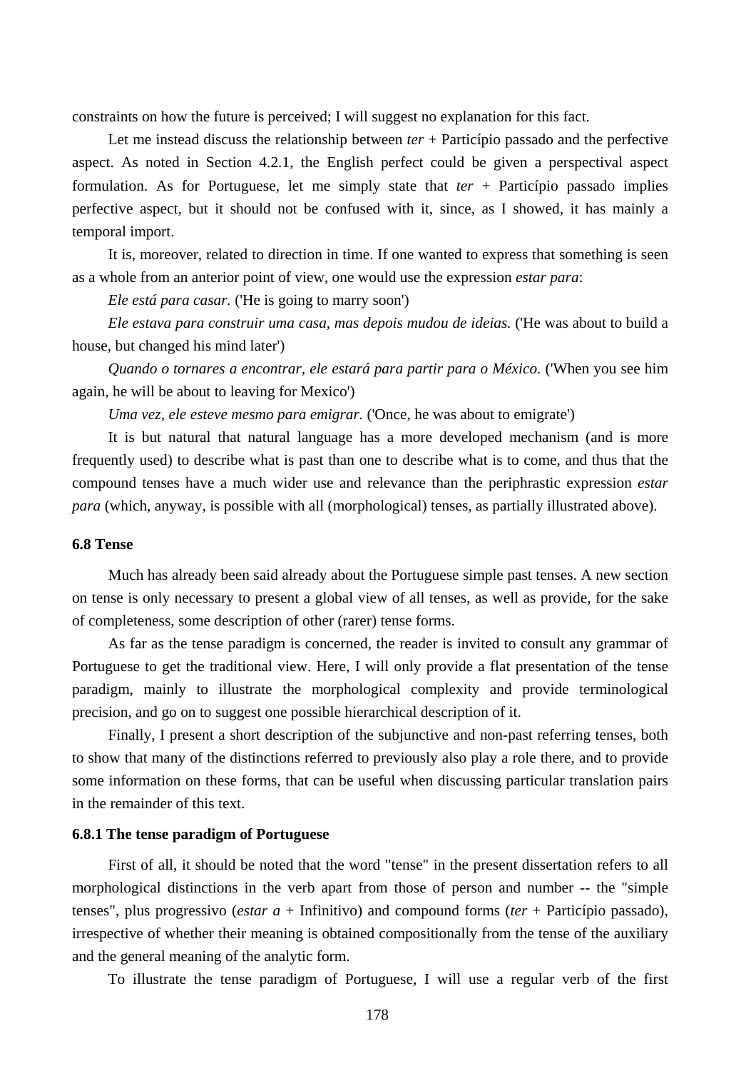constraints on how the future is perceived; I will suggest no explanation for this fact.

Let me instead discuss the relationship between *ter* + Particípio passado and the perfective aspect. As noted in Section 4.2.1, the English perfect could be given a perspectival aspect formulation. As for Portuguese, let me simply state that *ter* + Particípio passado implies perfective aspect, but it should not be confused with it, since, as I showed, it has mainly a temporal import.

It is, moreover, related to direction in time. If one wanted to express that something is seen as a whole from an anterior point of view, one would use the expression *estar para*:

*Ele está para casar.* ('He is going to marry soon')

*Ele estava para construir uma casa, mas depois mudou de ideias.* ('He was about to build a house, but changed his mind later')

*Quando o tornares a encontrar, ele estará para partir para o México.* ('When you see him again, he will be about to leaving for Mexico')

*Uma vez, ele esteve mesmo para emigrar.* ('Once, he was about to emigrate')

It is but natural that natural language has a more developed mechanism (and is more frequently used) to describe what is past than one to describe what is to come, and thus that the compound tenses have a much wider use and relevance than the periphrastic expression *estar para* (which, anyway, is possible with all (morphological) tenses, as partially illustrated above).

## 6.8 Tense

Much has already been said already about the Portuguese simple past tenses. A new section on tense is only necessary to present a global view of all tenses, as well as provide, for the sake of completeness, some description of other (rarer) tense forms.

As far as the tense paradigm is concerned, the reader is invited to consult any grammar of Portuguese to get the traditional view. Here, I will only provide a flat presentation of the tense paradigm, mainly to illustrate the morphological complexity and provide terminological precision, and go on to suggest one possible hierarchical description of it.

Finally, I present a short description of the subjunctive and non-past referring tenses, both to show that many of the distinctions referred to previously also play a role there, and to provide some information on these forms, that can be useful when discussing particular translation pairs in the remainder of this text.

### 6.8.1 The tense paradigm of Portuguese

First of all, it should be noted that the word "tense" in the present dissertation refers to all morphological distinctions in the verb apart from those of person and number -- the "simple tenses", plus progressivo (*estar a* + Infinitivo) and compound forms (*ter* + Particípio passado), irrespective of whether their meaning is obtained compositionally from the tense of the auxiliary and the general meaning of the analytic form.

To illustrate the tense paradigm of Portuguese, I will use a regular verb of the first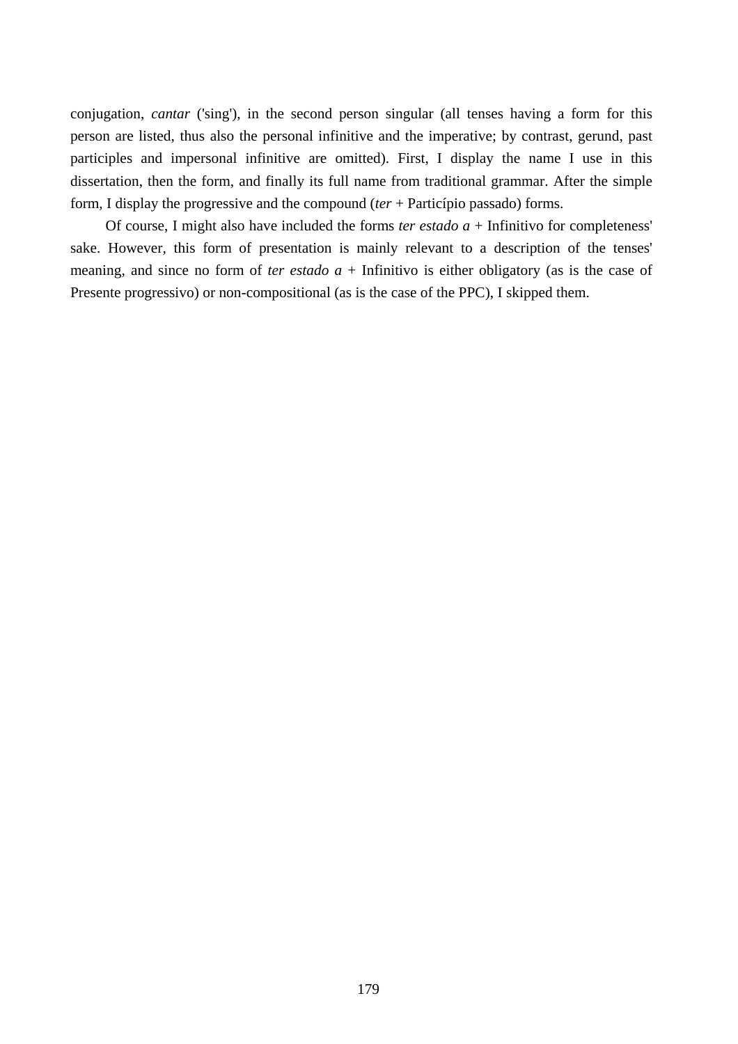conjugation, *cantar* ('sing'), in the second person singular (all tenses having a form for this person are listed, thus also the personal infinitive and the imperative; by contrast, gerund, past participles and impersonal infinitive are omitted). First, I display the name I use in this dissertation, then the form, and finally its full name from traditional grammar. After the simple form, I display the progressive and the compound (*ter* + Particípio passado) forms.

Of course, I might also have included the forms *ter estado a* + Infinitivo for completeness' sake. However, this form of presentation is mainly relevant to a description of the tenses' meaning, and since no form of *ter estado a* + Infinitivo is either obligatory (as is the case of Presente progressivo) or non-compositional (as is the case of the PPC), I skipped them.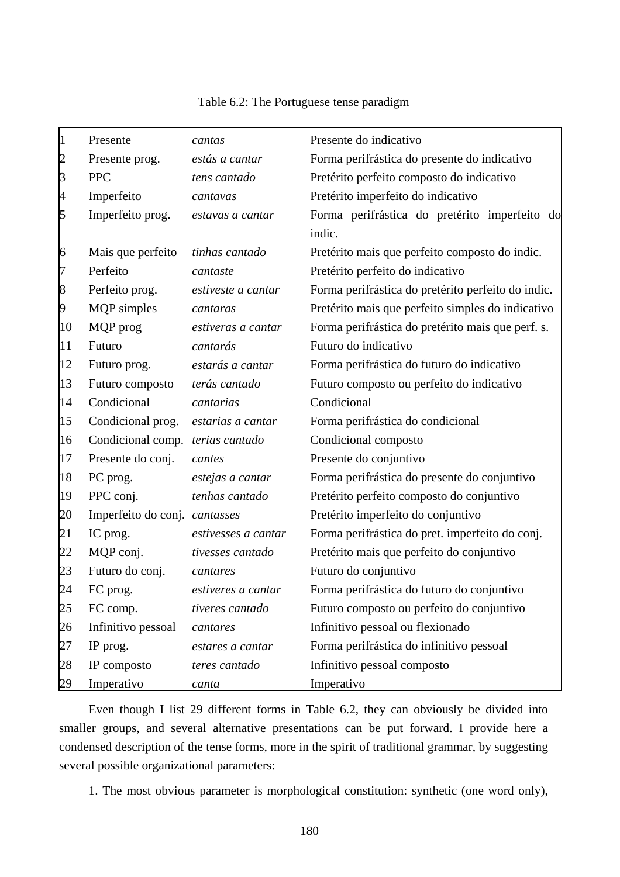Table 6.2: The Portuguese tense paradigm

| | | | |
|---|---|---|---|
| 1 | Presente | *cantas* | Presente do indicativo |
| 2 | Presente prog. | *estás a cantar* | Forma perifrástica do presente do indicativo |
| 3 | PPC | *tens cantado* | Pretérito perfeito composto do indicativo |
| 4 | Imperfeito | *cantavas* | Pretérito imperfeito do indicativo |
| 5 | Imperfeito prog. | *estavas a cantar* | Forma perifrástica do pretérito imperfeito do indic. |
| 6 | Mais que perfeito | *tinhas cantado* | Pretérito mais que perfeito composto do indic. |
| 7 | Perfeito | *cantaste* | Pretérito perfeito do indicativo |
| 8 | Perfeito prog. | *estiveste a cantar* | Forma perifrástica do pretérito perfeito do indic. |
| 9 | MQP simples | *cantaras* | Pretérito mais que perfeito simples do indicativo |
| 10 | MQP prog | *estiveras a cantar* | Forma perifrástica do pretérito mais que perf. s. |
| 11 | Futuro | *cantarás* | Futuro do indicativo |
| 12 | Futuro prog. | *estarás a cantar* | Forma perifrástica do futuro do indicativo |
| 13 | Futuro composto | *terás cantado* | Futuro composto ou perfeito do indicativo |
| 14 | Condicional | *cantarias* | Condicional |
| 15 | Condicional prog. | *estarias a cantar* | Forma perifrástica do condicional |
| 16 | Condicional comp. | *terias cantado* | Condicional composto |
| 17 | Presente do conj. | *cantes* | Presente do conjuntivo |
| 18 | PC prog. | *estejas a cantar* | Forma perifrástica do presente do conjuntivo |
| 19 | PPC conj. | *tenhas cantado* | Pretérito perfeito composto do conjuntivo |
| 20 | Imperfeito do conj. | *cantasses* | Pretérito imperfeito do conjuntivo |
| 21 | IC prog. | *estivesses a cantar* | Forma perifrástica do pret. imperfeito do conj. |
| 22 | MQP conj. | *tivesses cantado* | Pretérito mais que perfeito do conjuntivo |
| 23 | Futuro do conj. | *cantares* | Futuro do conjuntivo |
| 24 | FC prog. | *estiveres a cantar* | Forma perifrástica do futuro do conjuntivo |
| 25 | FC comp. | *tiveres cantado* | Futuro composto ou perfeito do conjuntivo |
| 26 | Infinitivo pessoal | *cantares* | Infinitivo pessoal ou flexionado |
| 27 | IP prog. | *estares a cantar* | Forma perifrástica do infinitivo pessoal |
| 28 | IP composto | *teres cantado* | Infinitivo pessoal composto |
| 29 | Imperativo | *canta* | Imperativo |

Even though I list 29 different forms in Table 6.2, they can obviously be divided into smaller groups, and several alternative presentations can be put forward. I provide here a condensed description of the tense forms, more in the spirit of traditional grammar, by suggesting several possible organizational parameters:

1. The most obvious parameter is morphological constitution: synthetic (one word only),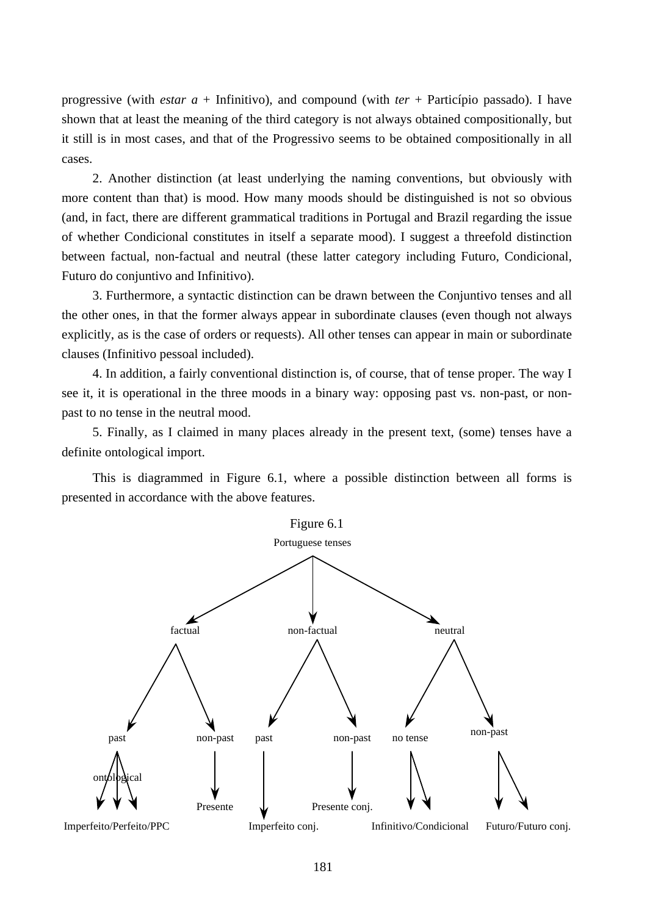progressive (with *estar a* + Infinitivo), and compound (with *ter* + Particípio passado). I have shown that at least the meaning of the third category is not always obtained compositionally, but it still is in most cases, and that of the Progressivo seems to be obtained compositionally in all cases.

2. Another distinction (at least underlying the naming conventions, but obviously with more content than that) is mood. How many moods should be distinguished is not so obvious (and, in fact, there are different grammatical traditions in Portugal and Brazil regarding the issue of whether Condicional constitutes in itself a separate mood). I suggest a threefold distinction between factual, non-factual and neutral (these latter category including Futuro, Condicional, Futuro do conjuntivo and Infinitivo).

3. Furthermore, a syntactic distinction can be drawn between the Conjuntivo tenses and all the other ones, in that the former always appear in subordinate clauses (even though not always explicitly, as is the case of orders or requests). All other tenses can appear in main or subordinate clauses (Infinitivo pessoal included).

4. In addition, a fairly conventional distinction is, of course, that of tense proper. The way I see it, it is operational in the three moods in a binary way: opposing past vs. non-past, or non-past to no tense in the neutral mood.

5. Finally, as I claimed in many places already in the present text, (some) tenses have a definite ontological import.

This is diagrammed in Figure 6.1, where a possible distinction between all forms is presented in accordance with the above features.

Figure 6.1

Portuguese tenses

factual — non-factual — neutral

factual: past (ontological) → Imperfeito/Perfeito/PPC; non-past → Presente

non-factual: past → Imperfeito conj.; non-past → Presente conj.

neutral: no tense → Infinitivo/Condicional; non-past → Futuro/Futuro conj.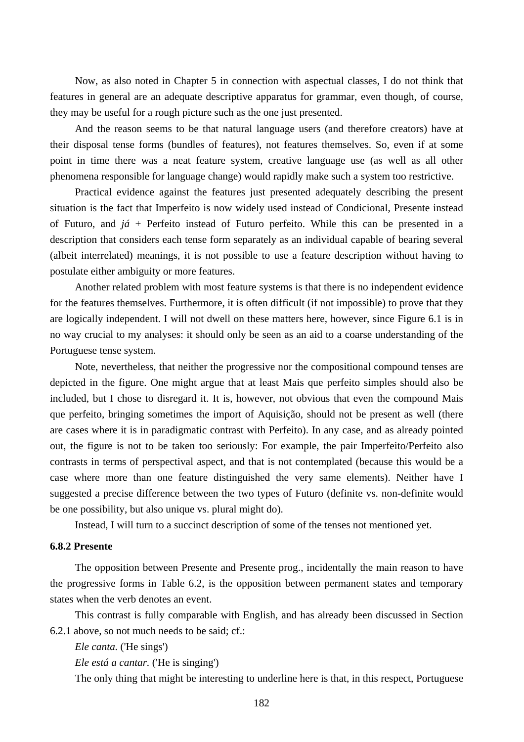Now, as also noted in Chapter 5 in connection with aspectual classes, I do not think that features in general are an adequate descriptive apparatus for grammar, even though, of course, they may be useful for a rough picture such as the one just presented.

And the reason seems to be that natural language users (and therefore creators) have at their disposal tense forms (bundles of features), not features themselves. So, even if at some point in time there was a neat feature system, creative language use (as well as all other phenomena responsible for language change) would rapidly make such a system too restrictive.

Practical evidence against the features just presented adequately describing the present situation is the fact that Imperfeito is now widely used instead of Condicional, Presente instead of Futuro, and *já* + Perfeito instead of Futuro perfeito. While this can be presented in a description that considers each tense form separately as an individual capable of bearing several (albeit interrelated) meanings, it is not possible to use a feature description without having to postulate either ambiguity or more features.

Another related problem with most feature systems is that there is no independent evidence for the features themselves. Furthermore, it is often difficult (if not impossible) to prove that they are logically independent. I will not dwell on these matters here, however, since Figure 6.1 is in no way crucial to my analyses: it should only be seen as an aid to a coarse understanding of the Portuguese tense system.

Note, nevertheless, that neither the progressive nor the compositional compound tenses are depicted in the figure. One might argue that at least Mais que perfeito simples should also be included, but I chose to disregard it. It is, however, not obvious that even the compound Mais que perfeito, bringing sometimes the import of Aquisição, should not be present as well (there are cases where it is in paradigmatic contrast with Perfeito). In any case, and as already pointed out, the figure is not to be taken too seriously: For example, the pair Imperfeito/Perfeito also contrasts in terms of perspectival aspect, and that is not contemplated (because this would be a case where more than one feature distinguished the very same elements). Neither have I suggested a precise difference between the two types of Futuro (definite vs. non-definite would be one possibility, but also unique vs. plural might do).

Instead, I will turn to a succinct description of some of the tenses not mentioned yet.

### 6.8.2 Presente

The opposition between Presente and Presente prog., incidentally the main reason to have the progressive forms in Table 6.2, is the opposition between permanent states and temporary states when the verb denotes an event.

This contrast is fully comparable with English, and has already been discussed in Section 6.2.1 above, so not much needs to be said; cf.:

*Ele canta.* ('He sings')

*Ele está a cantar.* ('He is singing')

The only thing that might be interesting to underline here is that, in this respect, Portuguese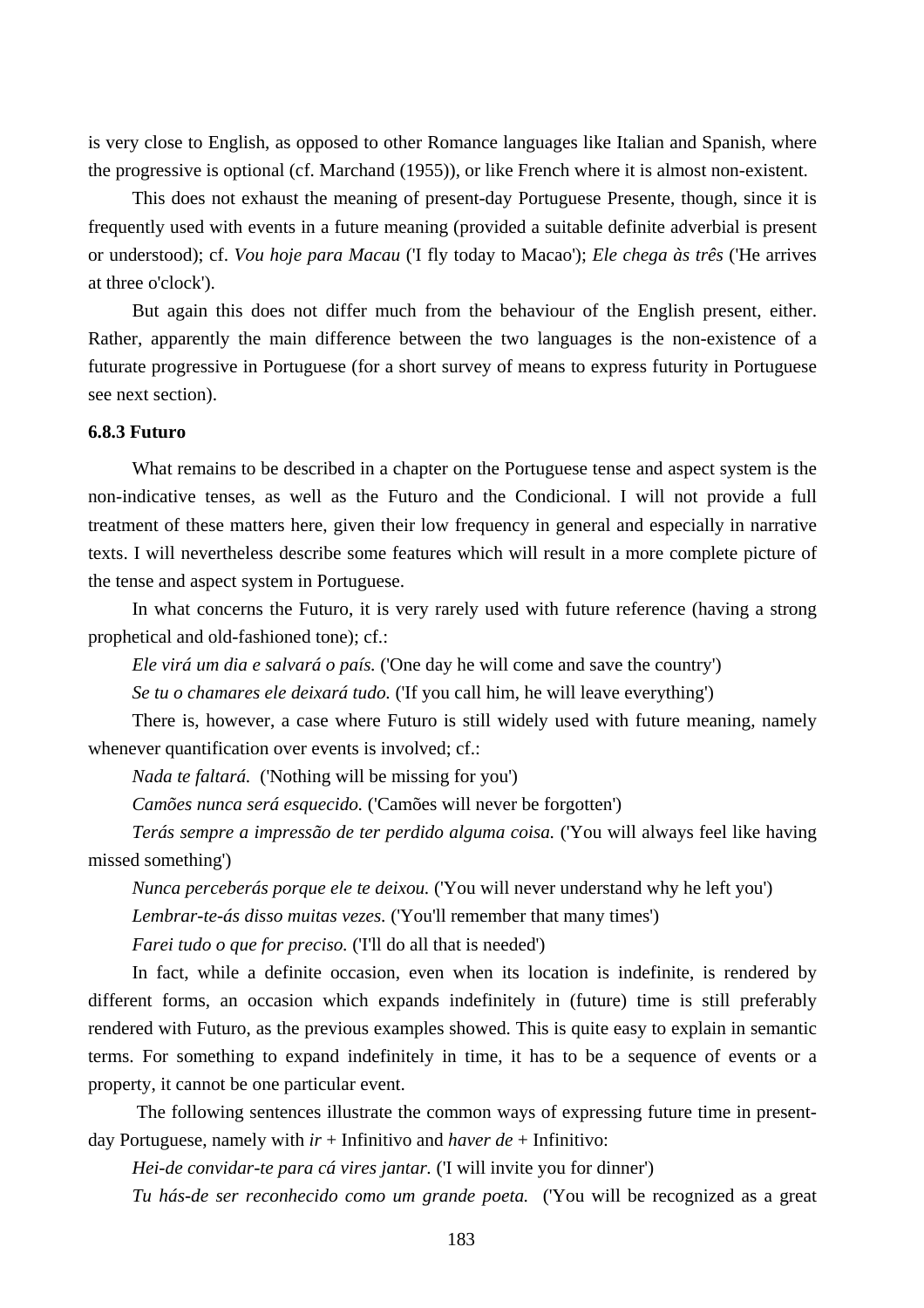is very close to English, as opposed to other Romance languages like Italian and Spanish, where the progressive is optional (cf. Marchand (1955)), or like French where it is almost non-existent.

This does not exhaust the meaning of present-day Portuguese Presente, though, since it is frequently used with events in a future meaning (provided a suitable definite adverbial is present or understood); cf. *Vou hoje para Macau* ('I fly today to Macao'); *Ele chega às três* ('He arrives at three o'clock').

But again this does not differ much from the behaviour of the English present, either. Rather, apparently the main difference between the two languages is the non-existence of a futurate progressive in Portuguese (for a short survey of means to express futurity in Portuguese see next section).

### 6.8.3 Futuro

What remains to be described in a chapter on the Portuguese tense and aspect system is the non-indicative tenses, as well as the Futuro and the Condicional. I will not provide a full treatment of these matters here, given their low frequency in general and especially in narrative texts. I will nevertheless describe some features which will result in a more complete picture of the tense and aspect system in Portuguese.

In what concerns the Futuro, it is very rarely used with future reference (having a strong prophetical and old-fashioned tone); cf.:

*Ele virá um dia e salvará o país.* ('One day he will come and save the country')

*Se tu o chamares ele deixará tudo.* ('If you call him, he will leave everything')

There is, however, a case where Futuro is still widely used with future meaning, namely whenever quantification over events is involved; cf.:

*Nada te faltará.* ('Nothing will be missing for you')

*Camões nunca será esquecido.* ('Camões will never be forgotten')

*Terás sempre a impressão de ter perdido alguma coisa.* ('You will always feel like having missed something')

*Nunca perceberás porque ele te deixou.* ('You will never understand why he left you')

*Lembrar-te-ás disso muitas vezes.* ('You'll remember that many times')

*Farei tudo o que for preciso.* ('I'll do all that is needed')

In fact, while a definite occasion, even when its location is indefinite, is rendered by different forms, an occasion which expands indefinitely in (future) time is still preferably rendered with Futuro, as the previous examples showed. This is quite easy to explain in semantic terms. For something to expand indefinitely in time, it has to be a sequence of events or a property, it cannot be one particular event.

The following sentences illustrate the common ways of expressing future time in present-day Portuguese, namely with *ir* + Infinitivo and *haver de* + Infinitivo:

*Hei-de convidar-te para cá vires jantar.* ('I will invite you for dinner')

*Tu hás-de ser reconhecido como um grande poeta.* ('You will be recognized as a great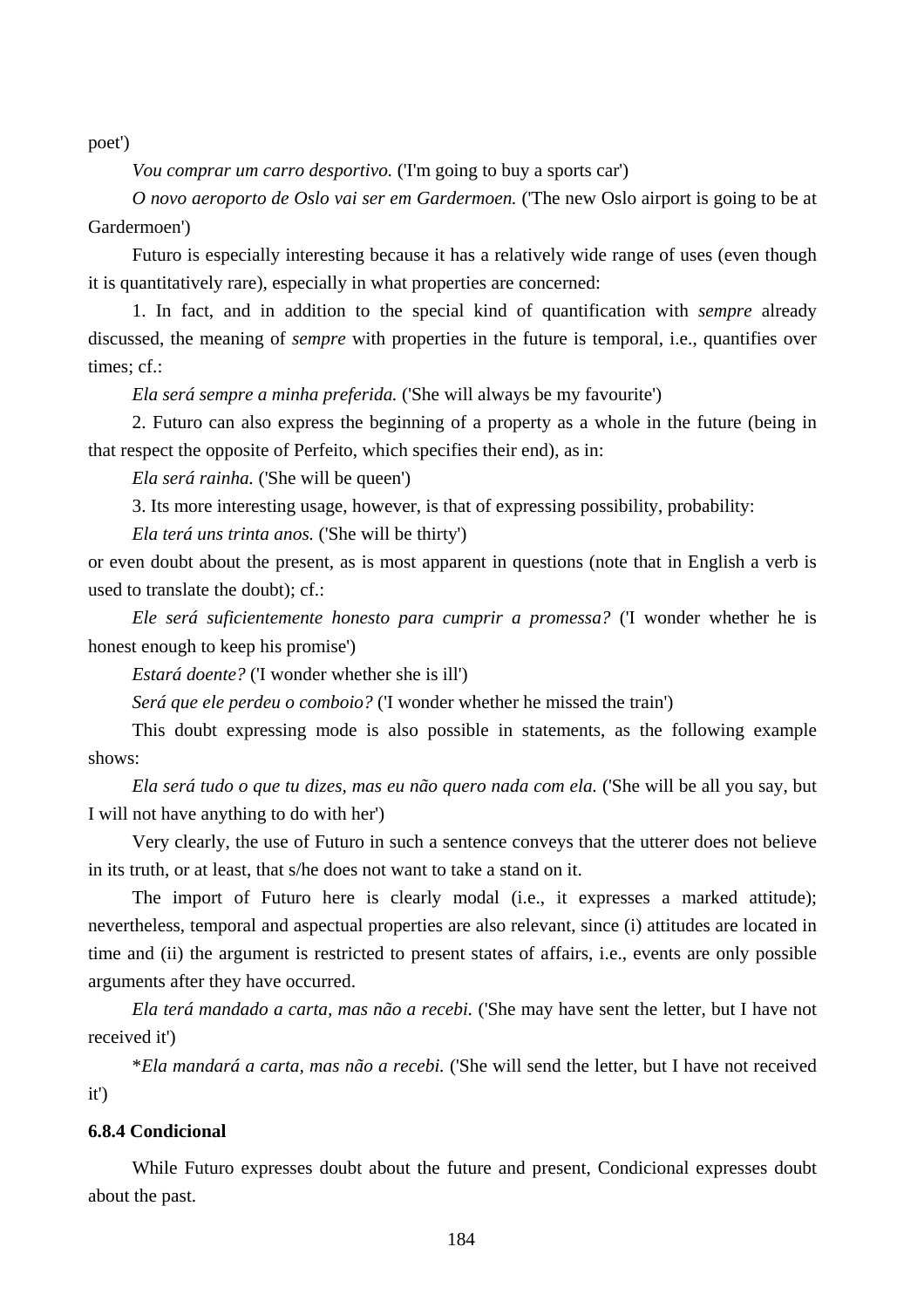poet')

*Vou comprar um carro desportivo.* ('I'm going to buy a sports car')

*O novo aeroporto de Oslo vai ser em Gardermoen.* ('The new Oslo airport is going to be at Gardermoen')

Futuro is especially interesting because it has a relatively wide range of uses (even though it is quantitatively rare), especially in what properties are concerned:

1. In fact, and in addition to the special kind of quantification with *sempre* already discussed, the meaning of *sempre* with properties in the future is temporal, i.e., quantifies over times; cf.:

*Ela será sempre a minha preferida.* ('She will always be my favourite')

2. Futuro can also express the beginning of a property as a whole in the future (being in that respect the opposite of Perfeito, which specifies their end), as in:

*Ela será rainha.* ('She will be queen')

3. Its more interesting usage, however, is that of expressing possibility, probability:

*Ela terá uns trinta anos.* ('She will be thirty')

or even doubt about the present, as is most apparent in questions (note that in English a verb is used to translate the doubt); cf.:

*Ele será suficientemente honesto para cumprir a promessa?* ('I wonder whether he is honest enough to keep his promise')

*Estará doente?* ('I wonder whether she is ill')

*Será que ele perdeu o comboio?* ('I wonder whether he missed the train')

This doubt expressing mode is also possible in statements, as the following example shows:

*Ela será tudo o que tu dizes, mas eu não quero nada com ela.* ('She will be all you say, but I will not have anything to do with her')

Very clearly, the use of Futuro in such a sentence conveys that the utterer does not believe in its truth, or at least, that s/he does not want to take a stand on it.

The import of Futuro here is clearly modal (i.e., it expresses a marked attitude); nevertheless, temporal and aspectual properties are also relevant, since (i) attitudes are located in time and (ii) the argument is restricted to present states of affairs, i.e., events are only possible arguments after they have occurred.

*Ela terá mandado a carta, mas não a recebi.* ('She may have sent the letter, but I have not received it')

\**Ela mandará a carta, mas não a recebi.* ('She will send the letter, but I have not received it')

### 6.8.4 Condicional

While Futuro expresses doubt about the future and present, Condicional expresses doubt about the past.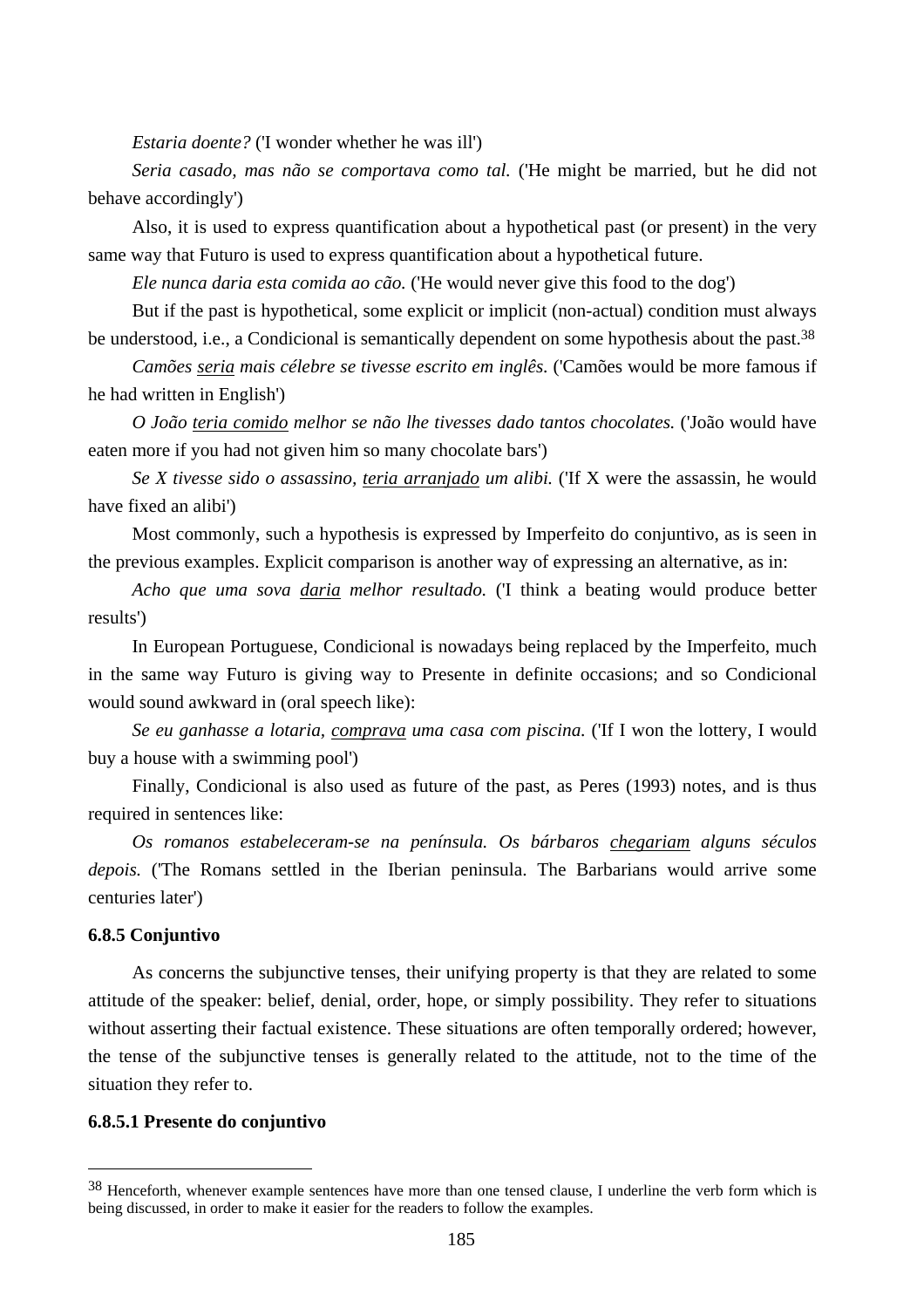*Estaria doente?* ('I wonder whether he was ill')

*Seria casado, mas não se comportava como tal.* ('He might be married, but he did not behave accordingly')

Also, it is used to express quantification about a hypothetical past (or present) in the very same way that Futuro is used to express quantification about a hypothetical future.

*Ele nunca daria esta comida ao cão.* ('He would never give this food to the dog')

But if the past is hypothetical, some explicit or implicit (non-actual) condition must always be understood, i.e., a Condicional is semantically dependent on some hypothesis about the past.[38]

*Camões <u>seria</u> mais célebre se tivesse escrito em inglês.* ('Camões would be more famous if he had written in English')

*O João <u>teria comido</u> melhor se não lhe tivesses dado tantos chocolates.* ('João would have eaten more if you had not given him so many chocolate bars')

*Se X tivesse sido o assassino, <u>teria arranjado</u> um alibi.* ('If X were the assassin, he would have fixed an alibi')

Most commonly, such a hypothesis is expressed by Imperfeito do conjuntivo, as is seen in the previous examples. Explicit comparison is another way of expressing an alternative, as in:

*Acho que uma sova <u>daria</u> melhor resultado.* ('I think a beating would produce better results')

In European Portuguese, Condicional is nowadays being replaced by the Imperfeito, much in the same way Futuro is giving way to Presente in definite occasions; and so Condicional would sound awkward in (oral speech like):

*Se eu ganhasse a lotaria, <u>comprava</u> uma casa com piscina.* ('If I won the lottery, I would buy a house with a swimming pool')

Finally, Condicional is also used as future of the past, as Peres (1993) notes, and is thus required in sentences like:

*Os romanos estabeleceram-se na península. Os bárbaros <u>chegariam</u> alguns séculos depois.* ('The Romans settled in the Iberian peninsula. The Barbarians would arrive some centuries later')

#### 6.8.5 Conjuntivo

As concerns the subjunctive tenses, their unifying property is that they are related to some attitude of the speaker: belief, denial, order, hope, or simply possibility. They refer to situations without asserting their factual existence. These situations are often temporally ordered; however, the tense of the subjunctive tenses is generally related to the attitude, not to the time of the situation they refer to.

##### 6.8.5.1 Presente do conjuntivo

---

[38] Henceforth, whenever example sentences have more than one tensed clause, I underline the verb form which is being discussed, in order to make it easier for the readers to follow the examples.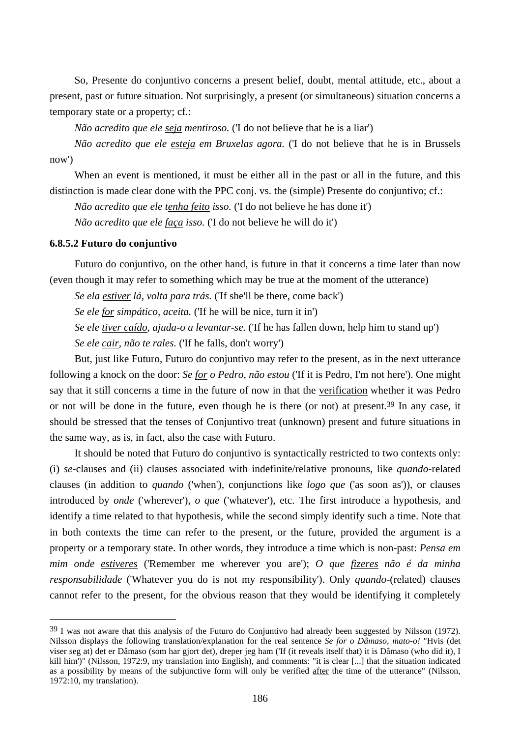So, Presente do conjuntivo concerns a present belief, doubt, mental attitude, etc., about a present, past or future situation. Not surprisingly, a present (or simultaneous) situation concerns a temporary state or a property; cf.:

*Não acredito que ele <u>seja</u> mentiroso.* ('I do not believe that he is a liar')

*Não acredito que ele <u>esteja</u> em Bruxelas agora.* ('I do not believe that he is in Brussels now')

When an event is mentioned, it must be either all in the past or all in the future, and this distinction is made clear done with the PPC conj. vs. the (simple) Presente do conjuntivo; cf.:

*Não acredito que ele <u>tenha feito</u> isso.* ('I do not believe he has done it')

*Não acredito que ele <u>faça</u> isso.* ('I do not believe he will do it')

### 6.8.5.2 Futuro do conjuntivo

Futuro do conjuntivo, on the other hand, is future in that it concerns a time later than now (even though it may refer to something which may be true at the moment of the utterance)

*Se ela <u>estiver</u> lá, volta para trás.* ('If she'll be there, come back')

*Se ele <u>for</u> simpático, aceita.* ('If he will be nice, turn it in')

*Se ele <u>tiver caído</u>, ajuda-o a levantar-se.* ('If he has fallen down, help him to stand up')

*Se ele <u>cair</u>, não te rales.* ('If he falls, don't worry')

But, just like Futuro, Futuro do conjuntivo may refer to the present, as in the next utterance following a knock on the door: *Se <u>for</u> o Pedro, não estou* ('If it is Pedro, I'm not here'). One might say that it still concerns a time in the future of now in that the <u>verification</u> whether it was Pedro or not will be done in the future, even though he is there (or not) at present.[39] In any case, it should be stressed that the tenses of Conjuntivo treat (unknown) present and future situations in the same way, as is, in fact, also the case with Futuro.

It should be noted that Futuro do conjuntivo is syntactically restricted to two contexts only: (i) *se*-clauses and (ii) clauses associated with indefinite/relative pronouns, like *quando*-related clauses (in addition to *quando* ('when'), conjunctions like *logo que* ('as soon as')), or clauses introduced by *onde* ('wherever'), *o que* ('whatever'), etc. The first introduce a hypothesis, and identify a time related to that hypothesis, while the second simply identify such a time. Note that in both contexts the time can refer to the present, or the future, provided the argument is a property or a temporary state. In other words, they introduce a time which is non-past: *Pensa em mim onde <u>estiveres</u>* ('Remember me wherever you are'); *O que <u>fizeres</u> não é da minha responsabilidade* ('Whatever you do is not my responsibility'). Only *quando*-(related) clauses cannot refer to the present, for the obvious reason that they would be identifying it completely

---

[39] I was not aware that this analysis of the Futuro do Conjuntivo had already been suggested by Nilsson (1972). Nilsson displays the following translation/explanation for the real sentence *Se for o Dâmaso, mato-o!* "Hvis (det viser seg at) det er Dâmaso (som har gjort det), dreper jeg ham ('If (it reveals itself that) it is Dâmaso (who did it), I kill him')" (Nilsson, 1972:9, my translation into English), and comments: "it is clear [...] that the situation indicated as a possibility by means of the subjunctive form will only be verified <u>after</u> the time of the utterance" (Nilsson, 1972:10, my translation).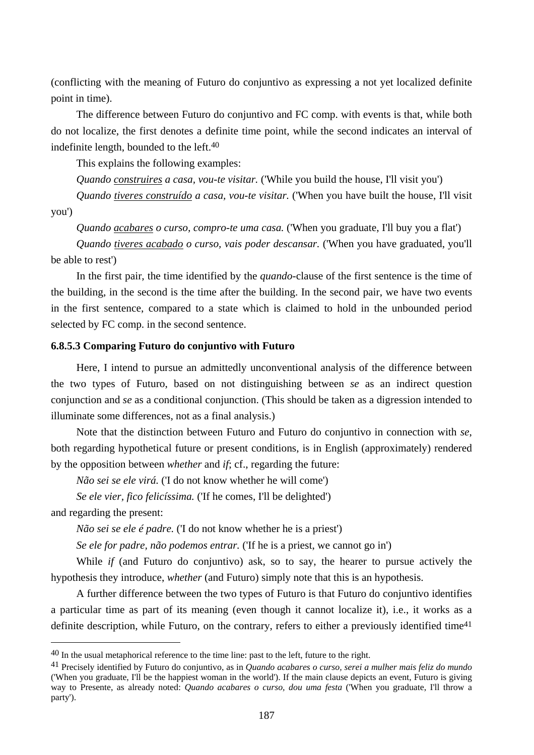(conflicting with the meaning of Futuro do conjuntivo as expressing a not yet localized definite point in time).

The difference between Futuro do conjuntivo and FC comp. with events is that, while both do not localize, the first denotes a definite time point, while the second indicates an interval of indefinite length, bounded to the left.[40]

This explains the following examples:

*Quando construires a casa, vou-te visitar.* ('While you build the house, I'll visit you')

*Quando tiveres construído a casa, vou-te visitar.* ('When you have built the house, I'll visit you')

*Quando acabares o curso, compro-te uma casa.* ('When you graduate, I'll buy you a flat')

*Quando tiveres acabado o curso, vais poder descansar.* ('When you have graduated, you'll be able to rest')

In the first pair, the time identified by the *quando*-clause of the first sentence is the time of the building, in the second is the time after the building. In the second pair, we have two events in the first sentence, compared to a state which is claimed to hold in the unbounded period selected by FC comp. in the second sentence.

### 6.8.5.3 Comparing Futuro do conjuntivo with Futuro

Here, I intend to pursue an admittedly unconventional analysis of the difference between the two types of Futuro, based on not distinguishing between *se* as an indirect question conjunction and *se* as a conditional conjunction. (This should be taken as a digression intended to illuminate some differences, not as a final analysis.)

Note that the distinction between Futuro and Futuro do conjuntivo in connection with *se*, both regarding hypothetical future or present conditions, is in English (approximately) rendered by the opposition between *whether* and *if*; cf., regarding the future:

*Não sei se ele virá.* ('I do not know whether he will come')

*Se ele vier, fico felicíssima.* ('If he comes, I'll be delighted')

and regarding the present:

*Não sei se ele é padre.* ('I do not know whether he is a priest')

*Se ele for padre, não podemos entrar.* ('If he is a priest, we cannot go in')

While *if* (and Futuro do conjuntivo) ask, so to say, the hearer to pursue actively the hypothesis they introduce, *whether* (and Futuro) simply note that this is an hypothesis.

A further difference between the two types of Futuro is that Futuro do conjuntivo identifies a particular time as part of its meaning (even though it cannot localize it), i.e., it works as a definite description, while Futuro, on the contrary, refers to either a previously identified time[41]

---

[40] In the usual metaphorical reference to the time line: past to the left, future to the right.

[41] Precisely identified by Futuro do conjuntivo, as in *Quando acabares o curso, serei a mulher mais feliz do mundo* ('When you graduate, I'll be the happiest woman in the world'). If the main clause depicts an event, Futuro is giving way to Presente, as already noted: *Quando acabares o curso, dou uma festa* ('When you graduate, I'll throw a party').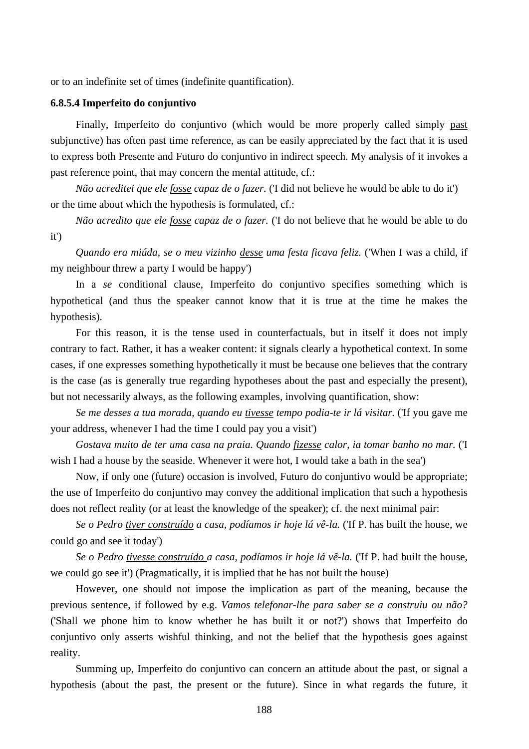or to an indefinite set of times (indefinite quantification).

#### 6.8.5.4 Imperfeito do conjuntivo

Finally, Imperfeito do conjuntivo (which would be more properly called simply <u>past</u> subjunctive) has often past time reference, as can be easily appreciated by the fact that it is used to express both Presente and Futuro do conjuntivo in indirect speech. My analysis of it invokes a past reference point, that may concern the mental attitude, cf.:

*Não acreditei que ele <u>fosse</u> capaz de o fazer.* ('I did not believe he would be able to do it') or the time about which the hypothesis is formulated, cf.:

*Não acredito que ele <u>fosse</u> capaz de o fazer.* ('I do not believe that he would be able to do it')

*Quando era miúda, se o meu vizinho <u>desse</u> uma festa ficava feliz.* ('When I was a child, if my neighbour threw a party I would be happy')

In a *se* conditional clause, Imperfeito do conjuntivo specifies something which is hypothetical (and thus the speaker cannot know that it is true at the time he makes the hypothesis).

For this reason, it is the tense used in counterfactuals, but in itself it does not imply contrary to fact. Rather, it has a weaker content: it signals clearly a hypothetical context. In some cases, if one expresses something hypothetically it must be because one believes that the contrary is the case (as is generally true regarding hypotheses about the past and especially the present), but not necessarily always, as the following examples, involving quantification, show:

*Se me desses a tua morada, quando eu <u>tivesse</u> tempo podia-te ir lá visitar.* ('If you gave me your address, whenever I had the time I could pay you a visit')

*Gostava muito de ter uma casa na praia. Quando <u>fizesse</u> calor, ia tomar banho no mar.* ('I wish I had a house by the seaside. Whenever it were hot, I would take a bath in the sea')

Now, if only one (future) occasion is involved, Futuro do conjuntivo would be appropriate; the use of Imperfeito do conjuntivo may convey the additional implication that such a hypothesis does not reflect reality (or at least the knowledge of the speaker); cf. the next minimal pair:

*Se o Pedro <u>tiver construído</u> a casa, podíamos ir hoje lá vê-la.* ('If P. has built the house, we could go and see it today')

*Se o Pedro <u>tivesse construído</u> a casa, podíamos ir hoje lá vê-la.* ('If P. had built the house, we could go see it') (Pragmatically, it is implied that he has <u>not</u> built the house)

However, one should not impose the implication as part of the meaning, because the previous sentence, if followed by e.g. *Vamos telefonar-lhe para saber se a construiu ou não?* ('Shall we phone him to know whether he has built it or not?') shows that Imperfeito do conjuntivo only asserts wishful thinking, and not the belief that the hypothesis goes against reality.

Summing up, Imperfeito do conjuntivo can concern an attitude about the past, or signal a hypothesis (about the past, the present or the future). Since in what regards the future, it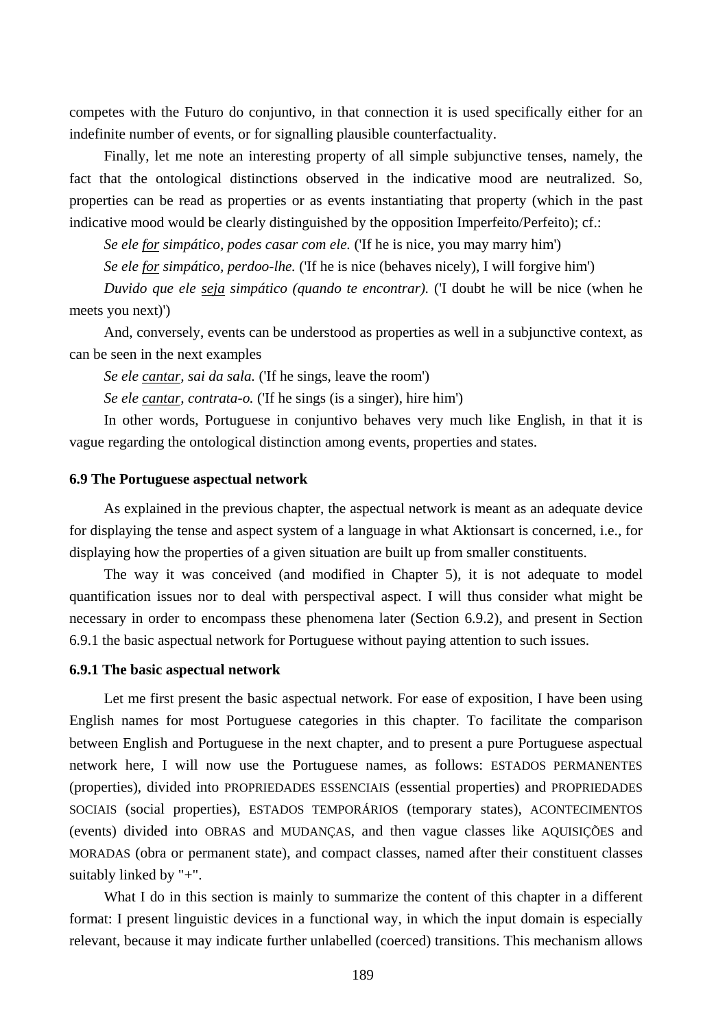competes with the Futuro do conjuntivo, in that connection it is used specifically either for an indefinite number of events, or for signalling plausible counterfactuality.

Finally, let me note an interesting property of all simple subjunctive tenses, namely, the fact that the ontological distinctions observed in the indicative mood are neutralized. So, properties can be read as properties or as events instantiating that property (which in the past indicative mood would be clearly distinguished by the opposition Imperfeito/Perfeito); cf.:

*Se ele <u>for</u> simpático, podes casar com ele.* ('If he is nice, you may marry him')

*Se ele <u>for</u> simpático, perdoo-lhe.* ('If he is nice (behaves nicely), I will forgive him')

*Duvido que ele <u>seja</u> simpático (quando te encontrar).* ('I doubt he will be nice (when he meets you next)')

And, conversely, events can be understood as properties as well in a subjunctive context, as can be seen in the next examples

*Se ele <u>cantar</u>, sai da sala.* ('If he sings, leave the room')

*Se ele <u>cantar</u>, contrata-o.* ('If he sings (is a singer), hire him')

In other words, Portuguese in conjuntivo behaves very much like English, in that it is vague regarding the ontological distinction among events, properties and states.

### 6.9 The Portuguese aspectual network

As explained in the previous chapter, the aspectual network is meant as an adequate device for displaying the tense and aspect system of a language in what Aktionsart is concerned, i.e., for displaying how the properties of a given situation are built up from smaller constituents.

The way it was conceived (and modified in Chapter 5), it is not adequate to model quantification issues nor to deal with perspectival aspect. I will thus consider what might be necessary in order to encompass these phenomena later (Section 6.9.2), and present in Section 6.9.1 the basic aspectual network for Portuguese without paying attention to such issues.

#### 6.9.1 The basic aspectual network

Let me first present the basic aspectual network. For ease of exposition, I have been using English names for most Portuguese categories in this chapter. To facilitate the comparison between English and Portuguese in the next chapter, and to present a pure Portuguese aspectual network here, I will now use the Portuguese names, as follows: ESTADOS PERMANENTES (properties), divided into PROPRIEDADES ESSENCIAIS (essential properties) and PROPRIEDADES SOCIAIS (social properties), ESTADOS TEMPORÁRIOS (temporary states), ACONTECIMENTOS (events) divided into OBRAS and MUDANÇAS, and then vague classes like AQUISIÇÕES and MORADAS (obra or permanent state), and compact classes, named after their constituent classes suitably linked by "+".

What I do in this section is mainly to summarize the content of this chapter in a different format: I present linguistic devices in a functional way, in which the input domain is especially relevant, because it may indicate further unlabelled (coerced) transitions. This mechanism allows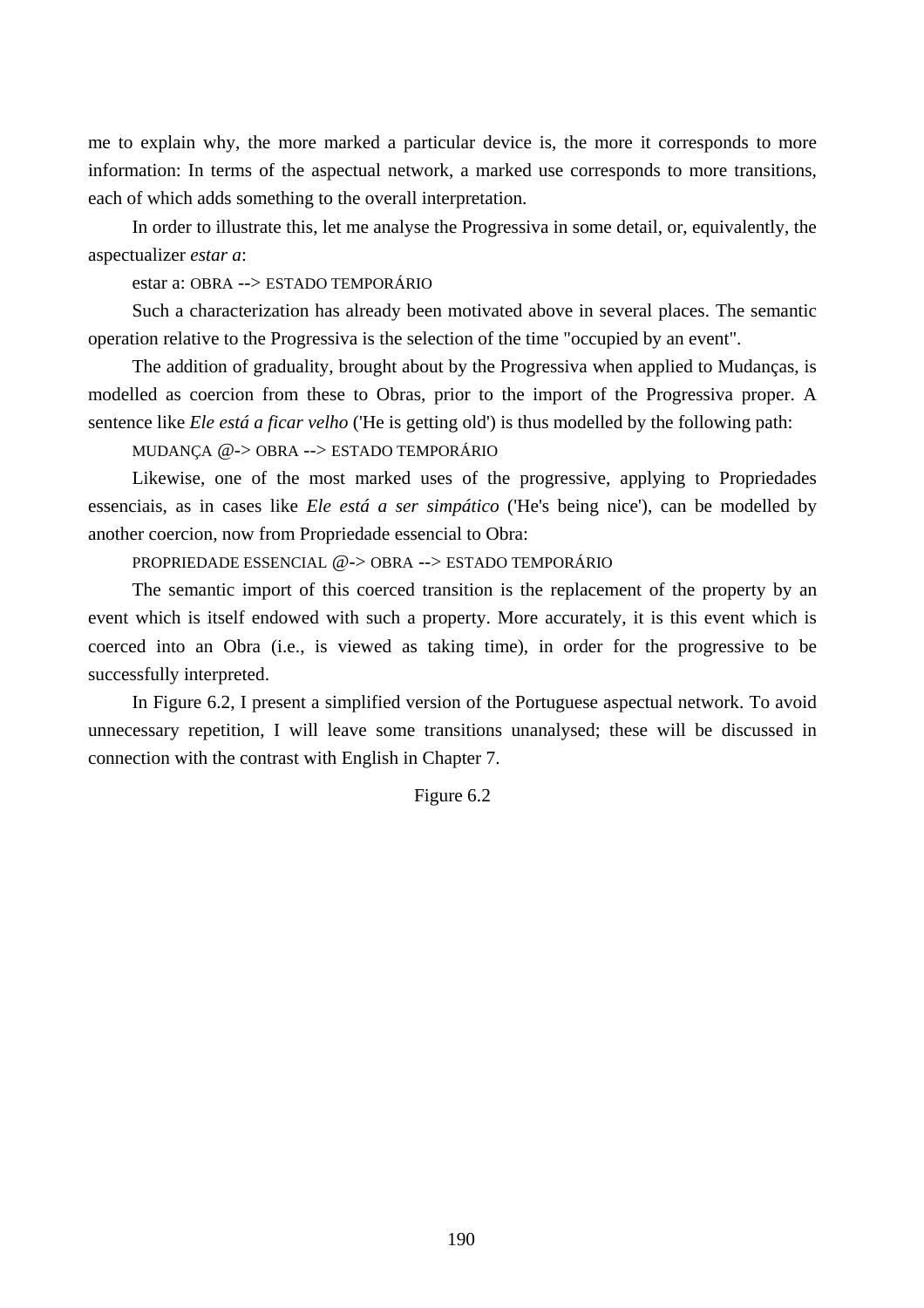me to explain why, the more marked a particular device is, the more it corresponds to more information: In terms of the aspectual network, a marked use corresponds to more transitions, each of which adds something to the overall interpretation.

In order to illustrate this, let me analyse the Progressiva in some detail, or, equivalently, the aspectualizer *estar a*:

estar a: OBRA --> ESTADO TEMPORÁRIO

Such a characterization has already been motivated above in several places. The semantic operation relative to the Progressiva is the selection of the time "occupied by an event".

The addition of graduality, brought about by the Progressiva when applied to Mudanças, is modelled as coercion from these to Obras, prior to the import of the Progressiva proper. A sentence like *Ele está a ficar velho* ('He is getting old') is thus modelled by the following path:

MUDANÇA @-> OBRA --> ESTADO TEMPORÁRIO

Likewise, one of the most marked uses of the progressive, applying to Propriedades essenciais, as in cases like *Ele está a ser simpático* ('He's being nice'), can be modelled by another coercion, now from Propriedade essencial to Obra:

PROPRIEDADE ESSENCIAL @-> OBRA --> ESTADO TEMPORÁRIO

The semantic import of this coerced transition is the replacement of the property by an event which is itself endowed with such a property. More accurately, it is this event which is coerced into an Obra (i.e., is viewed as taking time), in order for the progressive to be successfully interpreted.

In Figure 6.2, I present a simplified version of the Portuguese aspectual network. To avoid unnecessary repetition, I will leave some transitions unanalysed; these will be discussed in connection with the contrast with English in Chapter 7.

Figure 6.2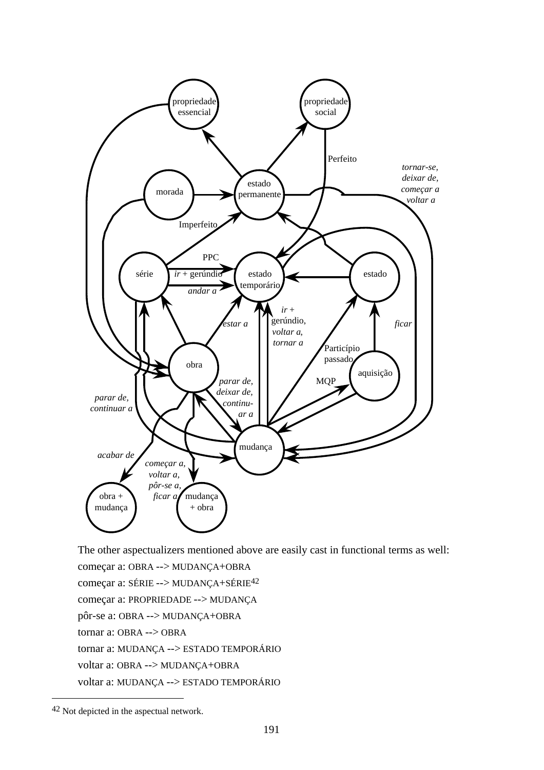The other aspectualizers mentioned above are easily cast in functional terms as well:

começar a: OBRA --> MUDANÇA+OBRA

começar a: SÉRIE --> MUDANÇA+SÉRIE[42]

começar a: PROPRIEDADE --> MUDANÇA

pôr-se a: OBRA --> MUDANÇA+OBRA

tornar a: OBRA --> OBRA

tornar a: MUDANÇA --> ESTADO TEMPORÁRIO

voltar a: OBRA --> MUDANÇA+OBRA

voltar a: MUDANÇA --> ESTADO TEMPORÁRIO

---

[42] Not depicted in the aspectual network.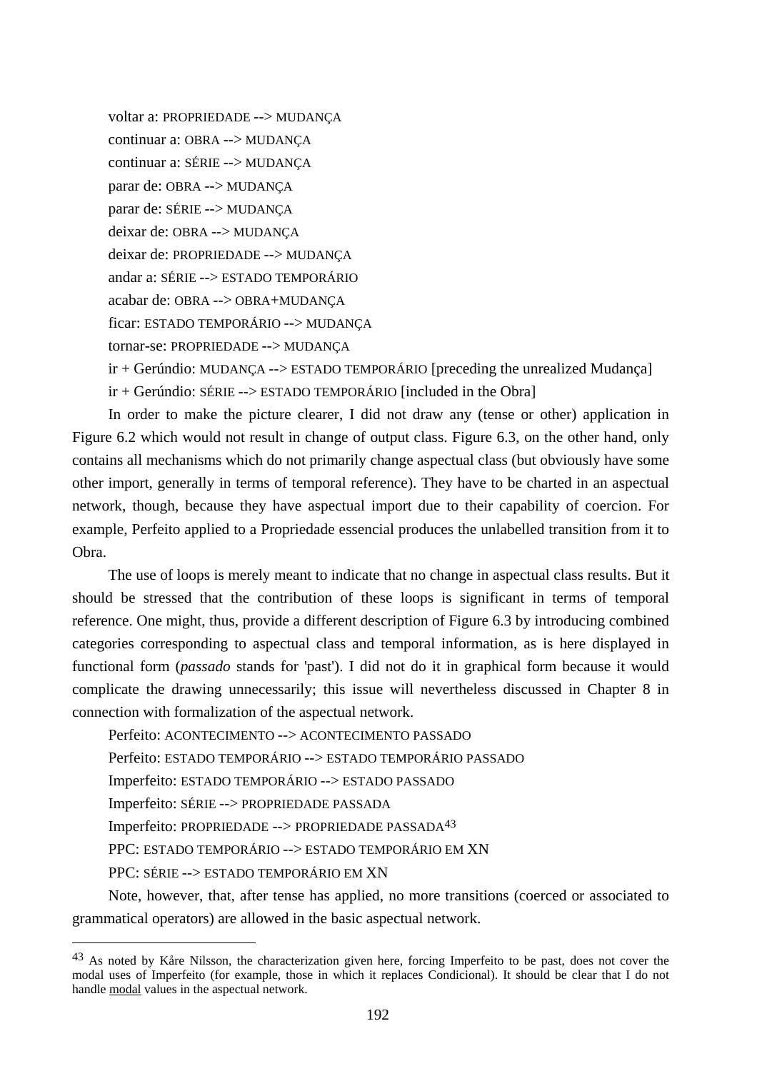voltar a: PROPRIEDADE --> MUDANÇA

continuar a: OBRA --> MUDANÇA

continuar a: SÉRIE --> MUDANÇA

parar de: OBRA --> MUDANÇA

parar de: SÉRIE --> MUDANÇA

deixar de: OBRA --> MUDANÇA

deixar de: PROPRIEDADE --> MUDANÇA

andar a: SÉRIE --> ESTADO TEMPORÁRIO

acabar de: OBRA --> OBRA+MUDANÇA

ficar: ESTADO TEMPORÁRIO --> MUDANÇA

tornar-se: PROPRIEDADE --> MUDANÇA

ir + Gerúndio: MUDANÇA --> ESTADO TEMPORÁRIO [preceding the unrealized Mudança]

ir + Gerúndio: SÉRIE --> ESTADO TEMPORÁRIO [included in the Obra]

In order to make the picture clearer, I did not draw any (tense or other) application in Figure 6.2 which would not result in change of output class. Figure 6.3, on the other hand, only contains all mechanisms which do not primarily change aspectual class (but obviously have some other import, generally in terms of temporal reference). They have to be charted in an aspectual network, though, because they have aspectual import due to their capability of coercion. For example, Perfeito applied to a Propriedade essencial produces the unlabelled transition from it to Obra.

The use of loops is merely meant to indicate that no change in aspectual class results. But it should be stressed that the contribution of these loops is significant in terms of temporal reference. One might, thus, provide a different description of Figure 6.3 by introducing combined categories corresponding to aspectual class and temporal information, as is here displayed in functional form (*passado* stands for 'past'). I did not do it in graphical form because it would complicate the drawing unnecessarily; this issue will nevertheless discussed in Chapter 8 in connection with formalization of the aspectual network.

Perfeito: ACONTECIMENTO --> ACONTECIMENTO PASSADO

Perfeito: ESTADO TEMPORÁRIO --> ESTADO TEMPORÁRIO PASSADO

Imperfeito: ESTADO TEMPORÁRIO --> ESTADO PASSADO

Imperfeito: SÉRIE --> PROPRIEDADE PASSADA

Imperfeito: PROPRIEDADE --> PROPRIEDADE PASSADA[43]

PPC: ESTADO TEMPORÁRIO --> ESTADO TEMPORÁRIO EM XN

PPC: SÉRIE --> ESTADO TEMPORÁRIO EM XN

Note, however, that, after tense has applied, no more transitions (coerced or associated to grammatical operators) are allowed in the basic aspectual network.

---

[43] As noted by Kåre Nilsson, the characterization given here, forcing Imperfeito to be past, does not cover the modal uses of Imperfeito (for example, those in which it replaces Condicional). It should be clear that I do not handle modal values in the aspectual network.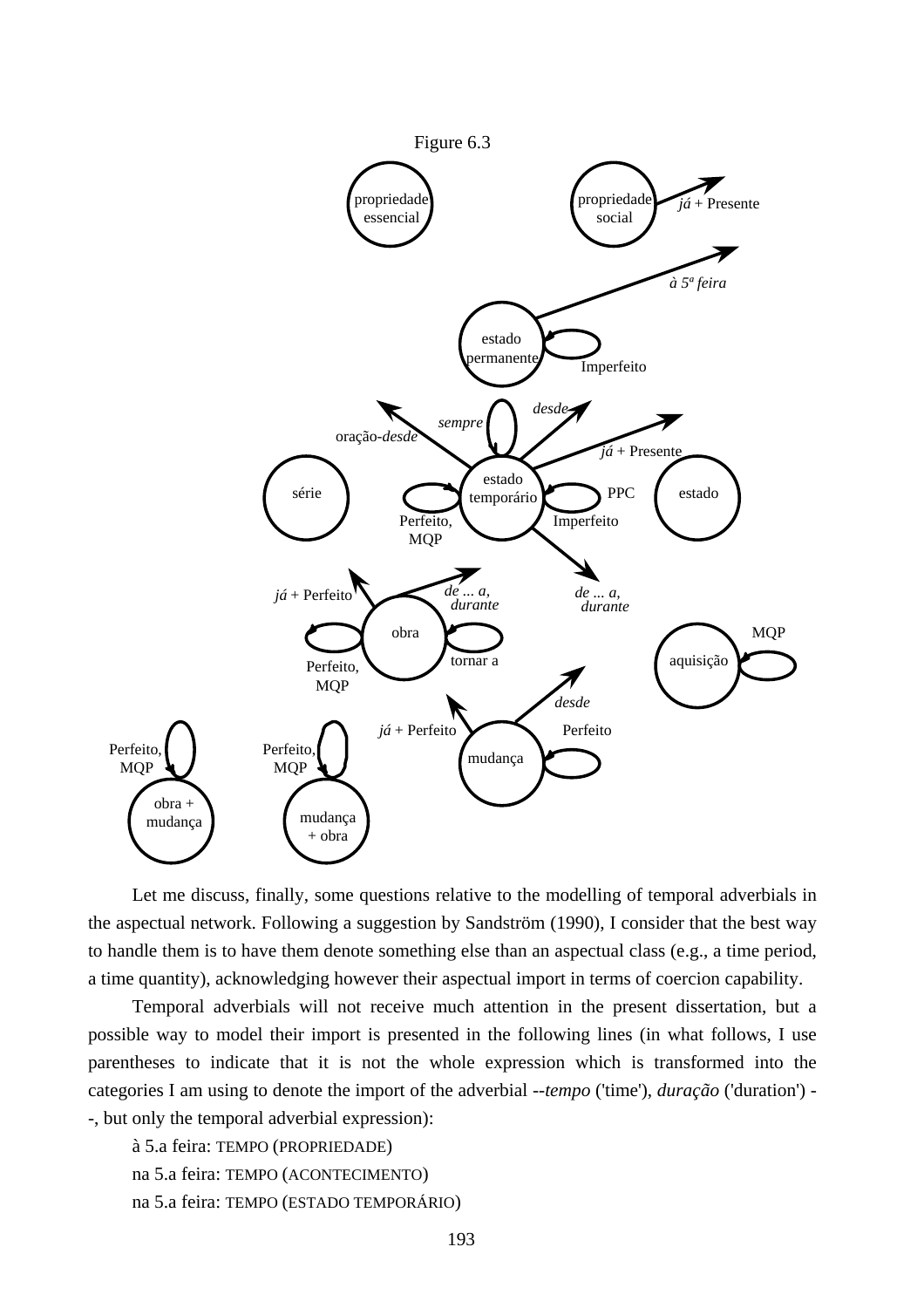Figure 6.3

propriedade essencial

propriedade social — *já* + Presente

*à 5ª feira*

estado permanente — Imperfeito

oração-*desde* — *sempre* — *desde* — *já* + Presente

série — estado temporário — estado

Perfeito, MQP — PPC — Imperfeito

*já* + Perfeito — *de ... a*, *durante* — *de ... a*, *durante*

obra — tornar a — MQP

Perfeito, MQP — aquisição

*desde*

*já* + Perfeito — Perfeito

Perfeito, MQP — Perfeito, MQP — mudança

obra + mudança — mudança + obra

Let me discuss, finally, some questions relative to the modelling of temporal adverbials in the aspectual network. Following a suggestion by Sandström (1990), I consider that the best way to handle them is to have them denote something else than an aspectual class (e.g., a time period, a time quantity), acknowledging however their aspectual import in terms of coercion capability.

Temporal adverbials will not receive much attention in the present dissertation, but a possible way to model their import is presented in the following lines (in what follows, I use parentheses to indicate that it is not the whole expression which is transformed into the categories I am using to denote the import of the adverbial --*tempo* ('time'), *duração* ('duration') --, but only the temporal adverbial expression):

à 5.a feira: TEMPO (PROPRIEDADE)

na 5.a feira: TEMPO (ACONTECIMENTO)

na 5.a feira: TEMPO (ESTADO TEMPORÁRIO)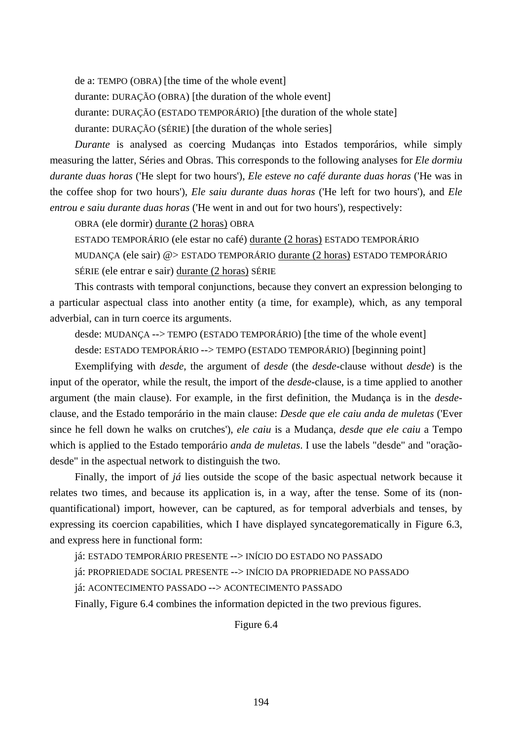de a: TEMPO (OBRA) [the time of the whole event]

durante: DURAÇÃO (OBRA) [the duration of the whole event]

durante: DURAÇÃO (ESTADO TEMPORÁRIO) [the duration of the whole state]

durante: DURAÇÃO (SÉRIE) [the duration of the whole series]

*Durante* is analysed as coercing Mudanças into Estados temporários, while simply measuring the latter, Séries and Obras. This corresponds to the following analyses for *Ele dormiu durante duas horas* ('He slept for two hours'), *Ele esteve no café durante duas horas* ('He was in the coffee shop for two hours'), *Ele saiu durante duas horas* ('He left for two hours'), and *Ele entrou e saiu durante duas horas* ('He went in and out for two hours'), respectively:

OBRA (ele dormir) <u>durante (2 horas)</u> OBRA

ESTADO TEMPORÁRIO (ele estar no café) <u>durante (2 horas)</u> ESTADO TEMPORÁRIO

MUDANÇA (ele sair) @> ESTADO TEMPORÁRIO <u>durante (2 horas)</u> ESTADO TEMPORÁRIO

SÉRIE (ele entrar e sair) <u>durante (2 horas)</u> SÉRIE

This contrasts with temporal conjunctions, because they convert an expression belonging to a particular aspectual class into another entity (a time, for example), which, as any temporal adverbial, can in turn coerce its arguments.

desde: MUDANÇA --> TEMPO (ESTADO TEMPORÁRIO) [the time of the whole event]

desde: ESTADO TEMPORÁRIO --> TEMPO (ESTADO TEMPORÁRIO) [beginning point]

Exemplifying with *desde*, the argument of *desde* (the *desde*-clause without *desde*) is the input of the operator, while the result, the import of the *desde*-clause, is a time applied to another argument (the main clause). For example, in the first definition, the Mudança is in the *desde*-clause, and the Estado temporário in the main clause: *Desde que ele caiu anda de muletas* ('Ever since he fell down he walks on crutches'), *ele caiu* is a Mudança, *desde que ele caiu* a Tempo which is applied to the Estado temporário *anda de muletas*. I use the labels "desde" and "oração-desde" in the aspectual network to distinguish the two.

Finally, the import of *já* lies outside the scope of the basic aspectual network because it relates two times, and because its application is, in a way, after the tense. Some of its (non-quantificational) import, however, can be captured, as for temporal adverbials and tenses, by expressing its coercion capabilities, which I have displayed syncategorematically in Figure 6.3, and express here in functional form:

já: ESTADO TEMPORÁRIO PRESENTE --> INÍCIO DO ESTADO NO PASSADO

já: PROPRIEDADE SOCIAL PRESENTE --> INÍCIO DA PROPRIEDADE NO PASSADO

já: ACONTECIMENTO PASSADO --> ACONTECIMENTO PASSADO

Finally, Figure 6.4 combines the information depicted in the two previous figures.

Figure 6.4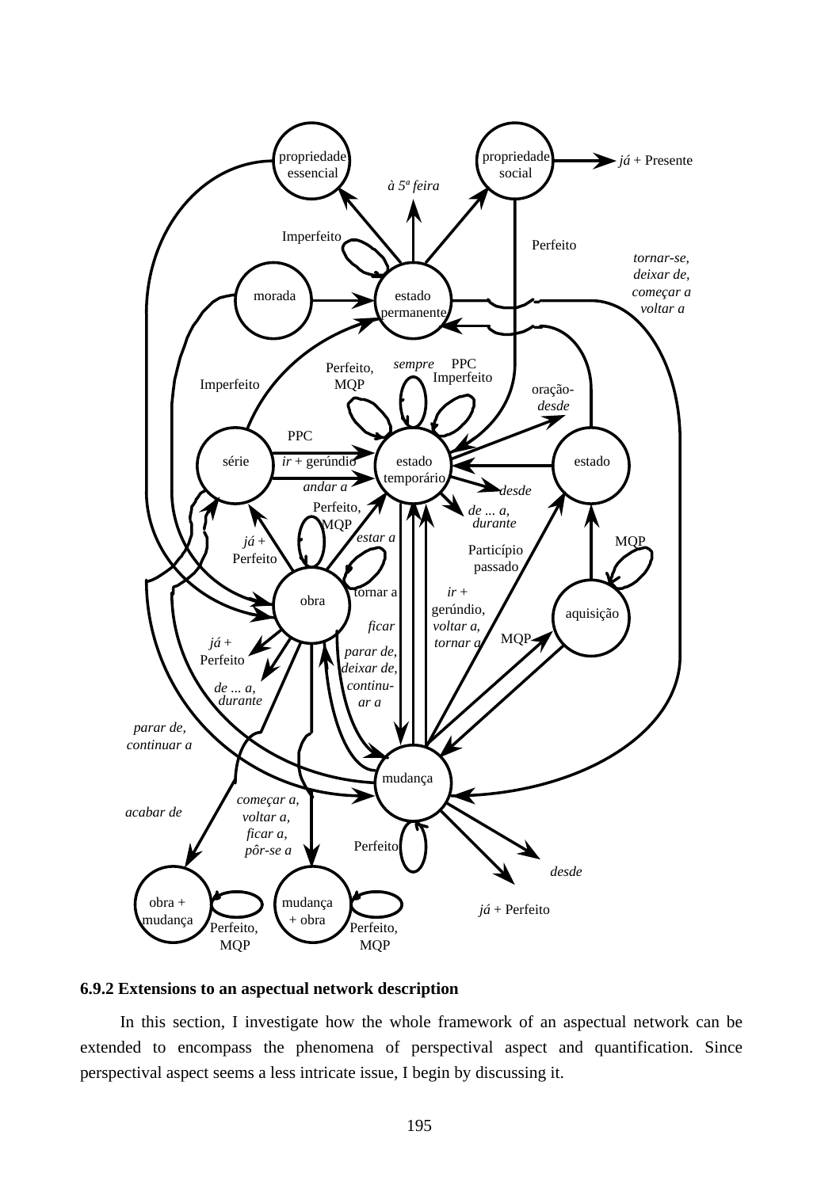### 6.9.2 Extensions to an aspectual network description

In this section, I investigate how the whole framework of an aspectual network can be extended to encompass the phenomena of perspectival aspect and quantification. Since perspectival aspect seems a less intricate issue, I begin by discussing it.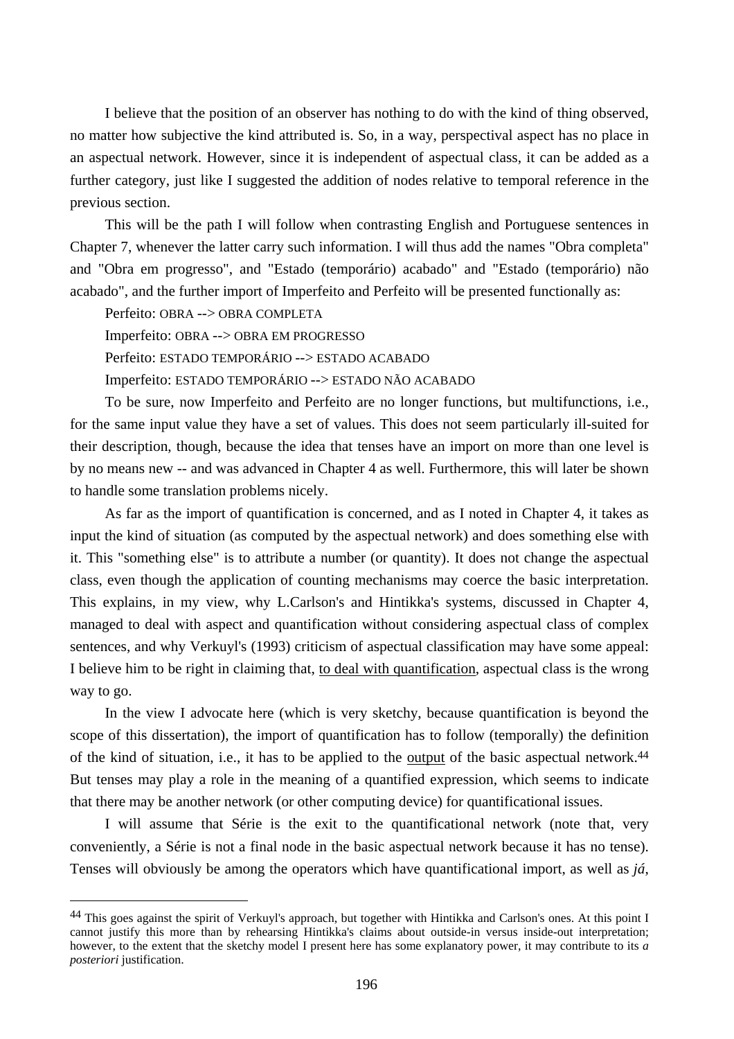I believe that the position of an observer has nothing to do with the kind of thing observed, no matter how subjective the kind attributed is. So, in a way, perspectival aspect has no place in an aspectual network. However, since it is independent of aspectual class, it can be added as a further category, just like I suggested the addition of nodes relative to temporal reference in the previous section.

This will be the path I will follow when contrasting English and Portuguese sentences in Chapter 7, whenever the latter carry such information. I will thus add the names "Obra completa" and "Obra em progresso", and "Estado (temporário) acabado" and "Estado (temporário) não acabado", and the further import of Imperfeito and Perfeito will be presented functionally as:

Perfeito: OBRA --> OBRA COMPLETA

Imperfeito: OBRA --> OBRA EM PROGRESSO

Perfeito: ESTADO TEMPORÁRIO --> ESTADO ACABADO

Imperfeito: ESTADO TEMPORÁRIO --> ESTADO NÃO ACABADO

To be sure, now Imperfeito and Perfeito are no longer functions, but multifunctions, i.e., for the same input value they have a set of values. This does not seem particularly ill-suited for their description, though, because the idea that tenses have an import on more than one level is by no means new -- and was advanced in Chapter 4 as well. Furthermore, this will later be shown to handle some translation problems nicely.

As far as the import of quantification is concerned, and as I noted in Chapter 4, it takes as input the kind of situation (as computed by the aspectual network) and does something else with it. This "something else" is to attribute a number (or quantity). It does not change the aspectual class, even though the application of counting mechanisms may coerce the basic interpretation. This explains, in my view, why L.Carlson's and Hintikka's systems, discussed in Chapter 4, managed to deal with aspect and quantification without considering aspectual class of complex sentences, and why Verkuyl's (1993) criticism of aspectual classification may have some appeal: I believe him to be right in claiming that, <u>to deal with quantification</u>, aspectual class is the wrong way to go.

In the view I advocate here (which is very sketchy, because quantification is beyond the scope of this dissertation), the import of quantification has to follow (temporally) the definition of the kind of situation, i.e., it has to be applied to the <u>output</u> of the basic aspectual network.[44] But tenses may play a role in the meaning of a quantified expression, which seems to indicate that there may be another network (or other computing device) for quantificational issues.

I will assume that Série is the exit to the quantificational network (note that, very conveniently, a Série is not a final node in the basic aspectual network because it has no tense). Tenses will obviously be among the operators which have quantificational import, as well as *já*,

---

[44] This goes against the spirit of Verkuyl's approach, but together with Hintikka and Carlson's ones. At this point I cannot justify this more than by rehearsing Hintikka's claims about outside-in versus inside-out interpretation; however, to the extent that the sketchy model I present here has some explanatory power, it may contribute to its *a posteriori* justification.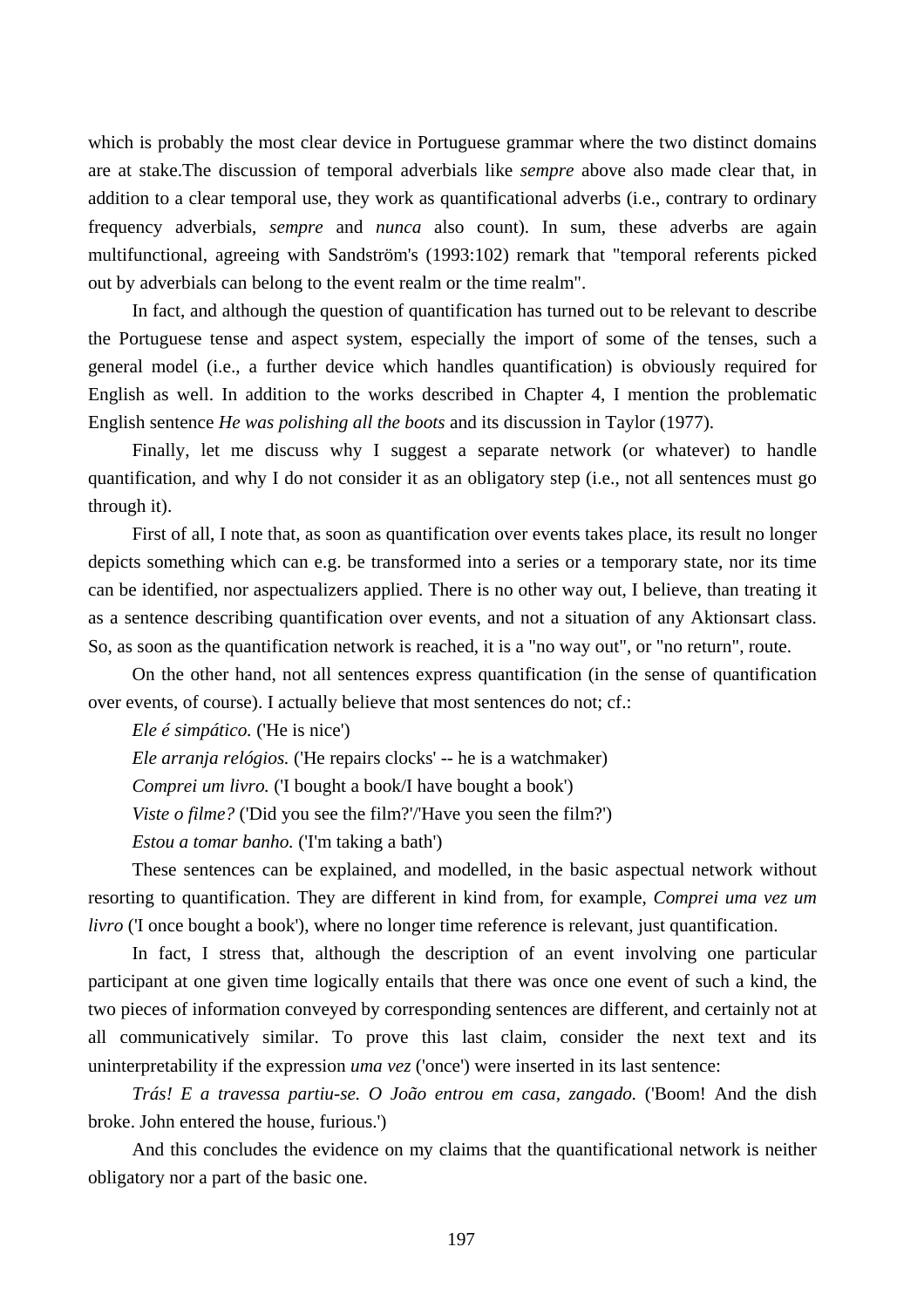which is probably the most clear device in Portuguese grammar where the two distinct domains are at stake.The discussion of temporal adverbials like *sempre* above also made clear that, in addition to a clear temporal use, they work as quantificational adverbs (i.e., contrary to ordinary frequency adverbials, *sempre* and *nunca* also count). In sum, these adverbs are again multifunctional, agreeing with Sandström's (1993:102) remark that "temporal referents picked out by adverbials can belong to the event realm or the time realm".

In fact, and although the question of quantification has turned out to be relevant to describe the Portuguese tense and aspect system, especially the import of some of the tenses, such a general model (i.e., a further device which handles quantification) is obviously required for English as well. In addition to the works described in Chapter 4, I mention the problematic English sentence *He was polishing all the boots* and its discussion in Taylor (1977).

Finally, let me discuss why I suggest a separate network (or whatever) to handle quantification, and why I do not consider it as an obligatory step (i.e., not all sentences must go through it).

First of all, I note that, as soon as quantification over events takes place, its result no longer depicts something which can e.g. be transformed into a series or a temporary state, nor its time can be identified, nor aspectualizers applied. There is no other way out, I believe, than treating it as a sentence describing quantification over events, and not a situation of any Aktionsart class. So, as soon as the quantification network is reached, it is a "no way out", or "no return", route.

On the other hand, not all sentences express quantification (in the sense of quantification over events, of course). I actually believe that most sentences do not; cf.:

*Ele é simpático.* ('He is nice')

*Ele arranja relógios.* ('He repairs clocks' -- he is a watchmaker)

*Comprei um livro.* ('I bought a book/I have bought a book')

*Viste o filme?* ('Did you see the film?'/'Have you seen the film?')

*Estou a tomar banho.* ('I'm taking a bath')

These sentences can be explained, and modelled, in the basic aspectual network without resorting to quantification. They are different in kind from, for example, *Comprei uma vez um livro* ('I once bought a book'), where no longer time reference is relevant, just quantification.

In fact, I stress that, although the description of an event involving one particular participant at one given time logically entails that there was once one event of such a kind, the two pieces of information conveyed by corresponding sentences are different, and certainly not at all communicatively similar. To prove this last claim, consider the next text and its uninterpretability if the expression *uma vez* ('once') were inserted in its last sentence:

*Trás! E a travessa partiu-se. O João entrou em casa, zangado.* ('Boom! And the dish broke. John entered the house, furious.')

And this concludes the evidence on my claims that the quantificational network is neither obligatory nor a part of the basic one.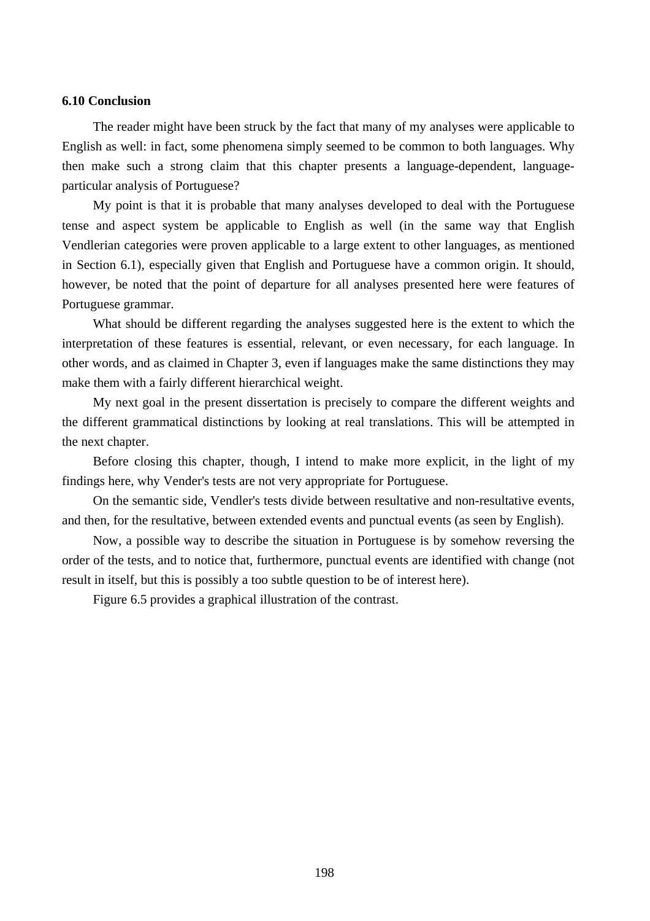### 6.10 Conclusion

The reader might have been struck by the fact that many of my analyses were applicable to English as well: in fact, some phenomena simply seemed to be common to both languages. Why then make such a strong claim that this chapter presents a language-dependent, language-particular analysis of Portuguese?

My point is that it is probable that many analyses developed to deal with the Portuguese tense and aspect system be applicable to English as well (in the same way that English Vendlerian categories were proven applicable to a large extent to other languages, as mentioned in Section 6.1), especially given that English and Portuguese have a common origin. It should, however, be noted that the point of departure for all analyses presented here were features of Portuguese grammar.

What should be different regarding the analyses suggested here is the extent to which the interpretation of these features is essential, relevant, or even necessary, for each language. In other words, and as claimed in Chapter 3, even if languages make the same distinctions they may make them with a fairly different hierarchical weight.

My next goal in the present dissertation is precisely to compare the different weights and the different grammatical distinctions by looking at real translations. This will be attempted in the next chapter.

Before closing this chapter, though, I intend to make more explicit, in the light of my findings here, why Vender's tests are not very appropriate for Portuguese.

On the semantic side, Vendler's tests divide between resultative and non-resultative events, and then, for the resultative, between extended events and punctual events (as seen by English).

Now, a possible way to describe the situation in Portuguese is by somehow reversing the order of the tests, and to notice that, furthermore, punctual events are identified with change (not result in itself, but this is possibly a too subtle question to be of interest here).

Figure 6.5 provides a graphical illustration of the contrast.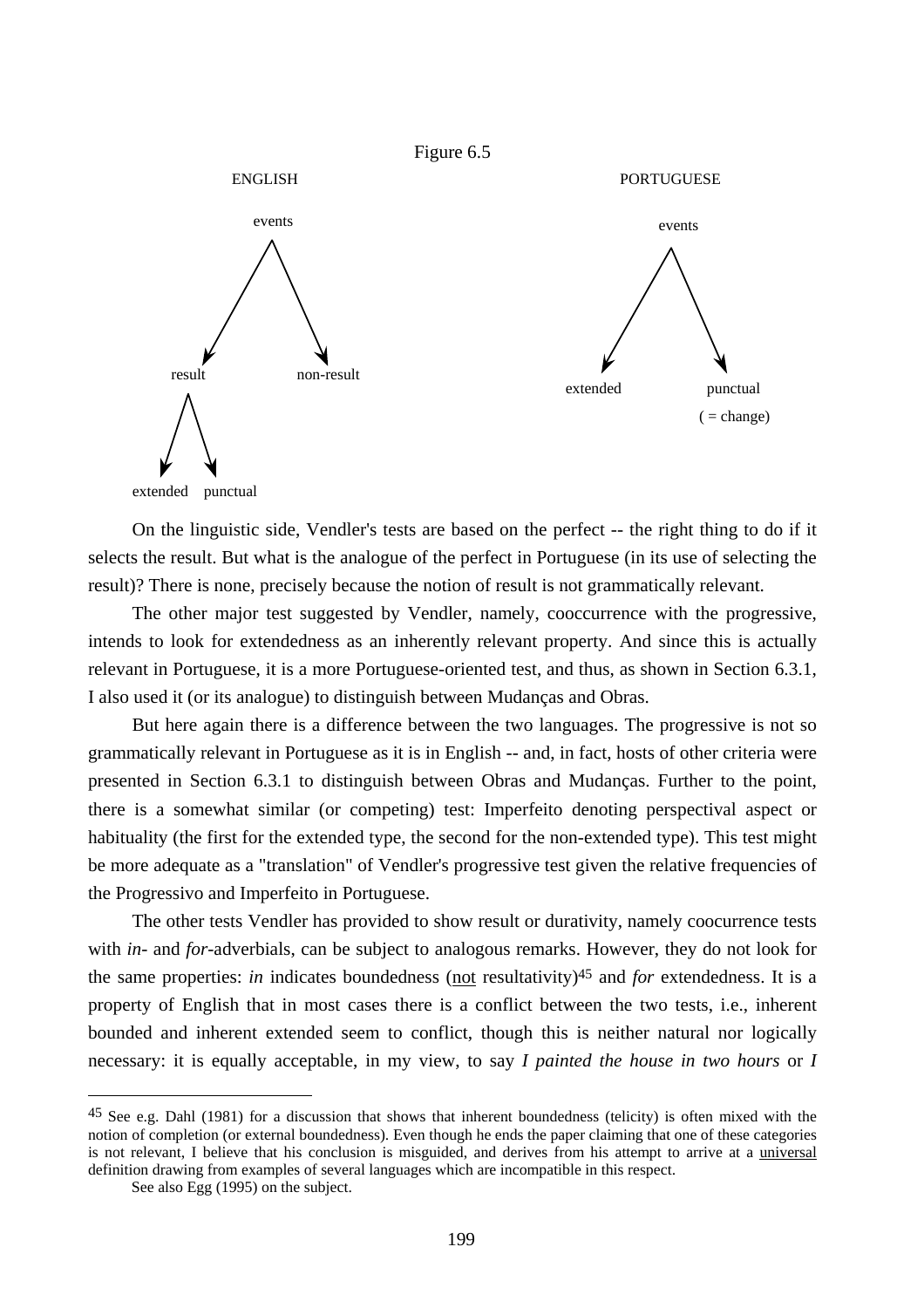Figure 6.5

ENGLISH

```
        events
       /      \
   result    non-result
   /    \
extended  punctual
```

PORTUGUESE

```
        events
       /      \
  extended   punctual
             ( = change)
```

On the linguistic side, Vendler's tests are based on the perfect -- the right thing to do if it selects the result. But what is the analogue of the perfect in Portuguese (in its use of selecting the result)? There is none, precisely because the notion of result is not grammatically relevant.

The other major test suggested by Vendler, namely, cooccurrence with the progressive, intends to look for extendedness as an inherently relevant property. And since this is actually relevant in Portuguese, it is a more Portuguese-oriented test, and thus, as shown in Section 6.3.1, I also used it (or its analogue) to distinguish between Mudanças and Obras.

But here again there is a difference between the two languages. The progressive is not so grammatically relevant in Portuguese as it is in English -- and, in fact, hosts of other criteria were presented in Section 6.3.1 to distinguish between Obras and Mudanças. Further to the point, there is a somewhat similar (or competing) test: Imperfeito denoting perspectival aspect or habituality (the first for the extended type, the second for the non-extended type). This test might be more adequate as a "translation" of Vendler's progressive test given the relative frequencies of the Progressivo and Imperfeito in Portuguese.

The other tests Vendler has provided to show result or durativity, namely coocurrence tests with *in*- and *for*-adverbials, can be subject to analogous remarks. However, they do not look for the same properties: *in* indicates boundedness (not resultativity)[45] and *for* extendedness. It is a property of English that in most cases there is a conflict between the two tests, i.e., inherent bounded and inherent extended seem to conflict, though this is neither natural nor logically necessary: it is equally acceptable, in my view, to say *I painted the house in two hours* or *I*

---

[45] See e.g. Dahl (1981) for a discussion that shows that inherent boundedness (telicity) is often mixed with the notion of completion (or external boundedness). Even though he ends the paper claiming that one of these categories is not relevant, I believe that his conclusion is misguided, and derives from his attempt to arrive at a universal definition drawing from examples of several languages which are incompatible in this respect.

See also Egg (1995) on the subject.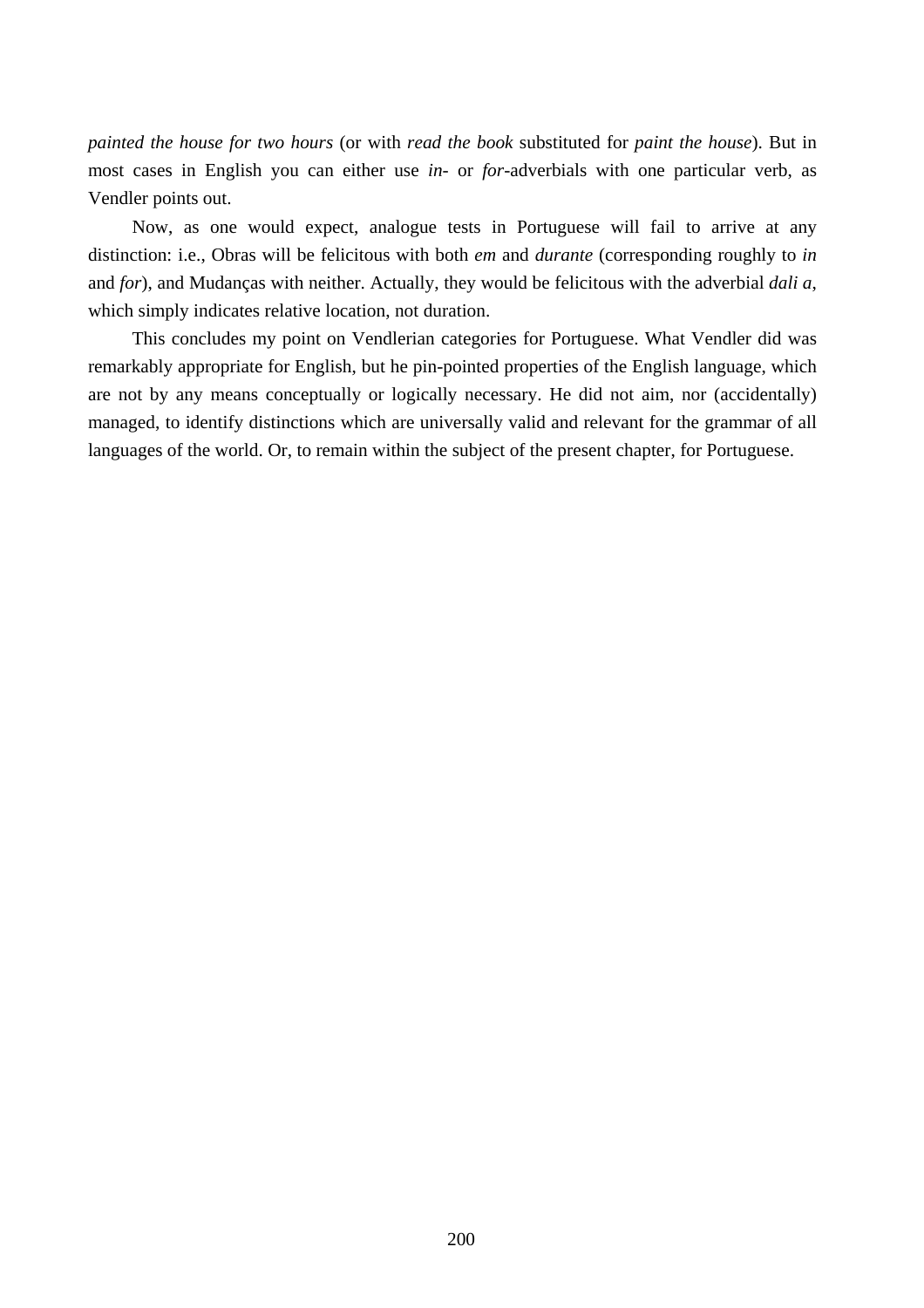*painted the house for two hours* (or with *read the book* substituted for *paint the house*). But in most cases in English you can either use *in*- or *for*-adverbials with one particular verb, as Vendler points out.

Now, as one would expect, analogue tests in Portuguese will fail to arrive at any distinction: i.e., Obras will be felicitous with both *em* and *durante* (corresponding roughly to *in* and *for*), and Mudanças with neither. Actually, they would be felicitous with the adverbial *dali a*, which simply indicates relative location, not duration.

This concludes my point on Vendlerian categories for Portuguese. What Vendler did was remarkably appropriate for English, but he pin-pointed properties of the English language, which are not by any means conceptually or logically necessary. He did not aim, nor (accidentally) managed, to identify distinctions which are universally valid and relevant for the grammar of all languages of the world. Or, to remain within the subject of the present chapter, for Portuguese.